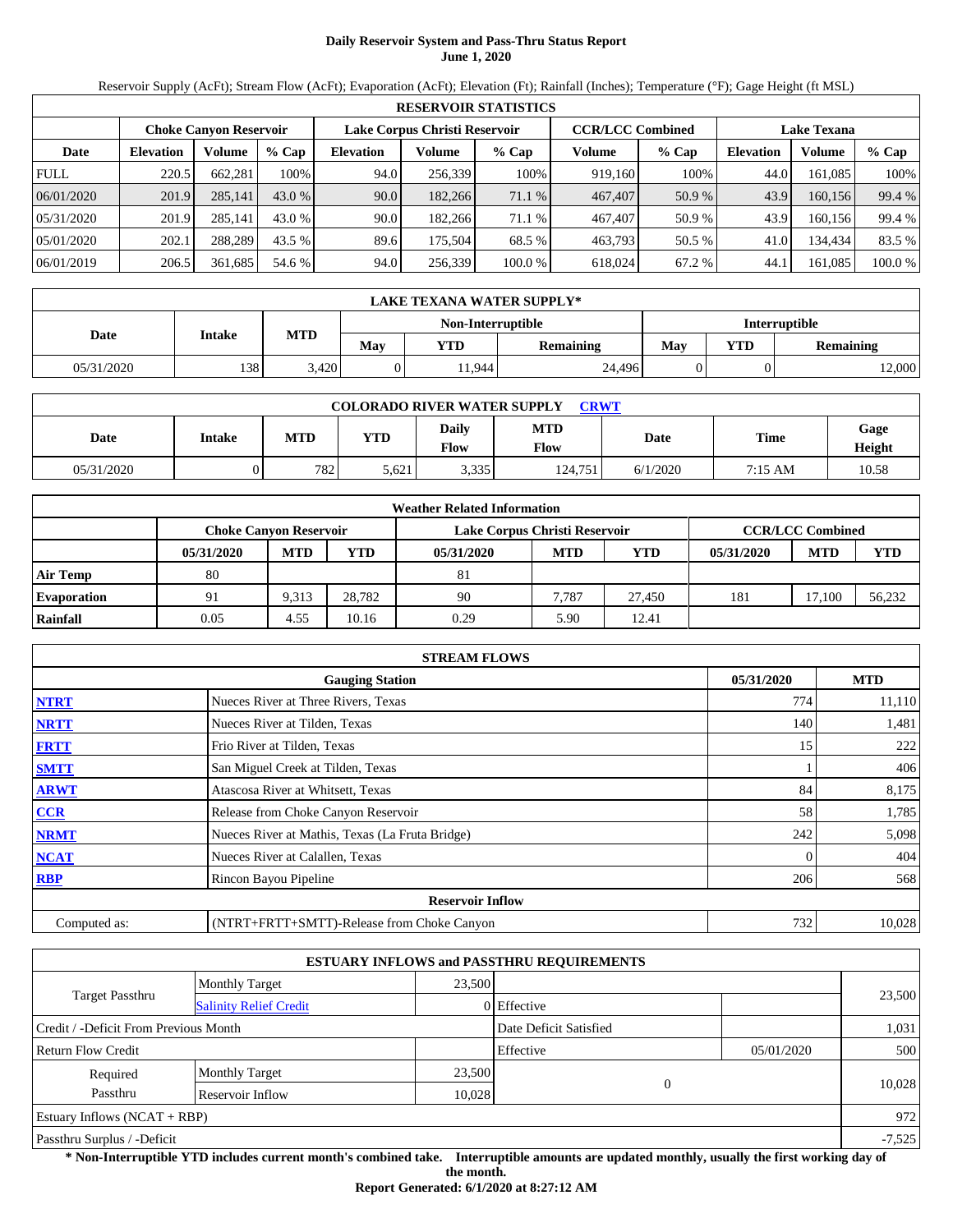# Daily Reservoir System and Pass-Thru Status Report
## June 1, 2020

Reservoir Supply (AcFt); Stream Flow (AcFt); Evaporation (AcFt); Elevation (Ft); Rainfall (Inches); Temperature (°F); Gage Height (ft MSL)

| RESERVOIR STATISTICS | | | | | | | | | | | |
|---|---|---|---|---|---|---|---|---|---|---|---|
| | Choke Canyon Reservoir | | | Lake Corpus Christi Reservoir | | | CCR/LCC Combined | | Lake Texana | | |
| Date | Elevation | Volume | % Cap | Elevation | Volume | % Cap | Volume | % Cap | Elevation | Volume | % Cap |
| FULL | 220.5 | 662,281 | 100% | 94.0 | 256,339 | 100% | 919,160 | 100% | 44.0 | 161,085 | 100% |
| 06/01/2020 | 201.9 | 285,141 | 43.0 % | 90.0 | 182,266 | 71.1 % | 467,407 | 50.9 % | 43.9 | 160,156 | 99.4 % |
| 05/31/2020 | 201.9 | 285,141 | 43.0 % | 90.0 | 182,266 | 71.1 % | 467,407 | 50.9 % | 43.9 | 160,156 | 99.4 % |
| 05/01/2020 | 202.1 | 288,289 | 43.5 % | 89.6 | 175,504 | 68.5 % | 463,793 | 50.5 % | 41.0 | 134,434 | 83.5 % |
| 06/01/2019 | 206.5 | 361,685 | 54.6 % | 94.0 | 256,339 | 100.0 % | 618,024 | 67.2 % | 44.1 | 161,085 | 100.0 % |

| LAKE TEXANA WATER SUPPLY* | | | | | | | | |
|---|---|---|---|---|---|---|---|---|
| Date | Intake | MTD | Non-Interruptible | | | Interruptible | | |
| | | | May | YTD | Remaining | May | YTD | Remaining |
| 05/31/2020 | 138 | 3,420 | 0 | 11,944 | 24,496 | 0 | 0 | 12,000 |

| COLORADO RIVER WATER SUPPLY CRWT | | | | | | | | |
|---|---|---|---|---|---|---|---|---|
| Date | Intake | MTD | YTD | Daily Flow | MTD Flow | Date | Time | Gage Height |
| 05/31/2020 | 0 | 782 | 5,621 | 3,335 | 124,751 | 6/1/2020 | 7:15 AM | 10.58 |

| Weather Related Information | | | | | | | | | |
|---|---|---|---|---|---|---|---|---|---|
| | Choke Canyon Reservoir | | | Lake Corpus Christi Reservoir | | | CCR/LCC Combined | | |
| | 05/31/2020 | MTD | YTD | 05/31/2020 | MTD | YTD | 05/31/2020 | MTD | YTD |
| Air Temp | 80 | | | 81 | | | | | |
| Evaporation | 91 | 9,313 | 28,782 | 90 | 7,787 | 27,450 | 181 | 17,100 | 56,232 |
| Rainfall | 0.05 | 4.55 | 10.16 | 0.29 | 5.90 | 12.41 | | | |

| STREAM FLOWS | | | |
|---|---|---|---|
| | Gauging Station | 05/31/2020 | MTD |
| NTRT | Nueces River at Three Rivers, Texas | 774 | 11,110 |
| NRTT | Nueces River at Tilden, Texas | 140 | 1,481 |
| FRTT | Frio River at Tilden, Texas | 15 | 222 |
| SMTT | San Miguel Creek at Tilden, Texas | 1 | 406 |
| ARWT | Atascosa River at Whitsett, Texas | 84 | 8,175 |
| CCR | Release from Choke Canyon Reservoir | 58 | 1,785 |
| NRMT | Nueces River at Mathis, Texas (La Fruta Bridge) | 242 | 5,098 |
| NCAT | Nueces River at Calallen, Texas | 0 | 404 |
| RBP | Rincon Bayou Pipeline | 206 | 568 |
| | **Reservoir Inflow** | | |
| Computed as: | (NTRT+FRTT+SMTT)-Release from Choke Canyon | 732 | 10,028 |

| ESTUARY INFLOWS and PASSTHRU REQUIREMENTS | | | | | |
|---|---|---|---|---|---|
| Target Passthru | Monthly Target | 23,500 | | | 23,500 |
| | Salinity Relief Credit | 0 | Effective | | |
| Credit / -Deficit From Previous Month | | | Date Deficit Satisfied | | 1,031 |
| Return Flow Credit | | | Effective | 05/01/2020 | 500 |
| Required Passthru | Monthly Target | 23,500 | 0 | | 10,028 |
| | Reservoir Inflow | 10,028 | | | |
| Estuary Inflows (NCAT + RBP) | | | | | 972 |
| Passthru Surplus / -Deficit | | | | | -7,525 |

**\* Non-Interruptible YTD includes current month's combined take. Interruptible amounts are updated monthly, usually the first working day of the month.**

**Report Generated: 6/1/2020 at 8:27:12 AM**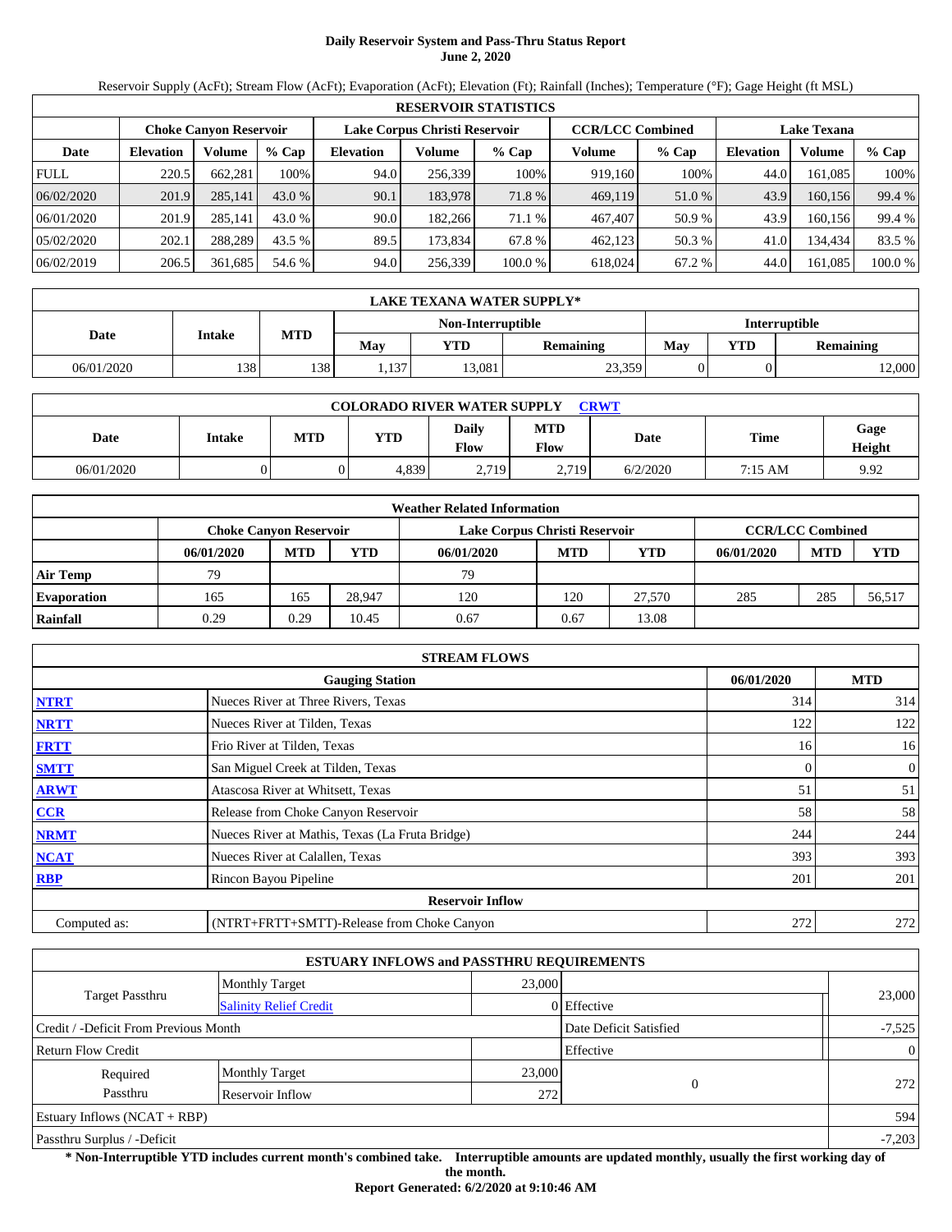# Daily Reservoir System and Pass-Thru Status Report
## June 2, 2020

Reservoir Supply (AcFt); Stream Flow (AcFt); Evaporation (AcFt); Elevation (Ft); Rainfall (Inches); Temperature (°F); Gage Height (ft MSL)

| RESERVOIR STATISTICS | | | | | | | | | | | |
|---|---|---|---|---|---|---|---|---|---|---|---|
| | Choke Canyon Reservoir | | | Lake Corpus Christi Reservoir | | | CCR/LCC Combined | | Lake Texana | | |
| Date | Elevation | Volume | % Cap | Elevation | Volume | % Cap | Volume | % Cap | Elevation | Volume | % Cap |
| FULL | 220.5 | 662,281 | 100% | 94.0 | 256,339 | 100% | 919,160 | 100% | 44.0 | 161,085 | 100% |
| 06/02/2020 | 201.9 | 285,141 | 43.0 % | 90.1 | 183,978 | 71.8 % | 469,119 | 51.0 % | 43.9 | 160,156 | 99.4 % |
| 06/01/2020 | 201.9 | 285,141 | 43.0 % | 90.0 | 182,266 | 71.1 % | 467,407 | 50.9 % | 43.9 | 160,156 | 99.4 % |
| 05/02/2020 | 202.1 | 288,289 | 43.5 % | 89.5 | 173,834 | 67.8 % | 462,123 | 50.3 % | 41.0 | 134,434 | 83.5 % |
| 06/02/2019 | 206.5 | 361,685 | 54.6 % | 94.0 | 256,339 | 100.0 % | 618,024 | 67.2 % | 44.0 | 161,085 | 100.0 % |

| LAKE TEXANA WATER SUPPLY* | | | | | | | | |
|---|---|---|---|---|---|---|---|---|
| Date | Intake | MTD | Non-Interruptible | | | Interruptible | | |
| | | | May | YTD | Remaining | May | YTD | Remaining |
| 06/01/2020 | 138 | 138 | 1,137 | 13,081 | 23,359 | 0 | 0 | 12,000 |

| COLORADO RIVER WATER SUPPLY CRWT | | | | | | | | |
|---|---|---|---|---|---|---|---|---|
| Date | Intake | MTD | YTD | Daily Flow | MTD Flow | Date | Time | Gage Height |
| 06/01/2020 | 0 | 0 | 4,839 | 2,719 | 2,719 | 6/2/2020 | 7:15 AM | 9.92 |

| Weather Related Information | | | | | | | | | |
|---|---|---|---|---|---|---|---|---|---|
| | Choke Canyon Reservoir | | | Lake Corpus Christi Reservoir | | | CCR/LCC Combined | | |
| | 06/01/2020 | MTD | YTD | 06/01/2020 | MTD | YTD | 06/01/2020 | MTD | YTD |
| Air Temp | 79 | | | 79 | | | | | |
| Evaporation | 165 | 165 | 28,947 | 120 | 120 | 27,570 | 285 | 285 | 56,517 |
| Rainfall | 0.29 | 0.29 | 10.45 | 0.67 | 0.67 | 13.08 | | | |

| STREAM FLOWS | | | |
|---|---|---|---|
| | Gauging Station | 06/01/2020 | MTD |
| NTRT | Nueces River at Three Rivers, Texas | 314 | 314 |
| NRTT | Nueces River at Tilden, Texas | 122 | 122 |
| FRTT | Frio River at Tilden, Texas | 16 | 16 |
| SMTT | San Miguel Creek at Tilden, Texas | 0 | 0 |
| ARWT | Atascosa River at Whitsett, Texas | 51 | 51 |
| CCR | Release from Choke Canyon Reservoir | 58 | 58 |
| NRMT | Nueces River at Mathis, Texas (La Fruta Bridge) | 244 | 244 |
| NCAT | Nueces River at Calallen, Texas | 393 | 393 |
| RBP | Rincon Bayou Pipeline | 201 | 201 |
| **Reservoir Inflow** | | | |
| Computed as: | (NTRT+FRTT+SMTT)-Release from Choke Canyon | 272 | 272 |

| ESTUARY INFLOWS and PASSTHRU REQUIREMENTS | | | | |
|---|---|---|---|---|
| Target Passthru | Monthly Target | 23,000 | | 23,000 |
| | Salinity Relief Credit | 0 | Effective | |
| Credit / -Deficit From Previous Month | | | Date Deficit Satisfied | -7,525 |
| Return Flow Credit | | | Effective | 0 |
| Required Passthru | Monthly Target | 23,000 | 0 | 272 |
| | Reservoir Inflow | 272 | | |
| Estuary Inflows (NCAT + RBP) | | | | 594 |
| Passthru Surplus / -Deficit | | | | -7,203 |

**\* Non-Interruptible YTD includes current month's combined take. Interruptible amounts are updated monthly, usually the first working day of the month.**

**Report Generated: 6/2/2020 at 9:10:46 AM**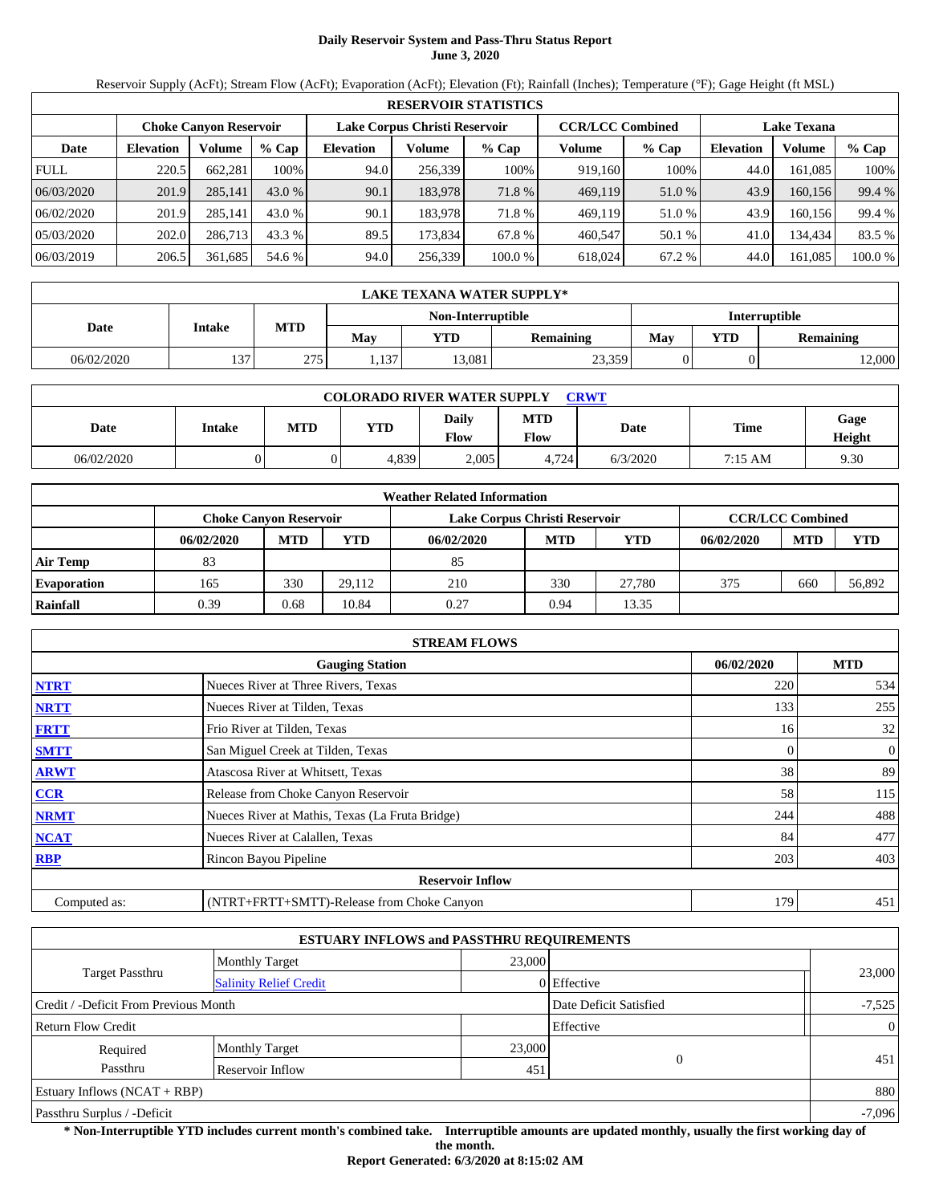# Daily Reservoir System and Pass-Thru Status Report
## June 3, 2020

Reservoir Supply (AcFt); Stream Flow (AcFt); Evaporation (AcFt); Elevation (Ft); Rainfall (Inches); Temperature (°F); Gage Height (ft MSL)

| RESERVOIR STATISTICS | | | | | | | | | | | |
|---|---|---|---|---|---|---|---|---|---|---|---|
| | Choke Canyon Reservoir | | | Lake Corpus Christi Reservoir | | | CCR/LCC Combined | | Lake Texana | | |
| Date | Elevation | Volume | % Cap | Elevation | Volume | % Cap | Volume | % Cap | Elevation | Volume | % Cap |
| FULL | 220.5 | 662,281 | 100% | 94.0 | 256,339 | 100% | 919,160 | 100% | 44.0 | 161,085 | 100% |
| 06/03/2020 | 201.9 | 285,141 | 43.0 % | 90.1 | 183,978 | 71.8 % | 469,119 | 51.0 % | 43.9 | 160,156 | 99.4 % |
| 06/02/2020 | 201.9 | 285,141 | 43.0 % | 90.1 | 183,978 | 71.8 % | 469,119 | 51.0 % | 43.9 | 160,156 | 99.4 % |
| 05/03/2020 | 202.0 | 286,713 | 43.3 % | 89.5 | 173,834 | 67.8 % | 460,547 | 50.1 % | 41.0 | 134,434 | 83.5 % |
| 06/03/2019 | 206.5 | 361,685 | 54.6 % | 94.0 | 256,339 | 100.0 % | 618,024 | 67.2 % | 44.0 | 161,085 | 100.0 % |

| LAKE TEXANA WATER SUPPLY* | | | | | | | | |
|---|---|---|---|---|---|---|---|---|
| Date | Intake | MTD | Non-Interruptible | | | Interruptible | | |
| | | | May | YTD | Remaining | May | YTD | Remaining |
| 06/02/2020 | 137 | 275 | 1,137 | 13,081 | 23,359 | 0 | 0 | 12,000 |

| COLORADO RIVER WATER SUPPLY CRWT | | | | | | | | |
|---|---|---|---|---|---|---|---|---|
| Date | Intake | MTD | YTD | Daily Flow | MTD Flow | Date | Time | Gage Height |
| 06/02/2020 | 0 | 0 | 4,839 | 2,005 | 4,724 | 6/3/2020 | 7:15 AM | 9.30 |

| Weather Related Information | | | | | | | | | |
|---|---|---|---|---|---|---|---|---|---|
| | Choke Canyon Reservoir | | | Lake Corpus Christi Reservoir | | | CCR/LCC Combined | | |
| | 06/02/2020 | MTD | YTD | 06/02/2020 | MTD | YTD | 06/02/2020 | MTD | YTD |
| Air Temp | 83 | | | 85 | | | | | |
| Evaporation | 165 | 330 | 29,112 | 210 | 330 | 27,780 | 375 | 660 | 56,892 |
| Rainfall | 0.39 | 0.68 | 10.84 | 0.27 | 0.94 | 13.35 | | | |

| STREAM FLOWS | | | |
|---|---|---|---|
| | Gauging Station | 06/02/2020 | MTD |
| NTRT | Nueces River at Three Rivers, Texas | 220 | 534 |
| NRTT | Nueces River at Tilden, Texas | 133 | 255 |
| FRTT | Frio River at Tilden, Texas | 16 | 32 |
| SMTT | San Miguel Creek at Tilden, Texas | 0 | 0 |
| ARWT | Atascosa River at Whitsett, Texas | 38 | 89 |
| CCR | Release from Choke Canyon Reservoir | 58 | 115 |
| NRMT | Nueces River at Mathis, Texas (La Fruta Bridge) | 244 | 488 |
| NCAT | Nueces River at Calallen, Texas | 84 | 477 |
| RBP | Rincon Bayou Pipeline | 203 | 403 |
| **Reservoir Inflow** | | | |
| Computed as: | (NTRT+FRTT+SMTT)-Release from Choke Canyon | 179 | 451 |

| ESTUARY INFLOWS and PASSTHRU REQUIREMENTS | | | | |
|---|---|---|---|---|
| Target Passthru | Monthly Target | 23,000 | | 23,000 |
| | Salinity Relief Credit | 0 | Effective | |
| Credit / -Deficit From Previous Month | | | Date Deficit Satisfied | -7,525 |
| Return Flow Credit | | | Effective | 0 |
| Required Passthru | Monthly Target | 23,000 | 0 | 451 |
| | Reservoir Inflow | 451 | | |
| Estuary Inflows (NCAT + RBP) | | | | 880 |
| Passthru Surplus / -Deficit | | | | -7,096 |

**\* Non-Interruptible YTD includes current month's combined take. Interruptible amounts are updated monthly, usually the first working day of the month.**

**Report Generated: 6/3/2020 at 8:15:02 AM**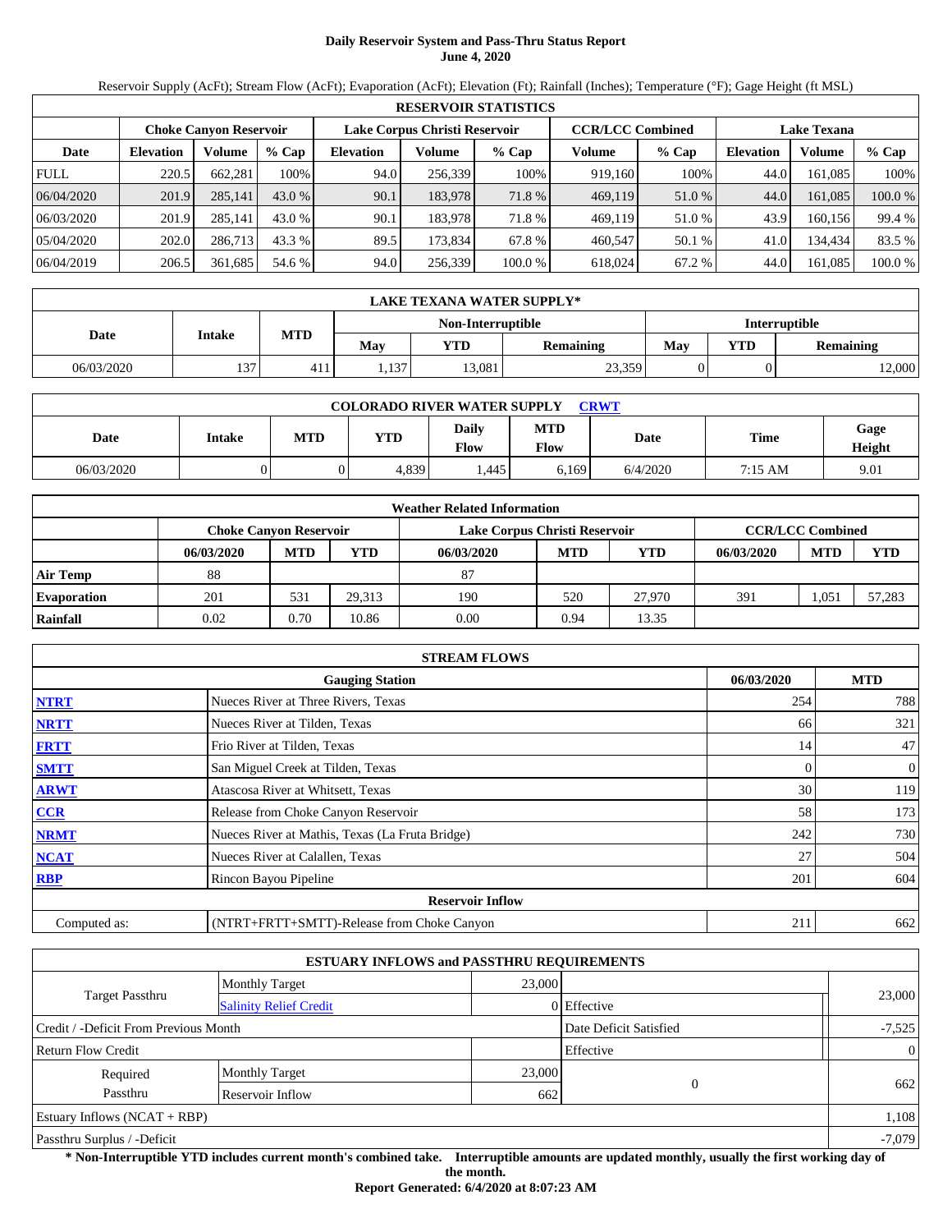# Daily Reservoir System and Pass-Thru Status Report
## June 4, 2020

Reservoir Supply (AcFt); Stream Flow (AcFt); Evaporation (AcFt); Elevation (Ft); Rainfall (Inches); Temperature (°F); Gage Height (ft MSL)

| RESERVOIR STATISTICS | | | | | | | | | | | |
|---|---|---|---|---|---|---|---|---|---|---|---|
| | Choke Canyon Reservoir | | | Lake Corpus Christi Reservoir | | | CCR/LCC Combined | | Lake Texana | | |
| Date | Elevation | Volume | % Cap | Elevation | Volume | % Cap | Volume | % Cap | Elevation | Volume | % Cap |
| FULL | 220.5 | 662,281 | 100% | 94.0 | 256,339 | 100% | 919,160 | 100% | 44.0 | 161,085 | 100% |
| 06/04/2020 | 201.9 | 285,141 | 43.0 % | 90.1 | 183,978 | 71.8 % | 469,119 | 51.0 % | 44.0 | 161,085 | 100.0 % |
| 06/03/2020 | 201.9 | 285,141 | 43.0 % | 90.1 | 183,978 | 71.8 % | 469,119 | 51.0 % | 43.9 | 160,156 | 99.4 % |
| 05/04/2020 | 202.0 | 286,713 | 43.3 % | 89.5 | 173,834 | 67.8 % | 460,547 | 50.1 % | 41.0 | 134,434 | 83.5 % |
| 06/04/2019 | 206.5 | 361,685 | 54.6 % | 94.0 | 256,339 | 100.0 % | 618,024 | 67.2 % | 44.0 | 161,085 | 100.0 % |

| LAKE TEXANA WATER SUPPLY* | | | | | | | | |
|---|---|---|---|---|---|---|---|---|
| Date | Intake | MTD | Non-Interruptible | | | Interruptible | | |
| | | | May | YTD | Remaining | May | YTD | Remaining |
| 06/03/2020 | 137 | 411 | 1,137 | 13,081 | 23,359 | 0 | 0 | 12,000 |

| COLORADO RIVER WATER SUPPLY CRWT | | | | | | | | |
|---|---|---|---|---|---|---|---|---|
| Date | Intake | MTD | YTD | Daily Flow | MTD Flow | Date | Time | Gage Height |
| 06/03/2020 | 0 | 0 | 4,839 | 1,445 | 6,169 | 6/4/2020 | 7:15 AM | 9.01 |

| Weather Related Information | | | | | | | | | |
|---|---|---|---|---|---|---|---|---|---|
| | Choke Canyon Reservoir | | | Lake Corpus Christi Reservoir | | | CCR/LCC Combined | | |
| | 06/03/2020 | MTD | YTD | 06/03/2020 | MTD | YTD | 06/03/2020 | MTD | YTD |
| Air Temp | 88 | | | 87 | | | | | |
| Evaporation | 201 | 531 | 29,313 | 190 | 520 | 27,970 | 391 | 1,051 | 57,283 |
| Rainfall | 0.02 | 0.70 | 10.86 | 0.00 | 0.94 | 13.35 | | | |

| STREAM FLOWS | | | |
|---|---|---|---|
| | Gauging Station | 06/03/2020 | MTD |
| NTRT | Nueces River at Three Rivers, Texas | 254 | 788 |
| NRTT | Nueces River at Tilden, Texas | 66 | 321 |
| FRTT | Frio River at Tilden, Texas | 14 | 47 |
| SMTT | San Miguel Creek at Tilden, Texas | 0 | 0 |
| ARWT | Atascosa River at Whitsett, Texas | 30 | 119 |
| CCR | Release from Choke Canyon Reservoir | 58 | 173 |
| NRMT | Nueces River at Mathis, Texas (La Fruta Bridge) | 242 | 730 |
| NCAT | Nueces River at Calallen, Texas | 27 | 504 |
| RBP | Rincon Bayou Pipeline | 201 | 604 |
| Reservoir Inflow | | | |
| Computed as: | (NTRT+FRTT+SMTT)-Release from Choke Canyon | 211 | 662 |

| ESTUARY INFLOWS and PASSTHRU REQUIREMENTS | | | | |
|---|---|---|---|---|
| Target Passthru | Monthly Target | 23,000 | | 23,000 |
| | Salinity Relief Credit | 0 | Effective | |
| Credit / -Deficit From Previous Month | | | Date Deficit Satisfied | -7,525 |
| Return Flow Credit | | | Effective | 0 |
| Required Passthru | Monthly Target | 23,000 | 0 | 662 |
| | Reservoir Inflow | 662 | | |
| Estuary Inflows (NCAT + RBP) | | | | 1,108 |
| Passthru Surplus / -Deficit | | | | -7,079 |

**\* Non-Interruptible YTD includes current month's combined take. Interruptible amounts are updated monthly, usually the first working day of the month.**

**Report Generated: 6/4/2020 at 8:07:23 AM**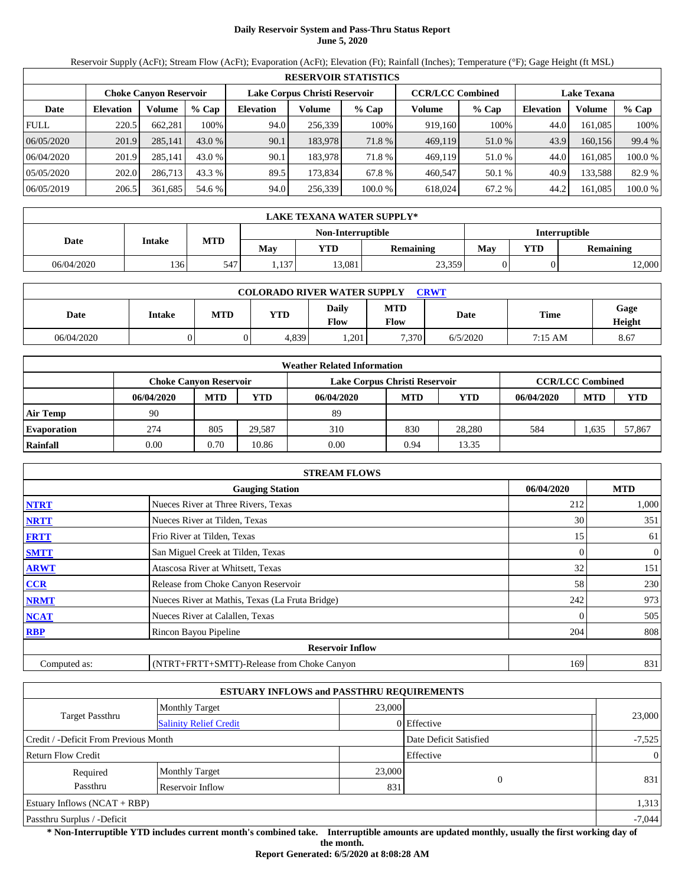# Daily Reservoir System and Pass-Thru Status Report
## June 5, 2020

Reservoir Supply (AcFt); Stream Flow (AcFt); Evaporation (AcFt); Elevation (Ft); Rainfall (Inches); Temperature (°F); Gage Height (ft MSL)

| RESERVOIR STATISTICS | | | | | | | | | | | |
|---|---|---|---|---|---|---|---|---|---|---|---|
| | Choke Canyon Reservoir | | | Lake Corpus Christi Reservoir | | | CCR/LCC Combined | | Lake Texana | | |
| Date | Elevation | Volume | % Cap | Elevation | Volume | % Cap | Volume | % Cap | Elevation | Volume | % Cap |
| FULL | 220.5 | 662,281 | 100% | 94.0 | 256,339 | 100% | 919,160 | 100% | 44.0 | 161,085 | 100% |
| 06/05/2020 | 201.9 | 285,141 | 43.0 % | 90.1 | 183,978 | 71.8 % | 469,119 | 51.0 % | 43.9 | 160,156 | 99.4 % |
| 06/04/2020 | 201.9 | 285,141 | 43.0 % | 90.1 | 183,978 | 71.8 % | 469,119 | 51.0 % | 44.0 | 161,085 | 100.0 % |
| 05/05/2020 | 202.0 | 286,713 | 43.3 % | 89.5 | 173,834 | 67.8 % | 460,547 | 50.1 % | 40.9 | 133,588 | 82.9 % |
| 06/05/2019 | 206.5 | 361,685 | 54.6 % | 94.0 | 256,339 | 100.0 % | 618,024 | 67.2 % | 44.2 | 161,085 | 100.0 % |

| LAKE TEXANA WATER SUPPLY* | | | | | | | | |
|---|---|---|---|---|---|---|---|---|
| Date | Intake | MTD | Non-Interruptible | | | Interruptible | | |
| | | | May | YTD | Remaining | May | YTD | Remaining |
| 06/04/2020 | 136 | 547 | 1,137 | 13,081 | 23,359 | 0 | 0 | 12,000 |

| COLORADO RIVER WATER SUPPLY CRWT | | | | | | | | |
|---|---|---|---|---|---|---|---|---|
| Date | Intake | MTD | YTD | Daily Flow | MTD Flow | Date | Time | Gage Height |
| 06/04/2020 | 0 | 0 | 4,839 | 1,201 | 7,370 | 6/5/2020 | 7:15 AM | 8.67 |

| Weather Related Information | | | | | | | | | |
|---|---|---|---|---|---|---|---|---|---|
| | Choke Canyon Reservoir | | | Lake Corpus Christi Reservoir | | | CCR/LCC Combined | | |
| | 06/04/2020 | MTD | YTD | 06/04/2020 | MTD | YTD | 06/04/2020 | MTD | YTD |
| Air Temp | 90 | | | 89 | | | | | |
| Evaporation | 274 | 805 | 29,587 | 310 | 830 | 28,280 | 584 | 1,635 | 57,867 |
| Rainfall | 0.00 | 0.70 | 10.86 | 0.00 | 0.94 | 13.35 | | | |

| STREAM FLOWS | | | |
|---|---|---|---|
| | Gauging Station | 06/04/2020 | MTD |
| NTRT | Nueces River at Three Rivers, Texas | 212 | 1,000 |
| NRTT | Nueces River at Tilden, Texas | 30 | 351 |
| FRTT | Frio River at Tilden, Texas | 15 | 61 |
| SMTT | San Miguel Creek at Tilden, Texas | 0 | 0 |
| ARWT | Atascosa River at Whitsett, Texas | 32 | 151 |
| CCR | Release from Choke Canyon Reservoir | 58 | 230 |
| NRMT | Nueces River at Mathis, Texas (La Fruta Bridge) | 242 | 973 |
| NCAT | Nueces River at Calallen, Texas | 0 | 505 |
| RBP | Rincon Bayou Pipeline | 204 | 808 |
| **Reservoir Inflow** | | | |
| Computed as: | (NTRT+FRTT+SMTT)-Release from Choke Canyon | 169 | 831 |

| ESTUARY INFLOWS and PASSTHRU REQUIREMENTS | | | | |
|---|---|---|---|---|
| Target Passthru | Monthly Target | 23,000 | | 23,000 |
| | Salinity Relief Credit | 0 | Effective | |
| Credit / -Deficit From Previous Month | | | Date Deficit Satisfied | -7,525 |
| Return Flow Credit | | | Effective | 0 |
| Required Passthru | Monthly Target | 23,000 | 0 | 831 |
| | Reservoir Inflow | 831 | | |
| Estuary Inflows (NCAT + RBP) | | | | 1,313 |
| Passthru Surplus / -Deficit | | | | -7,044 |

**\* Non-Interruptible YTD includes current month's combined take. Interruptible amounts are updated monthly, usually the first working day of the month.**

**Report Generated: 6/5/2020 at 8:08:28 AM**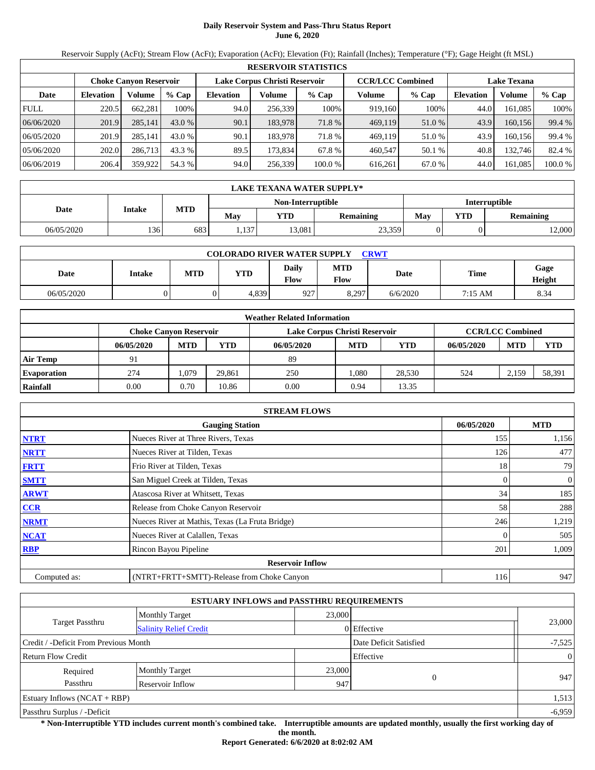# Daily Reservoir System and Pass-Thru Status Report
## June 6, 2020

Reservoir Supply (AcFt); Stream Flow (AcFt); Evaporation (AcFt); Elevation (Ft); Rainfall (Inches); Temperature (°F); Gage Height (ft MSL)

| RESERVOIR STATISTICS | | | | | | | | | | | |
|---|---|---|---|---|---|---|---|---|---|---|---|
| | Choke Canyon Reservoir | | | Lake Corpus Christi Reservoir | | | CCR/LCC Combined | | Lake Texana | | |
| Date | Elevation | Volume | % Cap | Elevation | Volume | % Cap | Volume | % Cap | Elevation | Volume | % Cap |
| FULL | 220.5 | 662,281 | 100% | 94.0 | 256,339 | 100% | 919,160 | 100% | 44.0 | 161,085 | 100% |
| 06/06/2020 | 201.9 | 285,141 | 43.0 % | 90.1 | 183,978 | 71.8 % | 469,119 | 51.0 % | 43.9 | 160,156 | 99.4 % |
| 06/05/2020 | 201.9 | 285,141 | 43.0 % | 90.1 | 183,978 | 71.8 % | 469,119 | 51.0 % | 43.9 | 160,156 | 99.4 % |
| 05/06/2020 | 202.0 | 286,713 | 43.3 % | 89.5 | 173,834 | 67.8 % | 460,547 | 50.1 % | 40.8 | 132,746 | 82.4 % |
| 06/06/2019 | 206.4 | 359,922 | 54.3 % | 94.0 | 256,339 | 100.0 % | 616,261 | 67.0 % | 44.0 | 161,085 | 100.0 % |

| LAKE TEXANA WATER SUPPLY* | | | | | | | | |
|---|---|---|---|---|---|---|---|---|
| Date | Intake | MTD | Non-Interruptible | | | Interruptible | | |
| | | | May | YTD | Remaining | May | YTD | Remaining |
| 06/05/2020 | 136 | 683 | 1,137 | 13,081 | 23,359 | 0 | 0 | 12,000 |

| COLORADO RIVER WATER SUPPLY CRWT | | | | | | | | |
|---|---|---|---|---|---|---|---|---|
| Date | Intake | MTD | YTD | Daily Flow | MTD Flow | Date | Time | Gage Height |
| 06/05/2020 | 0 | 0 | 4,839 | 927 | 8,297 | 6/6/2020 | 7:15 AM | 8.34 |

| Weather Related Information | | | | | | | | | |
|---|---|---|---|---|---|---|---|---|---|
| | Choke Canyon Reservoir | | | Lake Corpus Christi Reservoir | | | CCR/LCC Combined | | |
| | 06/05/2020 | MTD | YTD | 06/05/2020 | MTD | YTD | 06/05/2020 | MTD | YTD |
| Air Temp | 91 | | | 89 | | | | | |
| Evaporation | 274 | 1,079 | 29,861 | 250 | 1,080 | 28,530 | 524 | 2,159 | 58,391 |
| Rainfall | 0.00 | 0.70 | 10.86 | 0.00 | 0.94 | 13.35 | | | |

| STREAM FLOWS | | | |
|---|---|---|---|
| | Gauging Station | 06/05/2020 | MTD |
| NTRT | Nueces River at Three Rivers, Texas | 155 | 1,156 |
| NRTT | Nueces River at Tilden, Texas | 126 | 477 |
| FRTT | Frio River at Tilden, Texas | 18 | 79 |
| SMTT | San Miguel Creek at Tilden, Texas | 0 | 0 |
| ARWT | Atascosa River at Whitsett, Texas | 34 | 185 |
| CCR | Release from Choke Canyon Reservoir | 58 | 288 |
| NRMT | Nueces River at Mathis, Texas (La Fruta Bridge) | 246 | 1,219 |
| NCAT | Nueces River at Calallen, Texas | 0 | 505 |
| RBP | Rincon Bayou Pipeline | 201 | 1,009 |
| **Reservoir Inflow** | | | |
| Computed as: | (NTRT+FRTT+SMTT)-Release from Choke Canyon | 116 | 947 |

| ESTUARY INFLOWS and PASSTHRU REQUIREMENTS | | | | |
|---|---|---|---|---|
| Target Passthru | Monthly Target | 23,000 | | 23,000 |
| | Salinity Relief Credit | 0 | Effective | |
| Credit / -Deficit From Previous Month | | | Date Deficit Satisfied | -7,525 |
| Return Flow Credit | | | Effective | 0 |
| Required Passthru | Monthly Target | 23,000 | 0 | 947 |
| | Reservoir Inflow | 947 | | |
| Estuary Inflows (NCAT + RBP) | | | | 1,513 |
| Passthru Surplus / -Deficit | | | | -6,959 |

**\* Non-Interruptible YTD includes current month's combined take. Interruptible amounts are updated monthly, usually the first working day of the month.**

**Report Generated: 6/6/2020 at 8:02:02 AM**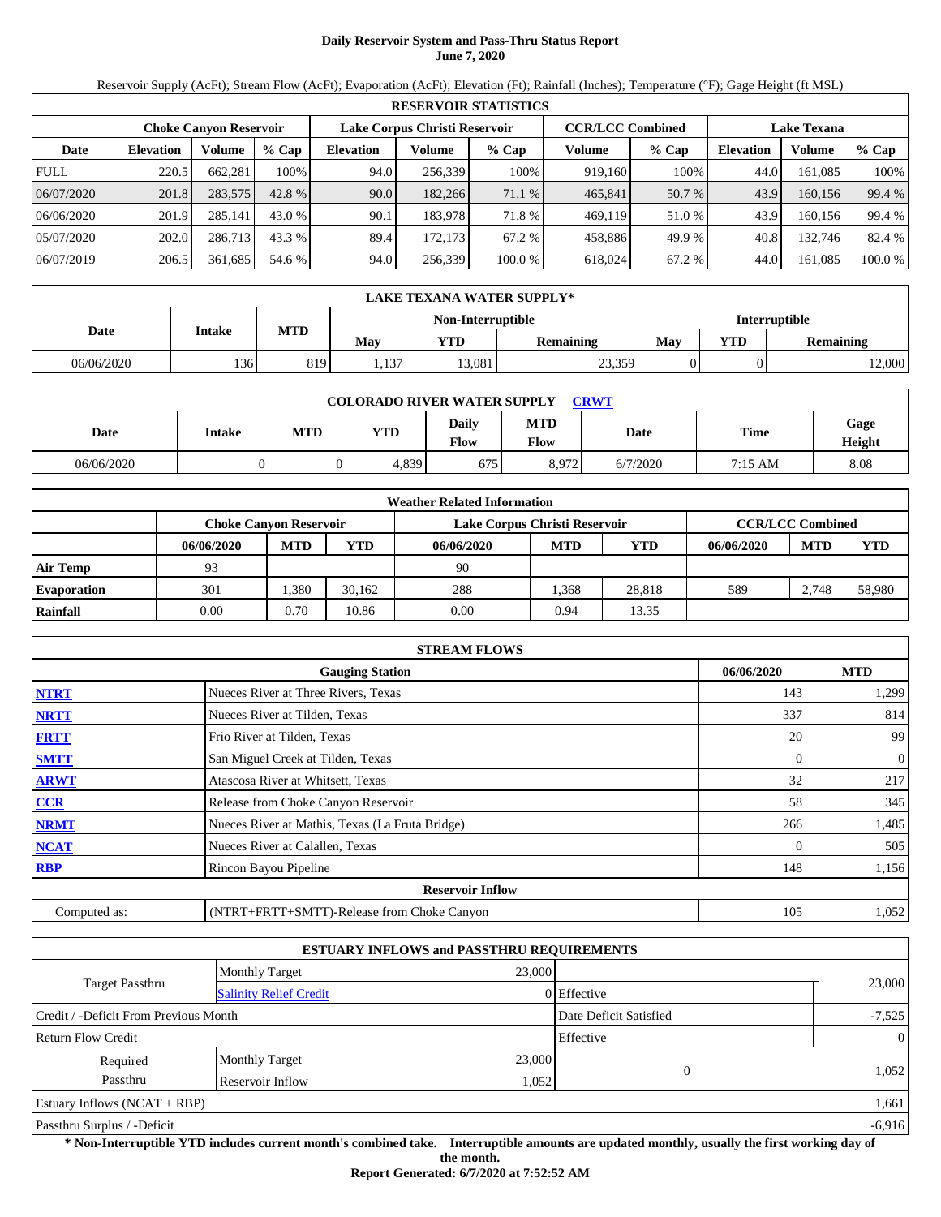# Daily Reservoir System and Pass-Thru Status Report
## June 7, 2020

Reservoir Supply (AcFt); Stream Flow (AcFt); Evaporation (AcFt); Elevation (Ft); Rainfall (Inches); Temperature (°F); Gage Height (ft MSL)

| RESERVOIR STATISTICS | | | | | | | | | | | |
|---|---|---|---|---|---|---|---|---|---|---|---|
| | Choke Canyon Reservoir | | | Lake Corpus Christi Reservoir | | | CCR/LCC Combined | | Lake Texana | | |
| Date | Elevation | Volume | % Cap | Elevation | Volume | % Cap | Volume | % Cap | Elevation | Volume | % Cap |
| FULL | 220.5 | 662,281 | 100% | 94.0 | 256,339 | 100% | 919,160 | 100% | 44.0 | 161,085 | 100% |
| 06/07/2020 | 201.8 | 283,575 | 42.8 % | 90.0 | 182,266 | 71.1 % | 465,841 | 50.7 % | 43.9 | 160,156 | 99.4 % |
| 06/06/2020 | 201.9 | 285,141 | 43.0 % | 90.1 | 183,978 | 71.8 % | 469,119 | 51.0 % | 43.9 | 160,156 | 99.4 % |
| 05/07/2020 | 202.0 | 286,713 | 43.3 % | 89.4 | 172,173 | 67.2 % | 458,886 | 49.9 % | 40.8 | 132,746 | 82.4 % |
| 06/07/2019 | 206.5 | 361,685 | 54.6 % | 94.0 | 256,339 | 100.0 % | 618,024 | 67.2 % | 44.0 | 161,085 | 100.0 % |

| LAKE TEXANA WATER SUPPLY* | | | | | | | | |
|---|---|---|---|---|---|---|---|---|
| Date | Intake | MTD | Non-Interruptible | | | Interruptible | | |
| | | | May | YTD | Remaining | May | YTD | Remaining |
| 06/06/2020 | 136 | 819 | 1,137 | 13,081 | 23,359 | 0 | 0 | 12,000 |

| COLORADO RIVER WATER SUPPLY CRWT | | | | | | | | |
|---|---|---|---|---|---|---|---|---|
| Date | Intake | MTD | YTD | Daily Flow | MTD Flow | Date | Time | Gage Height |
| 06/06/2020 | 0 | 0 | 4,839 | 675 | 8,972 | 6/7/2020 | 7:15 AM | 8.08 |

| Weather Related Information | | | | | | | | | |
|---|---|---|---|---|---|---|---|---|---|
| | Choke Canyon Reservoir | | | Lake Corpus Christi Reservoir | | | CCR/LCC Combined | | |
| | 06/06/2020 | MTD | YTD | 06/06/2020 | MTD | YTD | 06/06/2020 | MTD | YTD |
| Air Temp | 93 | | | 90 | | | | | |
| Evaporation | 301 | 1,380 | 30,162 | 288 | 1,368 | 28,818 | 589 | 2,748 | 58,980 |
| Rainfall | 0.00 | 0.70 | 10.86 | 0.00 | 0.94 | 13.35 | | | |

| STREAM FLOWS | | | |
|---|---|---|---|
| | Gauging Station | 06/06/2020 | MTD |
| NTRT | Nueces River at Three Rivers, Texas | 143 | 1,299 |
| NRTT | Nueces River at Tilden, Texas | 337 | 814 |
| FRTT | Frio River at Tilden, Texas | 20 | 99 |
| SMTT | San Miguel Creek at Tilden, Texas | 0 | 0 |
| ARWT | Atascosa River at Whitsett, Texas | 32 | 217 |
| CCR | Release from Choke Canyon Reservoir | 58 | 345 |
| NRMT | Nueces River at Mathis, Texas (La Fruta Bridge) | 266 | 1,485 |
| NCAT | Nueces River at Calallen, Texas | 0 | 505 |
| RBP | Rincon Bayou Pipeline | 148 | 1,156 |
| | Reservoir Inflow | | |
| Computed as: | (NTRT+FRTT+SMTT)-Release from Choke Canyon | 105 | 1,052 |

| ESTUARY INFLOWS and PASSTHRU REQUIREMENTS | | | | |
|---|---|---|---|---|
| Target Passthru | Monthly Target | 23,000 | | 23,000 |
| | Salinity Relief Credit | 0 | Effective | |
| Credit / -Deficit From Previous Month | | | Date Deficit Satisfied | -7,525 |
| Return Flow Credit | | | Effective | 0 |
| Required Passthru | Monthly Target | 23,000 | 0 | 1,052 |
| | Reservoir Inflow | 1,052 | | |
| Estuary Inflows (NCAT + RBP) | | | | 1,661 |
| Passthru Surplus / -Deficit | | | | -6,916 |

**\* Non-Interruptible YTD includes current month's combined take. Interruptible amounts are updated monthly, usually the first working day of the month.**

**Report Generated: 6/7/2020 at 7:52:52 AM**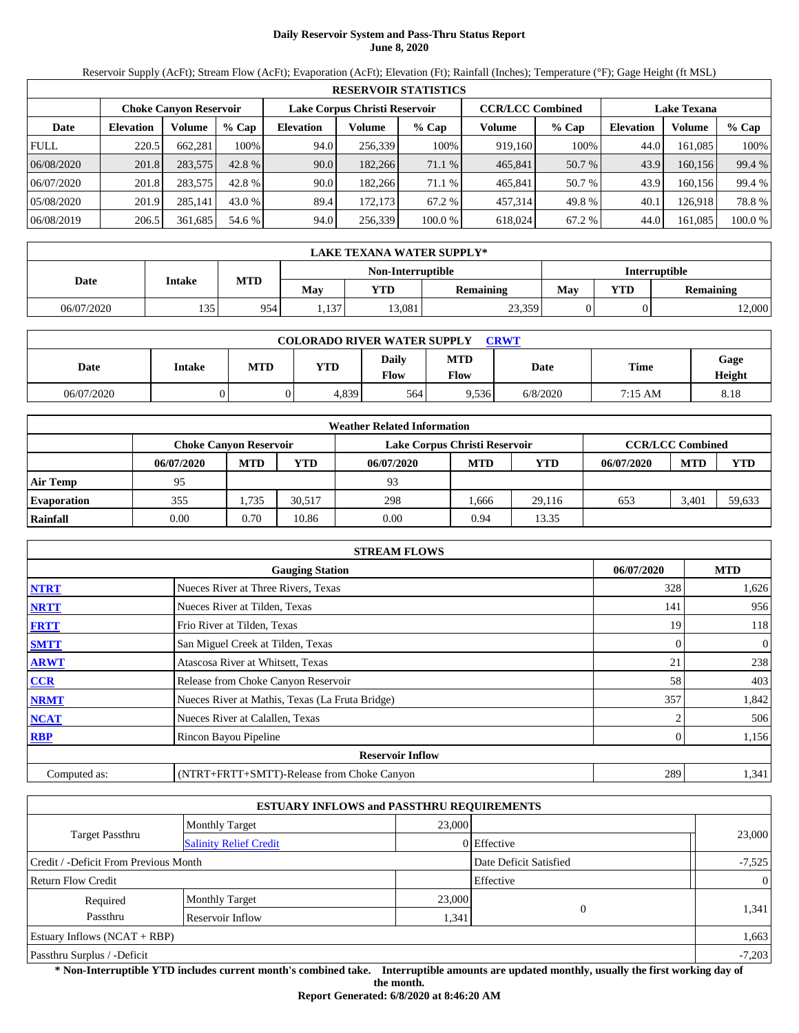# Daily Reservoir System and Pass-Thru Status Report
## June 8, 2020

Reservoir Supply (AcFt); Stream Flow (AcFt); Evaporation (AcFt); Elevation (Ft); Rainfall (Inches); Temperature (°F); Gage Height (ft MSL)

| RESERVOIR STATISTICS | | | | | | | | | | | |
|---|---|---|---|---|---|---|---|---|---|---|---|
| | Choke Canyon Reservoir | | | Lake Corpus Christi Reservoir | | | CCR/LCC Combined | | Lake Texana | | |
| Date | Elevation | Volume | % Cap | Elevation | Volume | % Cap | Volume | % Cap | Elevation | Volume | % Cap |
| FULL | 220.5 | 662,281 | 100% | 94.0 | 256,339 | 100% | 919,160 | 100% | 44.0 | 161,085 | 100% |
| 06/08/2020 | 201.8 | 283,575 | 42.8 % | 90.0 | 182,266 | 71.1 % | 465,841 | 50.7 % | 43.9 | 160,156 | 99.4 % |
| 06/07/2020 | 201.8 | 283,575 | 42.8 % | 90.0 | 182,266 | 71.1 % | 465,841 | 50.7 % | 43.9 | 160,156 | 99.4 % |
| 05/08/2020 | 201.9 | 285,141 | 43.0 % | 89.4 | 172,173 | 67.2 % | 457,314 | 49.8 % | 40.1 | 126,918 | 78.8 % |
| 06/08/2019 | 206.5 | 361,685 | 54.6 % | 94.0 | 256,339 | 100.0 % | 618,024 | 67.2 % | 44.0 | 161,085 | 100.0 % |

| LAKE TEXANA WATER SUPPLY* | | | | | | | | |
|---|---|---|---|---|---|---|---|---|
| Date | Intake | MTD | Non-Interruptible | | | Interruptible | | |
| | | | May | YTD | Remaining | May | YTD | Remaining |
| 06/07/2020 | 135 | 954 | 1,137 | 13,081 | 23,359 | 0 | 0 | 12,000 |

| COLORADO RIVER WATER SUPPLY CRWT | | | | | | | | |
|---|---|---|---|---|---|---|---|---|
| Date | Intake | MTD | YTD | Daily Flow | MTD Flow | Date | Time | Gage Height |
| 06/07/2020 | 0 | 0 | 4,839 | 564 | 9,536 | 6/8/2020 | 7:15 AM | 8.18 |

| Weather Related Information | | | | | | | | | |
|---|---|---|---|---|---|---|---|---|---|
| | Choke Canyon Reservoir | | | Lake Corpus Christi Reservoir | | | CCR/LCC Combined | | |
| | 06/07/2020 | MTD | YTD | 06/07/2020 | MTD | YTD | 06/07/2020 | MTD | YTD |
| Air Temp | 95 | | | 93 | | | | | |
| Evaporation | 355 | 1,735 | 30,517 | 298 | 1,666 | 29,116 | 653 | 3,401 | 59,633 |
| Rainfall | 0.00 | 0.70 | 10.86 | 0.00 | 0.94 | 13.35 | | | |

| STREAM FLOWS | | | |
|---|---|---|---|
| | Gauging Station | 06/07/2020 | MTD |
| NTRT | Nueces River at Three Rivers, Texas | 328 | 1,626 |
| NRTT | Nueces River at Tilden, Texas | 141 | 956 |
| FRTT | Frio River at Tilden, Texas | 19 | 118 |
| SMTT | San Miguel Creek at Tilden, Texas | 0 | 0 |
| ARWT | Atascosa River at Whitsett, Texas | 21 | 238 |
| CCR | Release from Choke Canyon Reservoir | 58 | 403 |
| NRMT | Nueces River at Mathis, Texas (La Fruta Bridge) | 357 | 1,842 |
| NCAT | Nueces River at Calallen, Texas | 2 | 506 |
| RBP | Rincon Bayou Pipeline | 0 | 1,156 |
| | Reservoir Inflow | | |
| Computed as: | (NTRT+FRTT+SMTT)-Release from Choke Canyon | 289 | 1,341 |

| ESTUARY INFLOWS and PASSTHRU REQUIREMENTS | | | | |
|---|---|---|---|---|
| Target Passthru | Monthly Target | 23,000 | | 23,000 |
| | Salinity Relief Credit | 0 | Effective | |
| Credit / -Deficit From Previous Month | | | Date Deficit Satisfied | -7,525 |
| Return Flow Credit | | | Effective | 0 |
| Required Passthru | Monthly Target | 23,000 | 0 | 1,341 |
| | Reservoir Inflow | 1,341 | | |
| Estuary Inflows (NCAT + RBP) | | | | 1,663 |
| Passthru Surplus / -Deficit | | | | -7,203 |

**\* Non-Interruptible YTD includes current month's combined take. Interruptible amounts are updated monthly, usually the first working day of the month.**

**Report Generated: 6/8/2020 at 8:46:20 AM**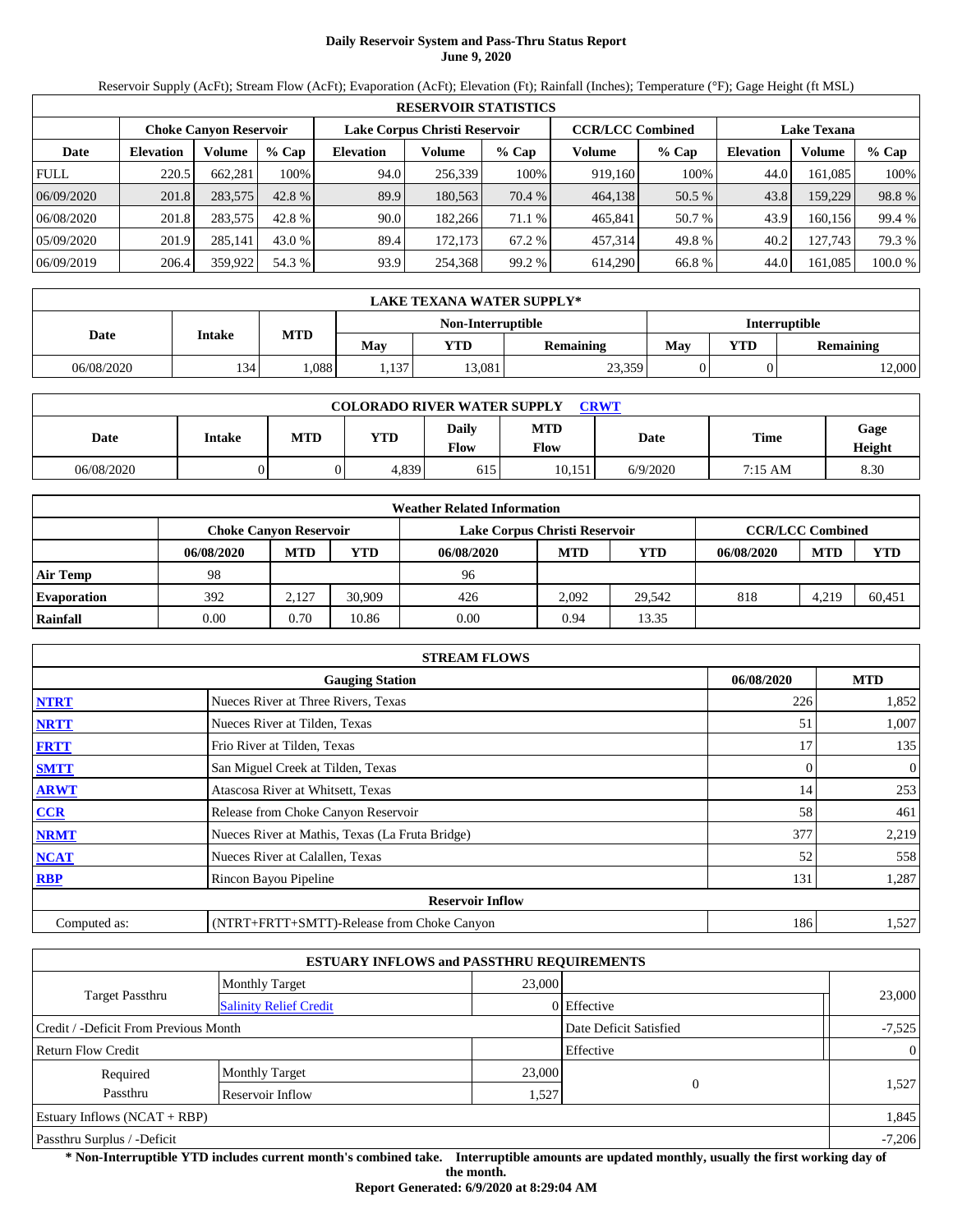# Daily Reservoir System and Pass-Thru Status Report
## June 9, 2020

Reservoir Supply (AcFt); Stream Flow (AcFt); Evaporation (AcFt); Elevation (Ft); Rainfall (Inches); Temperature (°F); Gage Height (ft MSL)

| RESERVOIR STATISTICS | | | | | | | | | | | |
|---|---|---|---|---|---|---|---|---|---|---|---|
| | Choke Canyon Reservoir | | | Lake Corpus Christi Reservoir | | | CCR/LCC Combined | | Lake Texana | | |
| Date | Elevation | Volume | % Cap | Elevation | Volume | % Cap | Volume | % Cap | Elevation | Volume | % Cap |
| FULL | 220.5 | 662,281 | 100% | 94.0 | 256,339 | 100% | 919,160 | 100% | 44.0 | 161,085 | 100% |
| 06/09/2020 | 201.8 | 283,575 | 42.8 % | 89.9 | 180,563 | 70.4 % | 464,138 | 50.5 % | 43.8 | 159,229 | 98.8 % |
| 06/08/2020 | 201.8 | 283,575 | 42.8 % | 90.0 | 182,266 | 71.1 % | 465,841 | 50.7 % | 43.9 | 160,156 | 99.4 % |
| 05/09/2020 | 201.9 | 285,141 | 43.0 % | 89.4 | 172,173 | 67.2 % | 457,314 | 49.8 % | 40.2 | 127,743 | 79.3 % |
| 06/09/2019 | 206.4 | 359,922 | 54.3 % | 93.9 | 254,368 | 99.2 % | 614,290 | 66.8 % | 44.0 | 161,085 | 100.0 % |

| LAKE TEXANA WATER SUPPLY* | | | | | | | | |
|---|---|---|---|---|---|---|---|---|
| Date | Intake | MTD | Non-Interruptible | | | Interruptible | | |
| | | | May | YTD | Remaining | May | YTD | Remaining |
| 06/08/2020 | 134 | 1,088 | 1,137 | 13,081 | 23,359 | 0 | 0 | 12,000 |

| COLORADO RIVER WATER SUPPLY CRWT | | | | | | | | |
|---|---|---|---|---|---|---|---|---|
| Date | Intake | MTD | YTD | Daily Flow | MTD Flow | Date | Time | Gage Height |
| 06/08/2020 | 0 | 0 | 4,839 | 615 | 10,151 | 6/9/2020 | 7:15 AM | 8.30 |

| Weather Related Information | | | | | | | | | |
|---|---|---|---|---|---|---|---|---|---|
| | Choke Canyon Reservoir | | | Lake Corpus Christi Reservoir | | | CCR/LCC Combined | | |
| | 06/08/2020 | MTD | YTD | 06/08/2020 | MTD | YTD | 06/08/2020 | MTD | YTD |
| Air Temp | 98 | | | 96 | | | | | |
| Evaporation | 392 | 2,127 | 30,909 | 426 | 2,092 | 29,542 | 818 | 4,219 | 60,451 |
| Rainfall | 0.00 | 0.70 | 10.86 | 0.00 | 0.94 | 13.35 | | | |

| STREAM FLOWS | | | |
|---|---|---|---|
| | Gauging Station | 06/08/2020 | MTD |
| NTRT | Nueces River at Three Rivers, Texas | 226 | 1,852 |
| NRTT | Nueces River at Tilden, Texas | 51 | 1,007 |
| FRTT | Frio River at Tilden, Texas | 17 | 135 |
| SMTT | San Miguel Creek at Tilden, Texas | 0 | 0 |
| ARWT | Atascosa River at Whitsett, Texas | 14 | 253 |
| CCR | Release from Choke Canyon Reservoir | 58 | 461 |
| NRMT | Nueces River at Mathis, Texas (La Fruta Bridge) | 377 | 2,219 |
| NCAT | Nueces River at Calallen, Texas | 52 | 558 |
| RBP | Rincon Bayou Pipeline | 131 | 1,287 |
| **Reservoir Inflow** | | | |
| Computed as: | (NTRT+FRTT+SMTT)-Release from Choke Canyon | 186 | 1,527 |

| ESTUARY INFLOWS and PASSTHRU REQUIREMENTS | | | | |
|---|---|---|---|---|
| Target Passthru | Monthly Target | 23,000 | | 23,000 |
| | Salinity Relief Credit | 0 | Effective | |
| Credit / -Deficit From Previous Month | | | Date Deficit Satisfied | -7,525 |
| Return Flow Credit | | | Effective | 0 |
| Required Passthru | Monthly Target | 23,000 | 0 | 1,527 |
| | Reservoir Inflow | 1,527 | | |
| Estuary Inflows (NCAT + RBP) | | | | 1,845 |
| Passthru Surplus / -Deficit | | | | -7,206 |

**\* Non-Interruptible YTD includes current month's combined take. Interruptible amounts are updated monthly, usually the first working day of the month.**

**Report Generated: 6/9/2020 at 8:29:04 AM**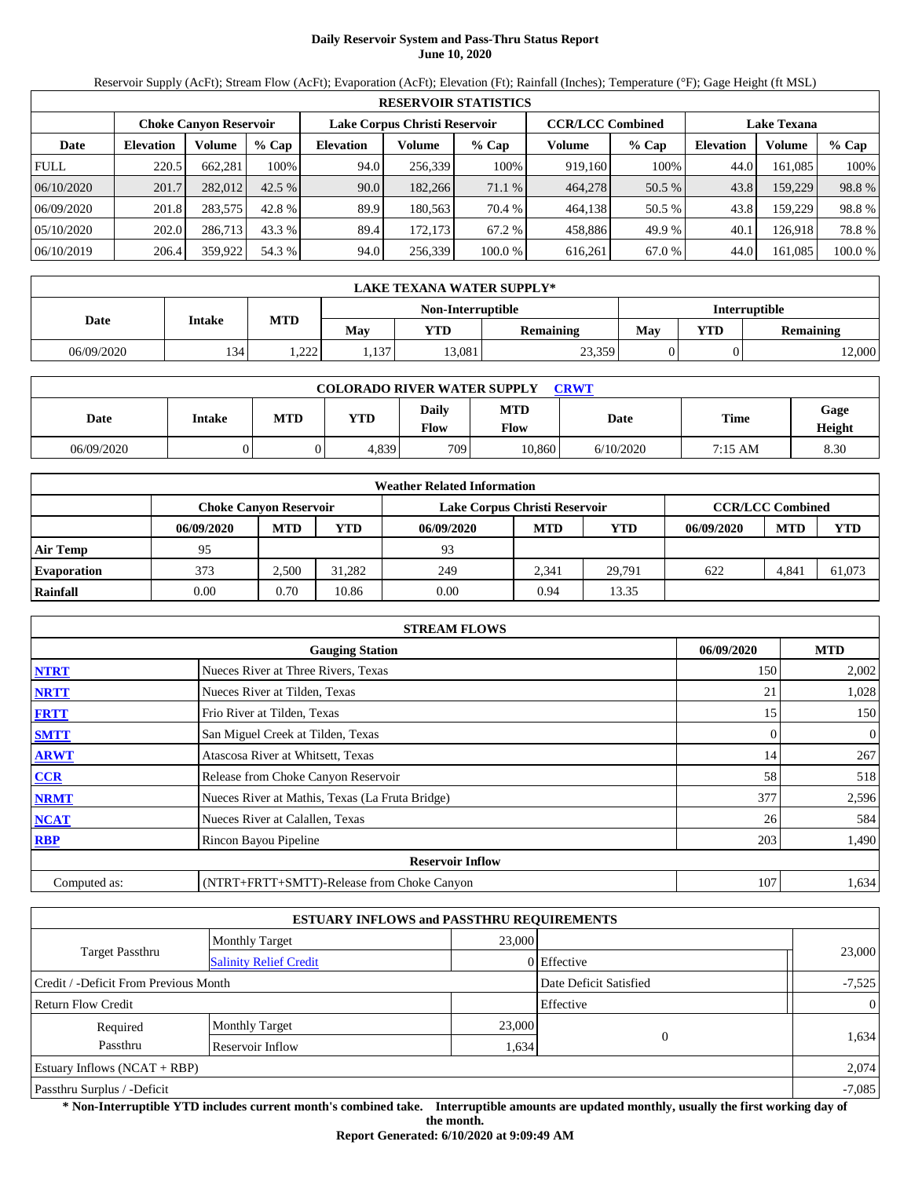# Daily Reservoir System and Pass-Thru Status Report
## June 10, 2020

Reservoir Supply (AcFt); Stream Flow (AcFt); Evaporation (AcFt); Elevation (Ft); Rainfall (Inches); Temperature (°F); Gage Height (ft MSL)

| RESERVOIR STATISTICS | | | | | | | | | | | |
|---|---|---|---|---|---|---|---|---|---|---|---|
| | Choke Canyon Reservoir | | | Lake Corpus Christi Reservoir | | | CCR/LCC Combined | | Lake Texana | | |
| Date | Elevation | Volume | % Cap | Elevation | Volume | % Cap | Volume | % Cap | Elevation | Volume | % Cap |
| FULL | 220.5 | 662,281 | 100% | 94.0 | 256,339 | 100% | 919,160 | 100% | 44.0 | 161,085 | 100% |
| 06/10/2020 | 201.7 | 282,012 | 42.5 % | 90.0 | 182,266 | 71.1 % | 464,278 | 50.5 % | 43.8 | 159,229 | 98.8 % |
| 06/09/2020 | 201.8 | 283,575 | 42.8 % | 89.9 | 180,563 | 70.4 % | 464,138 | 50.5 % | 43.8 | 159,229 | 98.8 % |
| 05/10/2020 | 202.0 | 286,713 | 43.3 % | 89.4 | 172,173 | 67.2 % | 458,886 | 49.9 % | 40.1 | 126,918 | 78.8 % |
| 06/10/2019 | 206.4 | 359,922 | 54.3 % | 94.0 | 256,339 | 100.0 % | 616,261 | 67.0 % | 44.0 | 161,085 | 100.0 % |

| LAKE TEXANA WATER SUPPLY* | | | | | | | | |
|---|---|---|---|---|---|---|---|---|
| Date | Intake | MTD | Non-Interruptible | | | Interruptible | | |
| | | | May | YTD | Remaining | May | YTD | Remaining |
| 06/09/2020 | 134 | 1,222 | 1,137 | 13,081 | 23,359 | 0 | 0 | 12,000 |

| COLORADO RIVER WATER SUPPLY CRWT | | | | | | | | |
|---|---|---|---|---|---|---|---|---|
| Date | Intake | MTD | YTD | Daily Flow | MTD Flow | Date | Time | Gage Height |
| 06/09/2020 | 0 | 0 | 4,839 | 709 | 10,860 | 6/10/2020 | 7:15 AM | 8.30 |

| Weather Related Information | | | | | | | | | |
|---|---|---|---|---|---|---|---|---|---|
| | Choke Canyon Reservoir | | | Lake Corpus Christi Reservoir | | | CCR/LCC Combined | | |
| | 06/09/2020 | MTD | YTD | 06/09/2020 | MTD | YTD | 06/09/2020 | MTD | YTD |
| Air Temp | 95 | | | 93 | | | | | |
| Evaporation | 373 | 2,500 | 31,282 | 249 | 2,341 | 29,791 | 622 | 4,841 | 61,073 |
| Rainfall | 0.00 | 0.70 | 10.86 | 0.00 | 0.94 | 13.35 | | | |

| STREAM FLOWS | | | |
|---|---|---|---|
| | Gauging Station | 06/09/2020 | MTD |
| NTRT | Nueces River at Three Rivers, Texas | 150 | 2,002 |
| NRTT | Nueces River at Tilden, Texas | 21 | 1,028 |
| FRTT | Frio River at Tilden, Texas | 15 | 150 |
| SMTT | San Miguel Creek at Tilden, Texas | 0 | 0 |
| ARWT | Atascosa River at Whitsett, Texas | 14 | 267 |
| CCR | Release from Choke Canyon Reservoir | 58 | 518 |
| NRMT | Nueces River at Mathis, Texas (La Fruta Bridge) | 377 | 2,596 |
| NCAT | Nueces River at Calallen, Texas | 26 | 584 |
| RBP | Rincon Bayou Pipeline | 203 | 1,490 |
| Reservoir Inflow | | | |
| Computed as: | (NTRT+FRTT+SMTT)-Release from Choke Canyon | 107 | 1,634 |

| ESTUARY INFLOWS and PASSTHRU REQUIREMENTS | | | | |
|---|---|---|---|---|
| Target Passthru | Monthly Target | 23,000 | | 23,000 |
| | Salinity Relief Credit | 0 | Effective | |
| Credit / -Deficit From Previous Month | | | Date Deficit Satisfied | -7,525 |
| Return Flow Credit | | | Effective | 0 |
| Required Passthru | Monthly Target | 23,000 | 0 | 1,634 |
| | Reservoir Inflow | 1,634 | | |
| Estuary Inflows (NCAT + RBP) | | | | 2,074 |
| Passthru Surplus / -Deficit | | | | -7,085 |

**\* Non-Interruptible YTD includes current month's combined take. Interruptible amounts are updated monthly, usually the first working day of the month.**

**Report Generated: 6/10/2020 at 9:09:49 AM**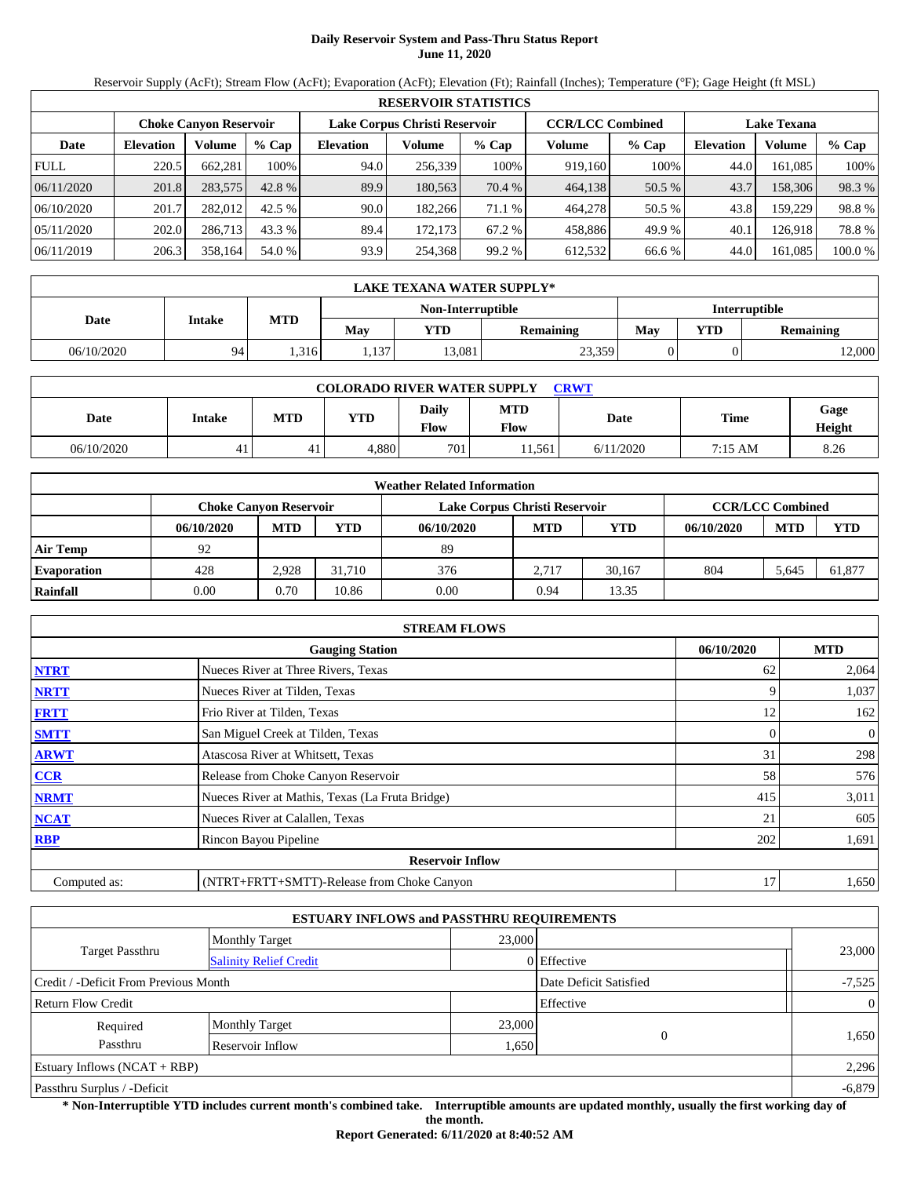# Daily Reservoir System and Pass-Thru Status Report
## June 11, 2020

Reservoir Supply (AcFt); Stream Flow (AcFt); Evaporation (AcFt); Elevation (Ft); Rainfall (Inches); Temperature (°F); Gage Height (ft MSL)

| RESERVOIR STATISTICS | | | | | | | | | | | |
|---|---|---|---|---|---|---|---|---|---|---|---|
| | Choke Canyon Reservoir | | | Lake Corpus Christi Reservoir | | | CCR/LCC Combined | | Lake Texana | | |
| Date | Elevation | Volume | % Cap | Elevation | Volume | % Cap | Volume | % Cap | Elevation | Volume | % Cap |
| FULL | 220.5 | 662,281 | 100% | 94.0 | 256,339 | 100% | 919,160 | 100% | 44.0 | 161,085 | 100% |
| 06/11/2020 | 201.8 | 283,575 | 42.8 % | 89.9 | 180,563 | 70.4 % | 464,138 | 50.5 % | 43.7 | 158,306 | 98.3 % |
| 06/10/2020 | 201.7 | 282,012 | 42.5 % | 90.0 | 182,266 | 71.1 % | 464,278 | 50.5 % | 43.8 | 159,229 | 98.8 % |
| 05/11/2020 | 202.0 | 286,713 | 43.3 % | 89.4 | 172,173 | 67.2 % | 458,886 | 49.9 % | 40.1 | 126,918 | 78.8 % |
| 06/11/2019 | 206.3 | 358,164 | 54.0 % | 93.9 | 254,368 | 99.2 % | 612,532 | 66.6 % | 44.0 | 161,085 | 100.0 % |

| LAKE TEXANA WATER SUPPLY* | | | | | | | | |
|---|---|---|---|---|---|---|---|---|
| Date | Intake | MTD | Non-Interruptible | | | Interruptible | | |
| | | | May | YTD | Remaining | May | YTD | Remaining |
| 06/10/2020 | 94 | 1,316 | 1,137 | 13,081 | 23,359 | 0 | 0 | 12,000 |

| COLORADO RIVER WATER SUPPLY CRWT | | | | | | | |
|---|---|---|---|---|---|---|---|
| Date | Intake | MTD | YTD | Daily Flow | MTD Flow | Date | Time | Gage Height |
| 06/10/2020 | 41 | 41 | 4,880 | 701 | 11,561 | 6/11/2020 | 7:15 AM | 8.26 |

| Weather Related Information | | | | | | | | | |
|---|---|---|---|---|---|---|---|---|---|
| | Choke Canyon Reservoir | | | Lake Corpus Christi Reservoir | | | CCR/LCC Combined | | |
| | 06/10/2020 | MTD | YTD | 06/10/2020 | MTD | YTD | 06/10/2020 | MTD | YTD |
| Air Temp | 92 | | | 89 | | | | | |
| Evaporation | 428 | 2,928 | 31,710 | 376 | 2,717 | 30,167 | 804 | 5,645 | 61,877 |
| Rainfall | 0.00 | 0.70 | 10.86 | 0.00 | 0.94 | 13.35 | | | |

| STREAM FLOWS | | | |
|---|---|---|---|
| | Gauging Station | 06/10/2020 | MTD |
| NTRT | Nueces River at Three Rivers, Texas | 62 | 2,064 |
| NRTT | Nueces River at Tilden, Texas | 9 | 1,037 |
| FRTT | Frio River at Tilden, Texas | 12 | 162 |
| SMTT | San Miguel Creek at Tilden, Texas | 0 | 0 |
| ARWT | Atascosa River at Whitsett, Texas | 31 | 298 |
| CCR | Release from Choke Canyon Reservoir | 58 | 576 |
| NRMT | Nueces River at Mathis, Texas (La Fruta Bridge) | 415 | 3,011 |
| NCAT | Nueces River at Calallen, Texas | 21 | 605 |
| RBP | Rincon Bayou Pipeline | 202 | 1,691 |
| | Reservoir Inflow | | |
| Computed as: | (NTRT+FRTT+SMTT)-Release from Choke Canyon | 17 | 1,650 |

| ESTUARY INFLOWS and PASSTHRU REQUIREMENTS | | | | |
|---|---|---|---|---|
| Target Passthru | Monthly Target | 23,000 | | 23,000 |
| | Salinity Relief Credit | 0 | Effective | |
| Credit / -Deficit From Previous Month | | | Date Deficit Satisfied | -7,525 |
| Return Flow Credit | | | Effective | 0 |
| Required Passthru | Monthly Target | 23,000 | 0 | 1,650 |
| | Reservoir Inflow | 1,650 | | |
| Estuary Inflows (NCAT + RBP) | | | | 2,296 |
| Passthru Surplus / -Deficit | | | | -6,879 |

**\* Non-Interruptible YTD includes current month's combined take. Interruptible amounts are updated monthly, usually the first working day of the month.**

**Report Generated: 6/11/2020 at 8:40:52 AM**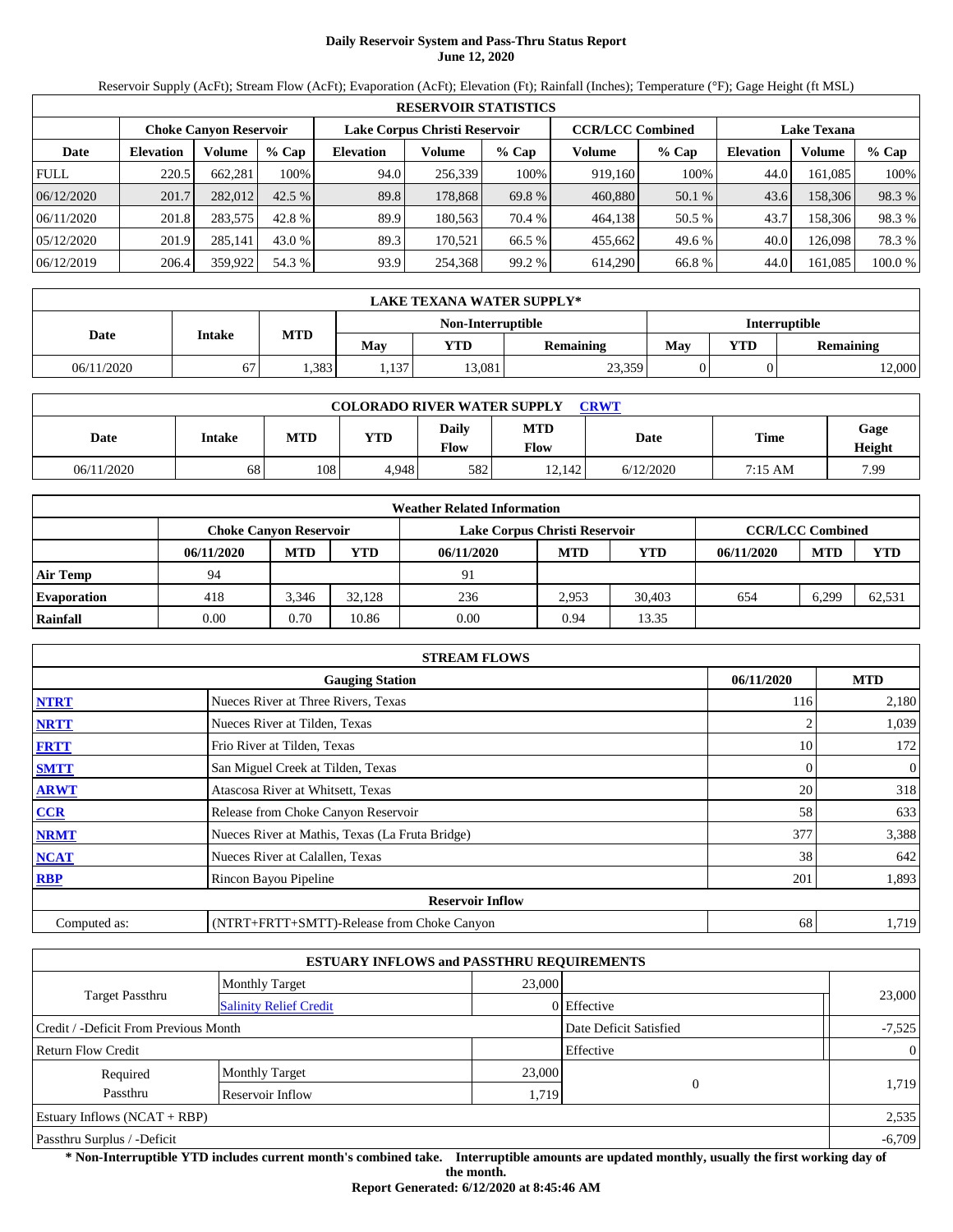# Daily Reservoir System and Pass-Thru Status Report
## June 12, 2020

Reservoir Supply (AcFt); Stream Flow (AcFt); Evaporation (AcFt); Elevation (Ft); Rainfall (Inches); Temperature (°F); Gage Height (ft MSL)

| RESERVOIR STATISTICS | | | | | | | | | | | |
|---|---|---|---|---|---|---|---|---|---|---|---|
| | Choke Canyon Reservoir | | | Lake Corpus Christi Reservoir | | | CCR/LCC Combined | | Lake Texana | | |
| Date | Elevation | Volume | % Cap | Elevation | Volume | % Cap | Volume | % Cap | Elevation | Volume | % Cap |
| FULL | 220.5 | 662,281 | 100% | 94.0 | 256,339 | 100% | 919,160 | 100% | 44.0 | 161,085 | 100% |
| 06/12/2020 | 201.7 | 282,012 | 42.5 % | 89.8 | 178,868 | 69.8 % | 460,880 | 50.1 % | 43.6 | 158,306 | 98.3 % |
| 06/11/2020 | 201.8 | 283,575 | 42.8 % | 89.9 | 180,563 | 70.4 % | 464,138 | 50.5 % | 43.7 | 158,306 | 98.3 % |
| 05/12/2020 | 201.9 | 285,141 | 43.0 % | 89.3 | 170,521 | 66.5 % | 455,662 | 49.6 % | 40.0 | 126,098 | 78.3 % |
| 06/12/2019 | 206.4 | 359,922 | 54.3 % | 93.9 | 254,368 | 99.2 % | 614,290 | 66.8 % | 44.0 | 161,085 | 100.0 % |

| LAKE TEXANA WATER SUPPLY* | | | | | | | | |
|---|---|---|---|---|---|---|---|---|
| Date | Intake | MTD | Non-Interruptible | | | Interruptible | | |
| | | | May | YTD | Remaining | May | YTD | Remaining |
| 06/11/2020 | 67 | 1,383 | 1,137 | 13,081 | 23,359 | 0 | 0 | 12,000 |

| COLORADO RIVER WATER SUPPLY CRWT | | | | | | | | |
|---|---|---|---|---|---|---|---|---|
| Date | Intake | MTD | YTD | Daily Flow | MTD Flow | Date | Time | Gage Height |
| 06/11/2020 | 68 | 108 | 4,948 | 582 | 12,142 | 6/12/2020 | 7:15 AM | 7.99 |

| Weather Related Information | | | | | | | | | |
|---|---|---|---|---|---|---|---|---|---|
| | Choke Canyon Reservoir | | | Lake Corpus Christi Reservoir | | | CCR/LCC Combined | | |
| | 06/11/2020 | MTD | YTD | 06/11/2020 | MTD | YTD | 06/11/2020 | MTD | YTD |
| Air Temp | 94 | | | 91 | | | | | |
| Evaporation | 418 | 3,346 | 32,128 | 236 | 2,953 | 30,403 | 654 | 6,299 | 62,531 |
| Rainfall | 0.00 | 0.70 | 10.86 | 0.00 | 0.94 | 13.35 | | | |

| STREAM FLOWS | | | |
|---|---|---|---|
| | Gauging Station | 06/11/2020 | MTD |
| NTRT | Nueces River at Three Rivers, Texas | 116 | 2,180 |
| NRTT | Nueces River at Tilden, Texas | 2 | 1,039 |
| FRTT | Frio River at Tilden, Texas | 10 | 172 |
| SMTT | San Miguel Creek at Tilden, Texas | 0 | 0 |
| ARWT | Atascosa River at Whitsett, Texas | 20 | 318 |
| CCR | Release from Choke Canyon Reservoir | 58 | 633 |
| NRMT | Nueces River at Mathis, Texas (La Fruta Bridge) | 377 | 3,388 |
| NCAT | Nueces River at Calallen, Texas | 38 | 642 |
| RBP | Rincon Bayou Pipeline | 201 | 1,893 |
| | Reservoir Inflow | | |
| Computed as: | (NTRT+FRTT+SMTT)-Release from Choke Canyon | 68 | 1,719 |

| ESTUARY INFLOWS and PASSTHRU REQUIREMENTS | | | | |
|---|---|---|---|---|
| Target Passthru | Monthly Target | 23,000 | | 23,000 |
| | Salinity Relief Credit | 0 | Effective | |
| Credit / -Deficit From Previous Month | | | Date Deficit Satisfied | -7,525 |
| Return Flow Credit | | | Effective | 0 |
| Required Passthru | Monthly Target | 23,000 | 0 | 1,719 |
| | Reservoir Inflow | 1,719 | | |
| Estuary Inflows (NCAT + RBP) | | | | 2,535 |
| Passthru Surplus / -Deficit | | | | -6,709 |

**\* Non-Interruptible YTD includes current month's combined take. Interruptible amounts are updated monthly, usually the first working day of the month.**

**Report Generated: 6/12/2020 at 8:45:46 AM**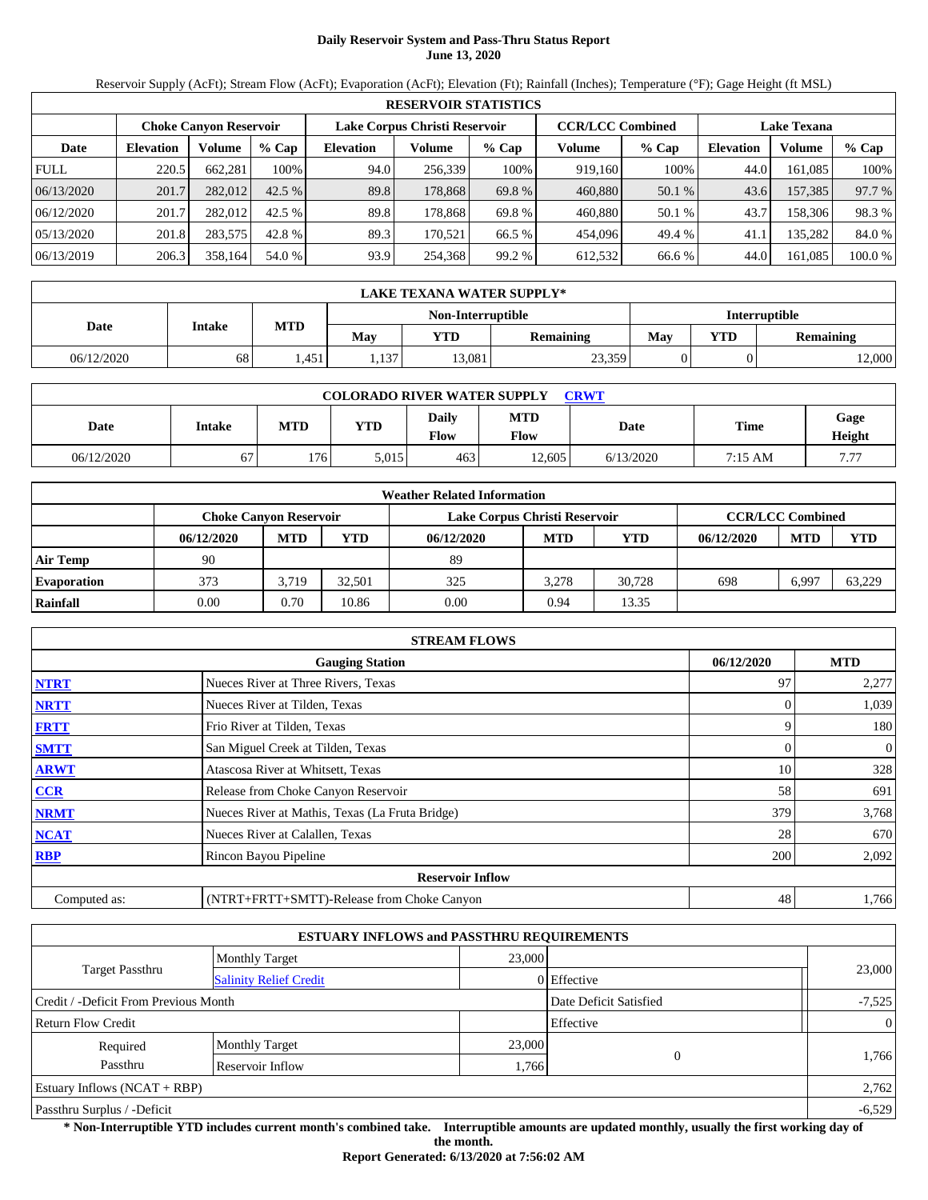# Daily Reservoir System and Pass-Thru Status Report
## June 13, 2020

Reservoir Supply (AcFt); Stream Flow (AcFt); Evaporation (AcFt); Elevation (Ft); Rainfall (Inches); Temperature (°F); Gage Height (ft MSL)

| RESERVOIR STATISTICS | | | | | | | | | | | |
|---|---|---|---|---|---|---|---|---|---|---|---|
| | Choke Canyon Reservoir | | | Lake Corpus Christi Reservoir | | | CCR/LCC Combined | | Lake Texana | | |
| Date | Elevation | Volume | % Cap | Elevation | Volume | % Cap | Volume | % Cap | Elevation | Volume | % Cap |
| FULL | 220.5 | 662,281 | 100% | 94.0 | 256,339 | 100% | 919,160 | 100% | 44.0 | 161,085 | 100% |
| 06/13/2020 | 201.7 | 282,012 | 42.5 % | 89.8 | 178,868 | 69.8 % | 460,880 | 50.1 % | 43.6 | 157,385 | 97.7 % |
| 06/12/2020 | 201.7 | 282,012 | 42.5 % | 89.8 | 178,868 | 69.8 % | 460,880 | 50.1 % | 43.7 | 158,306 | 98.3 % |
| 05/13/2020 | 201.8 | 283,575 | 42.8 % | 89.3 | 170,521 | 66.5 % | 454,096 | 49.4 % | 41.1 | 135,282 | 84.0 % |
| 06/13/2019 | 206.3 | 358,164 | 54.0 % | 93.9 | 254,368 | 99.2 % | 612,532 | 66.6 % | 44.0 | 161,085 | 100.0 % |

| LAKE TEXANA WATER SUPPLY* | | | | | | | | |
|---|---|---|---|---|---|---|---|---|
| | | | Non-Interruptible | | | Interruptible | | |
| Date | Intake | MTD | May | YTD | Remaining | May | YTD | Remaining |
| 06/12/2020 | 68 | 1,451 | 1,137 | 13,081 | 23,359 | 0 | 0 | 12,000 |

| COLORADO RIVER WATER SUPPLY CRWT | | | | | | | | |
|---|---|---|---|---|---|---|---|---|
| Date | Intake | MTD | YTD | Daily Flow | MTD Flow | Date | Time | Gage Height |
| 06/12/2020 | 67 | 176 | 5,015 | 463 | 12,605 | 6/13/2020 | 7:15 AM | 7.77 |

| Weather Related Information | | | | | | | | | |
|---|---|---|---|---|---|---|---|---|---|
| | Choke Canyon Reservoir | | | Lake Corpus Christi Reservoir | | | CCR/LCC Combined | | |
| | 06/12/2020 | MTD | YTD | 06/12/2020 | MTD | YTD | 06/12/2020 | MTD | YTD |
| Air Temp | 90 | | | 89 | | | | | |
| Evaporation | 373 | 3,719 | 32,501 | 325 | 3,278 | 30,728 | 698 | 6,997 | 63,229 |
| Rainfall | 0.00 | 0.70 | 10.86 | 0.00 | 0.94 | 13.35 | | | |

| STREAM FLOWS | | | |
|---|---|---|---|
| | Gauging Station | 06/12/2020 | MTD |
| NTRT | Nueces River at Three Rivers, Texas | 97 | 2,277 |
| NRTT | Nueces River at Tilden, Texas | 0 | 1,039 |
| FRTT | Frio River at Tilden, Texas | 9 | 180 |
| SMTT | San Miguel Creek at Tilden, Texas | 0 | 0 |
| ARWT | Atascosa River at Whitsett, Texas | 10 | 328 |
| CCR | Release from Choke Canyon Reservoir | 58 | 691 |
| NRMT | Nueces River at Mathis, Texas (La Fruta Bridge) | 379 | 3,768 |
| NCAT | Nueces River at Calallen, Texas | 28 | 670 |
| RBP | Rincon Bayou Pipeline | 200 | 2,092 |
| | Reservoir Inflow | | |
| Computed as: | (NTRT+FRTT+SMTT)-Release from Choke Canyon | 48 | 1,766 |

| ESTUARY INFLOWS and PASSTHRU REQUIREMENTS | | | | |
|---|---|---|---|---|
| Target Passthru | Monthly Target | 23,000 | | 23,000 |
| | Salinity Relief Credit | 0 | Effective | |
| Credit / -Deficit From Previous Month | | | Date Deficit Satisfied | -7,525 |
| Return Flow Credit | | | Effective | 0 |
| Required Passthru | Monthly Target | 23,000 | 0 | 1,766 |
| | Reservoir Inflow | 1,766 | | |
| Estuary Inflows (NCAT + RBP) | | | | 2,762 |
| Passthru Surplus / -Deficit | | | | -6,529 |

**\* Non-Interruptible YTD includes current month's combined take. Interruptible amounts are updated monthly, usually the first working day of the month.**

**Report Generated: 6/13/2020 at 7:56:02 AM**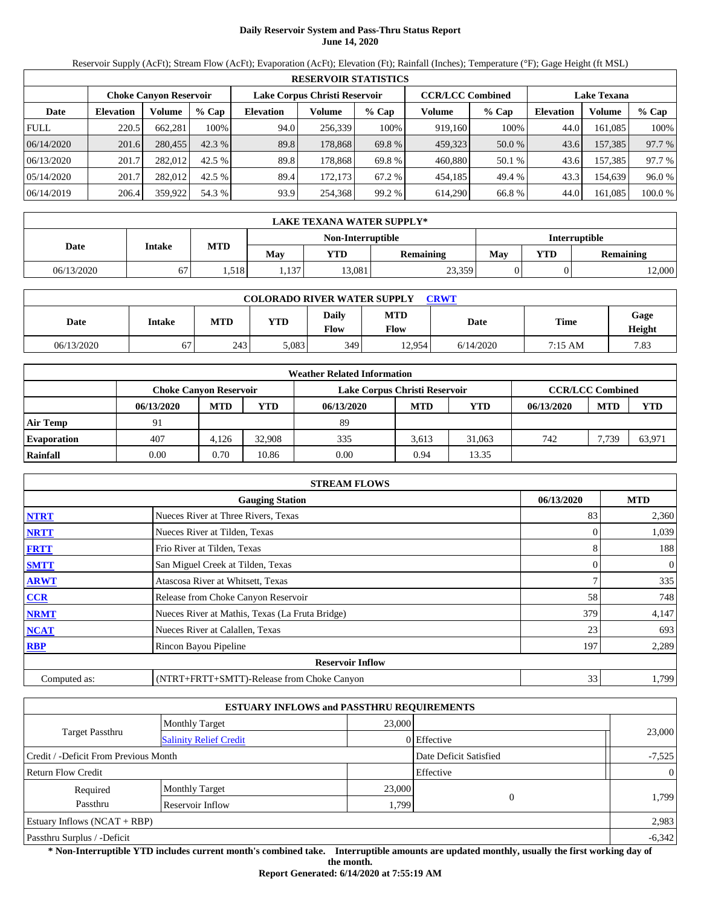# Daily Reservoir System and Pass-Thru Status Report
## June 14, 2020

Reservoir Supply (AcFt); Stream Flow (AcFt); Evaporation (AcFt); Elevation (Ft); Rainfall (Inches); Temperature (°F); Gage Height (ft MSL)

| RESERVOIR STATISTICS | | | | | | | | | | | |
|---|---|---|---|---|---|---|---|---|---|---|---|
| | Choke Canyon Reservoir | | | Lake Corpus Christi Reservoir | | | CCR/LCC Combined | | Lake Texana | | |
| Date | Elevation | Volume | % Cap | Elevation | Volume | % Cap | Volume | % Cap | Elevation | Volume | % Cap |
| FULL | 220.5 | 662,281 | 100% | 94.0 | 256,339 | 100% | 919,160 | 100% | 44.0 | 161,085 | 100% |
| 06/14/2020 | 201.6 | 280,455 | 42.3 % | 89.8 | 178,868 | 69.8 % | 459,323 | 50.0 % | 43.6 | 157,385 | 97.7 % |
| 06/13/2020 | 201.7 | 282,012 | 42.5 % | 89.8 | 178,868 | 69.8 % | 460,880 | 50.1 % | 43.6 | 157,385 | 97.7 % |
| 05/14/2020 | 201.7 | 282,012 | 42.5 % | 89.4 | 172,173 | 67.2 % | 454,185 | 49.4 % | 43.3 | 154,639 | 96.0 % |
| 06/14/2019 | 206.4 | 359,922 | 54.3 % | 93.9 | 254,368 | 99.2 % | 614,290 | 66.8 % | 44.0 | 161,085 | 100.0 % |

| LAKE TEXANA WATER SUPPLY* | | | | | | | | |
|---|---|---|---|---|---|---|---|---|
| Date | Intake | MTD | Non-Interruptible | | | Interruptible | | |
| | | | May | YTD | Remaining | May | YTD | Remaining |
| 06/13/2020 | 67 | 1,518 | 1,137 | 13,081 | 23,359 | 0 | 0 | 12,000 |

| COLORADO RIVER WATER SUPPLY CRWT | | | | | | | | |
|---|---|---|---|---|---|---|---|---|
| Date | Intake | MTD | YTD | Daily Flow | MTD Flow | Date | Time | Gage Height |
| 06/13/2020 | 67 | 243 | 5,083 | 349 | 12,954 | 6/14/2020 | 7:15 AM | 7.83 |

| Weather Related Information | | | | | | | | | |
|---|---|---|---|---|---|---|---|---|---|
| | Choke Canyon Reservoir | | | Lake Corpus Christi Reservoir | | | CCR/LCC Combined | | |
| | 06/13/2020 | MTD | YTD | 06/13/2020 | MTD | YTD | 06/13/2020 | MTD | YTD |
| Air Temp | 91 | | | 89 | | | | | |
| Evaporation | 407 | 4,126 | 32,908 | 335 | 3,613 | 31,063 | 742 | 7,739 | 63,971 |
| Rainfall | 0.00 | 0.70 | 10.86 | 0.00 | 0.94 | 13.35 | | | |

| STREAM FLOWS | | | |
|---|---|---|---|
| | Gauging Station | 06/13/2020 | MTD |
| NTRT | Nueces River at Three Rivers, Texas | 83 | 2,360 |
| NRTT | Nueces River at Tilden, Texas | 0 | 1,039 |
| FRTT | Frio River at Tilden, Texas | 8 | 188 |
| SMTT | San Miguel Creek at Tilden, Texas | 0 | 0 |
| ARWT | Atascosa River at Whitsett, Texas | 7 | 335 |
| CCR | Release from Choke Canyon Reservoir | 58 | 748 |
| NRMT | Nueces River at Mathis, Texas (La Fruta Bridge) | 379 | 4,147 |
| NCAT | Nueces River at Calallen, Texas | 23 | 693 |
| RBP | Rincon Bayou Pipeline | 197 | 2,289 |
| | Reservoir Inflow | | |
| Computed as: | (NTRT+FRTT+SMTT)-Release from Choke Canyon | 33 | 1,799 |

| ESTUARY INFLOWS and PASSTHRU REQUIREMENTS | | | | |
|---|---|---|---|---|
| Target Passthru | Monthly Target | 23,000 | | 23,000 |
| | Salinity Relief Credit | 0 | Effective | |
| Credit / -Deficit From Previous Month | | | Date Deficit Satisfied | -7,525 |
| Return Flow Credit | | | Effective | 0 |
| Required Passthru | Monthly Target | 23,000 | 0 | 1,799 |
| | Reservoir Inflow | 1,799 | | |
| Estuary Inflows (NCAT + RBP) | | | | 2,983 |
| Passthru Surplus / -Deficit | | | | -6,342 |

**\* Non-Interruptible YTD includes current month's combined take. Interruptible amounts are updated monthly, usually the first working day of the month.**

**Report Generated: 6/14/2020 at 7:55:19 AM**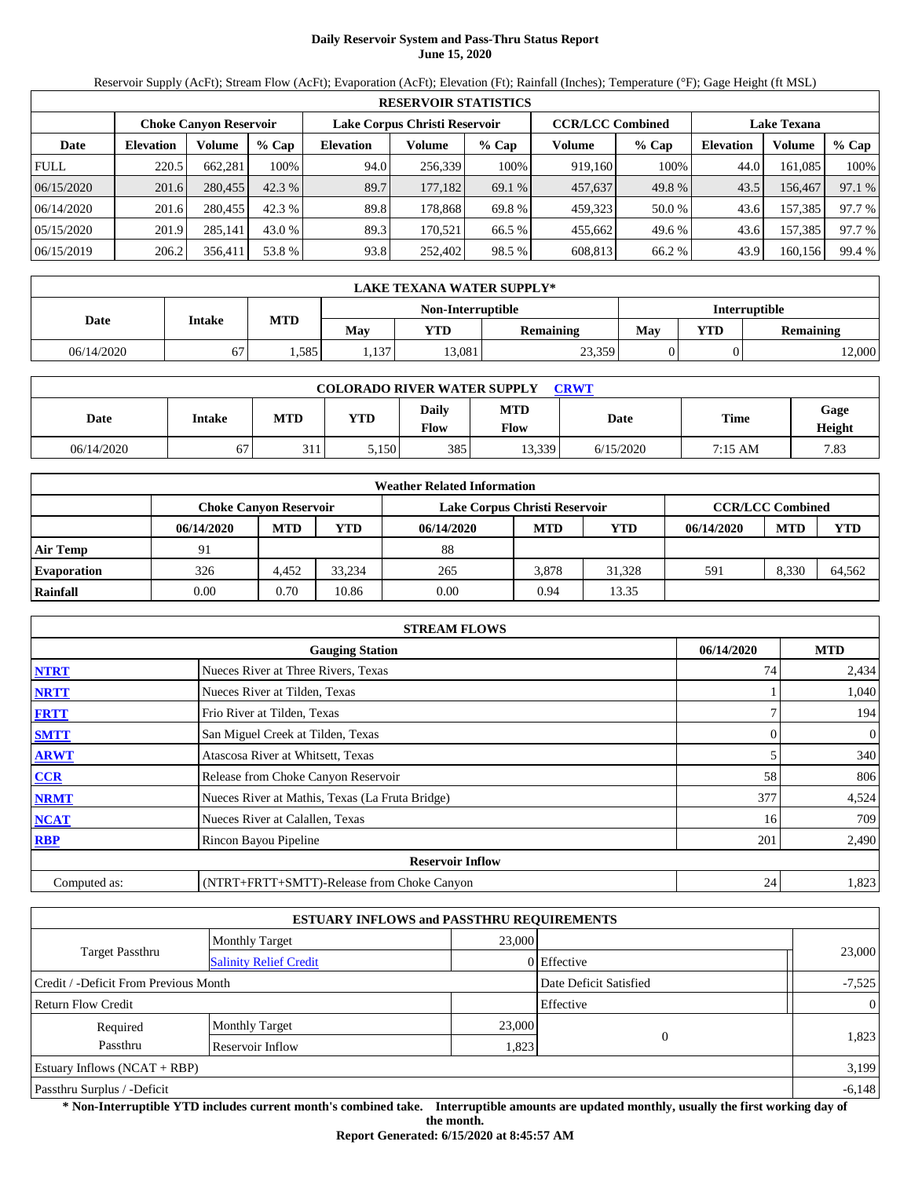# Daily Reservoir System and Pass-Thru Status Report
## June 15, 2020

Reservoir Supply (AcFt); Stream Flow (AcFt); Evaporation (AcFt); Elevation (Ft); Rainfall (Inches); Temperature (°F); Gage Height (ft MSL)

| RESERVOIR STATISTICS | | | | | | | | | | | |
|---|---|---|---|---|---|---|---|---|---|---|---|
| | Choke Canyon Reservoir | | | Lake Corpus Christi Reservoir | | | CCR/LCC Combined | | Lake Texana | | |
| Date | Elevation | Volume | % Cap | Elevation | Volume | % Cap | Volume | % Cap | Elevation | Volume | % Cap |
| FULL | 220.5 | 662,281 | 100% | 94.0 | 256,339 | 100% | 919,160 | 100% | 44.0 | 161,085 | 100% |
| 06/15/2020 | 201.6 | 280,455 | 42.3 % | 89.7 | 177,182 | 69.1 % | 457,637 | 49.8 % | 43.5 | 156,467 | 97.1 % |
| 06/14/2020 | 201.6 | 280,455 | 42.3 % | 89.8 | 178,868 | 69.8 % | 459,323 | 50.0 % | 43.6 | 157,385 | 97.7 % |
| 05/15/2020 | 201.9 | 285,141 | 43.0 % | 89.3 | 170,521 | 66.5 % | 455,662 | 49.6 % | 43.6 | 157,385 | 97.7 % |
| 06/15/2019 | 206.2 | 356,411 | 53.8 % | 93.8 | 252,402 | 98.5 % | 608,813 | 66.2 % | 43.9 | 160,156 | 99.4 % |

| LAKE TEXANA WATER SUPPLY* | | | | | | | | |
|---|---|---|---|---|---|---|---|---|
| Date | Intake | MTD | Non-Interruptible | | | Interruptible | | |
| | | | May | YTD | Remaining | May | YTD | Remaining |
| 06/14/2020 | 67 | 1,585 | 1,137 | 13,081 | 23,359 | 0 | 0 | 12,000 |

| COLORADO RIVER WATER SUPPLY CRWT | | | | | | | | |
|---|---|---|---|---|---|---|---|---|
| Date | Intake | MTD | YTD | Daily Flow | MTD Flow | Date | Time | Gage Height |
| 06/14/2020 | 67 | 311 | 5,150 | 385 | 13,339 | 6/15/2020 | 7:15 AM | 7.83 |

| Weather Related Information | | | | | | | | | |
|---|---|---|---|---|---|---|---|---|---|
| | Choke Canyon Reservoir | | | Lake Corpus Christi Reservoir | | | CCR/LCC Combined | | |
| | 06/14/2020 | MTD | YTD | 06/14/2020 | MTD | YTD | 06/14/2020 | MTD | YTD |
| Air Temp | 91 | | | 88 | | | | | |
| Evaporation | 326 | 4,452 | 33,234 | 265 | 3,878 | 31,328 | 591 | 8,330 | 64,562 |
| Rainfall | 0.00 | 0.70 | 10.86 | 0.00 | 0.94 | 13.35 | | | |

| STREAM FLOWS | | | |
|---|---|---|---|
| | Gauging Station | 06/14/2020 | MTD |
| NTRT | Nueces River at Three Rivers, Texas | 74 | 2,434 |
| NRTT | Nueces River at Tilden, Texas | 1 | 1,040 |
| FRTT | Frio River at Tilden, Texas | 7 | 194 |
| SMTT | San Miguel Creek at Tilden, Texas | 0 | 0 |
| ARWT | Atascosa River at Whitsett, Texas | 5 | 340 |
| CCR | Release from Choke Canyon Reservoir | 58 | 806 |
| NRMT | Nueces River at Mathis, Texas (La Fruta Bridge) | 377 | 4,524 |
| NCAT | Nueces River at Calallen, Texas | 16 | 709 |
| RBP | Rincon Bayou Pipeline | 201 | 2,490 |
| **Reservoir Inflow** | | | |
| Computed as: | (NTRT+FRTT+SMTT)-Release from Choke Canyon | 24 | 1,823 |

| ESTUARY INFLOWS and PASSTHRU REQUIREMENTS | | | | |
|---|---|---|---|---|
| Target Passthru | Monthly Target | 23,000 | | 23,000 |
| | Salinity Relief Credit | 0 | Effective | |
| Credit / -Deficit From Previous Month | | | Date Deficit Satisfied | -7,525 |
| Return Flow Credit | | | Effective | 0 |
| Required Passthru | Monthly Target | 23,000 | 0 | 1,823 |
| | Reservoir Inflow | 1,823 | | |
| Estuary Inflows (NCAT + RBP) | | | | 3,199 |
| Passthru Surplus / -Deficit | | | | -6,148 |

**\* Non-Interruptible YTD includes current month's combined take. Interruptible amounts are updated monthly, usually the first working day of the month.**

**Report Generated: 6/15/2020 at 8:45:57 AM**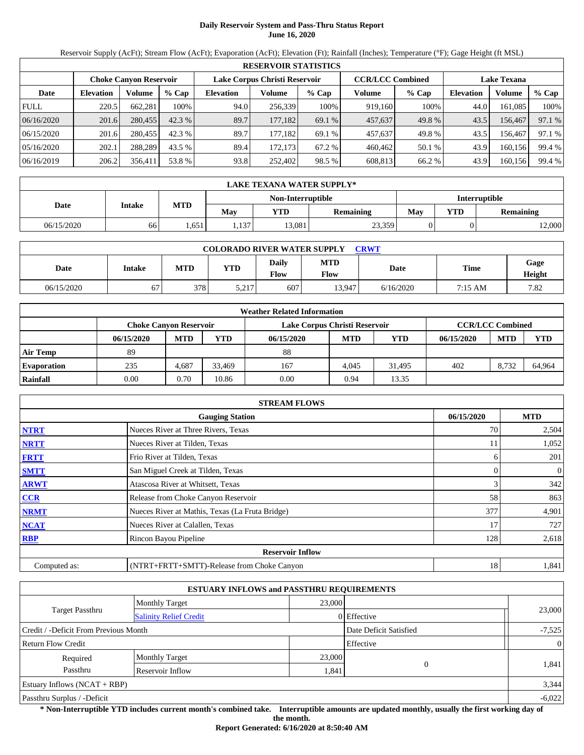# Daily Reservoir System and Pass-Thru Status Report
**June 16, 2020**

Reservoir Supply (AcFt); Stream Flow (AcFt); Evaporation (AcFt); Elevation (Ft); Rainfall (Inches); Temperature (°F); Gage Height (ft MSL)

| RESERVOIR STATISTICS | | | | | | | | | | | |
|---|---|---|---|---|---|---|---|---|---|---|---|
| | Choke Canyon Reservoir | | | Lake Corpus Christi Reservoir | | | CCR/LCC Combined | | Lake Texana | | |
| Date | Elevation | Volume | % Cap | Elevation | Volume | % Cap | Volume | % Cap | Elevation | Volume | % Cap |
| FULL | 220.5 | 662,281 | 100% | 94.0 | 256,339 | 100% | 919,160 | 100% | 44.0 | 161,085 | 100% |
| 06/16/2020 | 201.6 | 280,455 | 42.3 % | 89.7 | 177,182 | 69.1 % | 457,637 | 49.8 % | 43.5 | 156,467 | 97.1 % |
| 06/15/2020 | 201.6 | 280,455 | 42.3 % | 89.7 | 177,182 | 69.1 % | 457,637 | 49.8 % | 43.5 | 156,467 | 97.1 % |
| 05/16/2020 | 202.1 | 288,289 | 43.5 % | 89.4 | 172,173 | 67.2 % | 460,462 | 50.1 % | 43.9 | 160,156 | 99.4 % |
| 06/16/2019 | 206.2 | 356,411 | 53.8 % | 93.8 | 252,402 | 98.5 % | 608,813 | 66.2 % | 43.9 | 160,156 | 99.4 % |

| LAKE TEXANA WATER SUPPLY* | | | | | | | | |
|---|---|---|---|---|---|---|---|---|
| Date | Intake | MTD | Non-Interruptible | | | Interruptible | | |
| | | | May | YTD | Remaining | May | YTD | Remaining |
| 06/15/2020 | 66 | 1,651 | 1,137 | 13,081 | 23,359 | 0 | 0 | 12,000 |

| COLORADO RIVER WATER SUPPLY CRWT | | | | | | | | |
|---|---|---|---|---|---|---|---|---|
| Date | Intake | MTD | YTD | Daily Flow | MTD Flow | Date | Time | Gage Height |
| 06/15/2020 | 67 | 378 | 5,217 | 607 | 13,947 | 6/16/2020 | 7:15 AM | 7.82 |

| Weather Related Information | | | | | | | | | |
|---|---|---|---|---|---|---|---|---|---|
| | Choke Canyon Reservoir | | | Lake Corpus Christi Reservoir | | | CCR/LCC Combined | | |
| | 06/15/2020 | MTD | YTD | 06/15/2020 | MTD | YTD | 06/15/2020 | MTD | YTD |
| Air Temp | 89 | | | 88 | | | | | |
| Evaporation | 235 | 4,687 | 33,469 | 167 | 4,045 | 31,495 | 402 | 8,732 | 64,964 |
| Rainfall | 0.00 | 0.70 | 10.86 | 0.00 | 0.94 | 13.35 | | | |

| STREAM FLOWS | | | |
|---|---|---|---|
| | Gauging Station | 06/15/2020 | MTD |
| NTRT | Nueces River at Three Rivers, Texas | 70 | 2,504 |
| NRTT | Nueces River at Tilden, Texas | 11 | 1,052 |
| FRTT | Frio River at Tilden, Texas | 6 | 201 |
| SMTT | San Miguel Creek at Tilden, Texas | 0 | 0 |
| ARWT | Atascosa River at Whitsett, Texas | 3 | 342 |
| CCR | Release from Choke Canyon Reservoir | 58 | 863 |
| NRMT | Nueces River at Mathis, Texas (La Fruta Bridge) | 377 | 4,901 |
| NCAT | Nueces River at Calallen, Texas | 17 | 727 |
| RBP | Rincon Bayou Pipeline | 128 | 2,618 |
| | Reservoir Inflow | | |
| Computed as: | (NTRT+FRTT+SMTT)-Release from Choke Canyon | 18 | 1,841 |

| ESTUARY INFLOWS and PASSTHRU REQUIREMENTS | | | | |
|---|---|---|---|---|
| Target Passthru | Monthly Target | 23,000 | | 23,000 |
| | Salinity Relief Credit | 0 | Effective | |
| Credit / -Deficit From Previous Month | | | Date Deficit Satisfied | -7,525 |
| Return Flow Credit | | | Effective | 0 |
| Required Passthru | Monthly Target | 23,000 | 0 | 1,841 |
| | Reservoir Inflow | 1,841 | | |
| Estuary Inflows (NCAT + RBP) | | | | 3,344 |
| Passthru Surplus / -Deficit | | | | -6,022 |

**\* Non-Interruptible YTD includes current month's combined take. Interruptible amounts are updated monthly, usually the first working day of the month.**

**Report Generated: 6/16/2020 at 8:50:40 AM**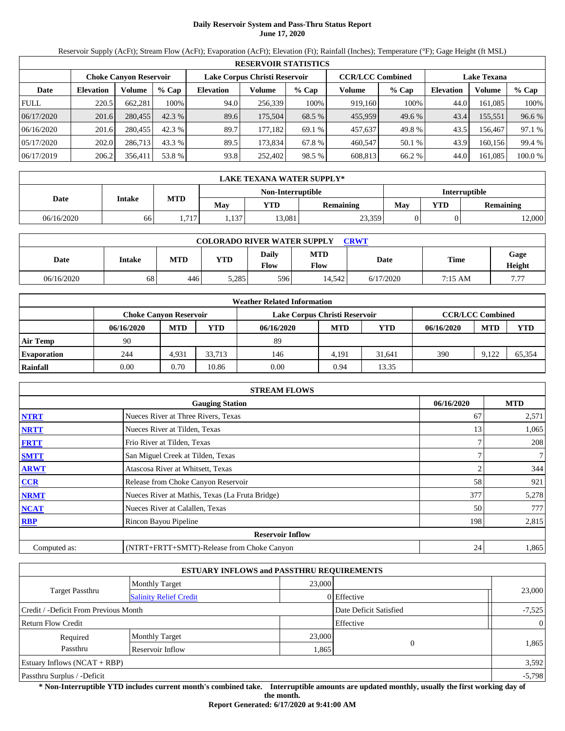# Daily Reservoir System and Pass-Thru Status Report
## June 17, 2020

Reservoir Supply (AcFt); Stream Flow (AcFt); Evaporation (AcFt); Elevation (Ft); Rainfall (Inches); Temperature (°F); Gage Height (ft MSL)

| RESERVOIR STATISTICS | | | | | | | | | | | |
|---|---|---|---|---|---|---|---|---|---|---|---|
| | Choke Canyon Reservoir | | | Lake Corpus Christi Reservoir | | | CCR/LCC Combined | | Lake Texana | | |
| Date | Elevation | Volume | % Cap | Elevation | Volume | % Cap | Volume | % Cap | Elevation | Volume | % Cap |
| FULL | 220.5 | 662,281 | 100% | 94.0 | 256,339 | 100% | 919,160 | 100% | 44.0 | 161,085 | 100% |
| 06/17/2020 | 201.6 | 280,455 | 42.3 % | 89.6 | 175,504 | 68.5 % | 455,959 | 49.6 % | 43.4 | 155,551 | 96.6 % |
| 06/16/2020 | 201.6 | 280,455 | 42.3 % | 89.7 | 177,182 | 69.1 % | 457,637 | 49.8 % | 43.5 | 156,467 | 97.1 % |
| 05/17/2020 | 202.0 | 286,713 | 43.3 % | 89.5 | 173,834 | 67.8 % | 460,547 | 50.1 % | 43.9 | 160,156 | 99.4 % |
| 06/17/2019 | 206.2 | 356,411 | 53.8 % | 93.8 | 252,402 | 98.5 % | 608,813 | 66.2 % | 44.0 | 161,085 | 100.0 % |

| LAKE TEXANA WATER SUPPLY* | | | | | | | | |
|---|---|---|---|---|---|---|---|---|
| Date | Intake | MTD | Non-Interruptible | | | Interruptible | | |
| | | | May | YTD | Remaining | May | YTD | Remaining |
| 06/16/2020 | 66 | 1,717 | 1,137 | 13,081 | 23,359 | 0 | 0 | 12,000 |

| COLORADO RIVER WATER SUPPLY CRWT | | | | | | | | |
|---|---|---|---|---|---|---|---|---|
| Date | Intake | MTD | YTD | Daily Flow | MTD Flow | Date | Time | Gage Height |
| 06/16/2020 | 68 | 446 | 5,285 | 596 | 14,542 | 6/17/2020 | 7:15 AM | 7.77 |

| Weather Related Information | | | | | | | | | |
|---|---|---|---|---|---|---|---|---|---|
| | Choke Canyon Reservoir | | | Lake Corpus Christi Reservoir | | | CCR/LCC Combined | | |
| | 06/16/2020 | MTD | YTD | 06/16/2020 | MTD | YTD | 06/16/2020 | MTD | YTD |
| Air Temp | 90 | | | 89 | | | | | |
| Evaporation | 244 | 4,931 | 33,713 | 146 | 4,191 | 31,641 | 390 | 9,122 | 65,354 |
| Rainfall | 0.00 | 0.70 | 10.86 | 0.00 | 0.94 | 13.35 | | | |

| STREAM FLOWS | | | |
|---|---|---|---|
| | Gauging Station | 06/16/2020 | MTD |
| NTRT | Nueces River at Three Rivers, Texas | 67 | 2,571 |
| NRTT | Nueces River at Tilden, Texas | 13 | 1,065 |
| FRTT | Frio River at Tilden, Texas | 7 | 208 |
| SMTT | San Miguel Creek at Tilden, Texas | 7 | 7 |
| ARWT | Atascosa River at Whitsett, Texas | 2 | 344 |
| CCR | Release from Choke Canyon Reservoir | 58 | 921 |
| NRMT | Nueces River at Mathis, Texas (La Fruta Bridge) | 377 | 5,278 |
| NCAT | Nueces River at Calallen, Texas | 50 | 777 |
| RBP | Rincon Bayou Pipeline | 198 | 2,815 |
| Reservoir Inflow | | | |
| Computed as: | (NTRT+FRTT+SMTT)-Release from Choke Canyon | 24 | 1,865 |

| ESTUARY INFLOWS and PASSTHRU REQUIREMENTS | | | | |
|---|---|---|---|---|
| Target Passthru | Monthly Target | 23,000 | | 23,000 |
| | Salinity Relief Credit | 0 | Effective | |
| Credit / -Deficit From Previous Month | | | Date Deficit Satisfied | -7,525 |
| Return Flow Credit | | | Effective | 0 |
| Required Passthru | Monthly Target | 23,000 | 0 | 1,865 |
| | Reservoir Inflow | 1,865 | | |
| Estuary Inflows (NCAT + RBP) | | | | 3,592 |
| Passthru Surplus / -Deficit | | | | -5,798 |

**\* Non-Interruptible YTD includes current month's combined take. Interruptible amounts are updated monthly, usually the first working day of the month.**

**Report Generated: 6/17/2020 at 9:41:00 AM**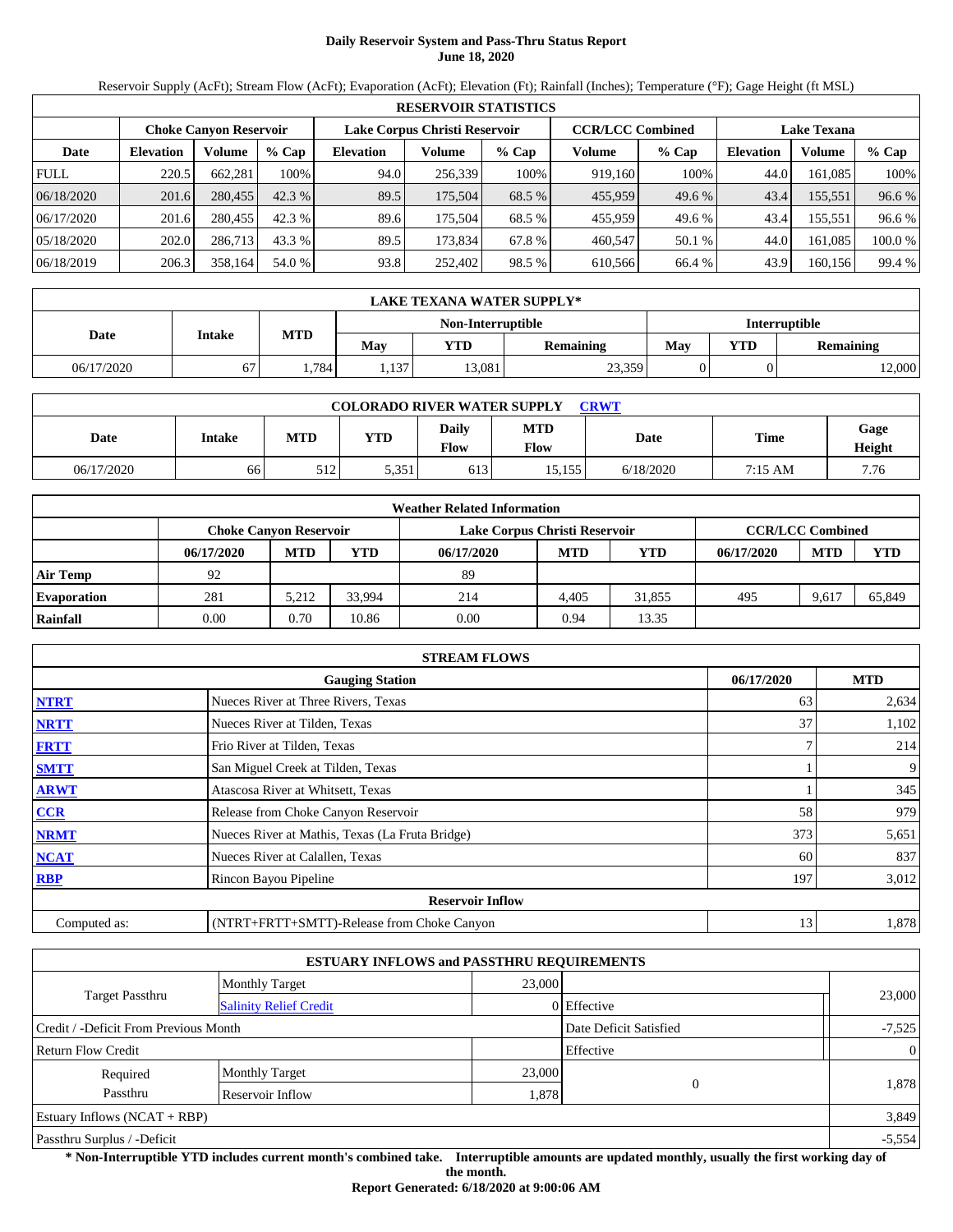# Daily Reservoir System and Pass-Thru Status Report
## June 18, 2020

Reservoir Supply (AcFt); Stream Flow (AcFt); Evaporation (AcFt); Elevation (Ft); Rainfall (Inches); Temperature (°F); Gage Height (ft MSL)

| RESERVOIR STATISTICS | | | | | | | | | | | |
|---|---|---|---|---|---|---|---|---|---|---|---|
| | Choke Canyon Reservoir | | | Lake Corpus Christi Reservoir | | | CCR/LCC Combined | | Lake Texana | | |
| Date | Elevation | Volume | % Cap | Elevation | Volume | % Cap | Volume | % Cap | Elevation | Volume | % Cap |
| FULL | 220.5 | 662,281 | 100% | 94.0 | 256,339 | 100% | 919,160 | 100% | 44.0 | 161,085 | 100% |
| 06/18/2020 | 201.6 | 280,455 | 42.3 % | 89.5 | 175,504 | 68.5 % | 455,959 | 49.6 % | 43.4 | 155,551 | 96.6 % |
| 06/17/2020 | 201.6 | 280,455 | 42.3 % | 89.6 | 175,504 | 68.5 % | 455,959 | 49.6 % | 43.4 | 155,551 | 96.6 % |
| 05/18/2020 | 202.0 | 286,713 | 43.3 % | 89.5 | 173,834 | 67.8 % | 460,547 | 50.1 % | 44.0 | 161,085 | 100.0 % |
| 06/18/2019 | 206.3 | 358,164 | 54.0 % | 93.8 | 252,402 | 98.5 % | 610,566 | 66.4 % | 43.9 | 160,156 | 99.4 % |

| LAKE TEXANA WATER SUPPLY* | | | | | | | | |
|---|---|---|---|---|---|---|---|---|
| Date | Intake | MTD | Non-Interruptible | | | Interruptible | | |
| | | | May | YTD | Remaining | May | YTD | Remaining |
| 06/17/2020 | 67 | 1,784 | 1,137 | 13,081 | 23,359 | 0 | 0 | 12,000 |

| COLORADO RIVER WATER SUPPLY CRWT | | | | | | | | |
|---|---|---|---|---|---|---|---|---|
| Date | Intake | MTD | YTD | Daily Flow | MTD Flow | Date | Time | Gage Height |
| 06/17/2020 | 66 | 512 | 5,351 | 613 | 15,155 | 6/18/2020 | 7:15 AM | 7.76 |

| Weather Related Information | | | | | | | | | |
|---|---|---|---|---|---|---|---|---|---|
| | Choke Canyon Reservoir | | | Lake Corpus Christi Reservoir | | | CCR/LCC Combined | | |
| | 06/17/2020 | MTD | YTD | 06/17/2020 | MTD | YTD | 06/17/2020 | MTD | YTD |
| Air Temp | 92 | | | 89 | | | | | |
| Evaporation | 281 | 5,212 | 33,994 | 214 | 4,405 | 31,855 | 495 | 9,617 | 65,849 |
| Rainfall | 0.00 | 0.70 | 10.86 | 0.00 | 0.94 | 13.35 | | | |

| STREAM FLOWS | | | |
|---|---|---|---|
| | Gauging Station | 06/17/2020 | MTD |
| NTRT | Nueces River at Three Rivers, Texas | 63 | 2,634 |
| NRTT | Nueces River at Tilden, Texas | 37 | 1,102 |
| FRTT | Frio River at Tilden, Texas | 7 | 214 |
| SMTT | San Miguel Creek at Tilden, Texas | 1 | 9 |
| ARWT | Atascosa River at Whitsett, Texas | 1 | 345 |
| CCR | Release from Choke Canyon Reservoir | 58 | 979 |
| NRMT | Nueces River at Mathis, Texas (La Fruta Bridge) | 373 | 5,651 |
| NCAT | Nueces River at Calallen, Texas | 60 | 837 |
| RBP | Rincon Bayou Pipeline | 197 | 3,012 |
| | Reservoir Inflow | | |
| Computed as: | (NTRT+FRTT+SMTT)-Release from Choke Canyon | 13 | 1,878 |

| ESTUARY INFLOWS and PASSTHRU REQUIREMENTS | | | | |
|---|---|---|---|---|
| Target Passthru | Monthly Target | 23,000 | | 23,000 |
| | Salinity Relief Credit | 0 | Effective | |
| Credit / -Deficit From Previous Month | | | Date Deficit Satisfied | -7,525 |
| Return Flow Credit | | | Effective | 0 |
| Required Passthru | Monthly Target | 23,000 | 0 | 1,878 |
| | Reservoir Inflow | 1,878 | | |
| Estuary Inflows (NCAT + RBP) | | | | 3,849 |
| Passthru Surplus / -Deficit | | | | -5,554 |

**\* Non-Interruptible YTD includes current month's combined take. Interruptible amounts are updated monthly, usually the first working day of the month.**

**Report Generated: 6/18/2020 at 9:00:06 AM**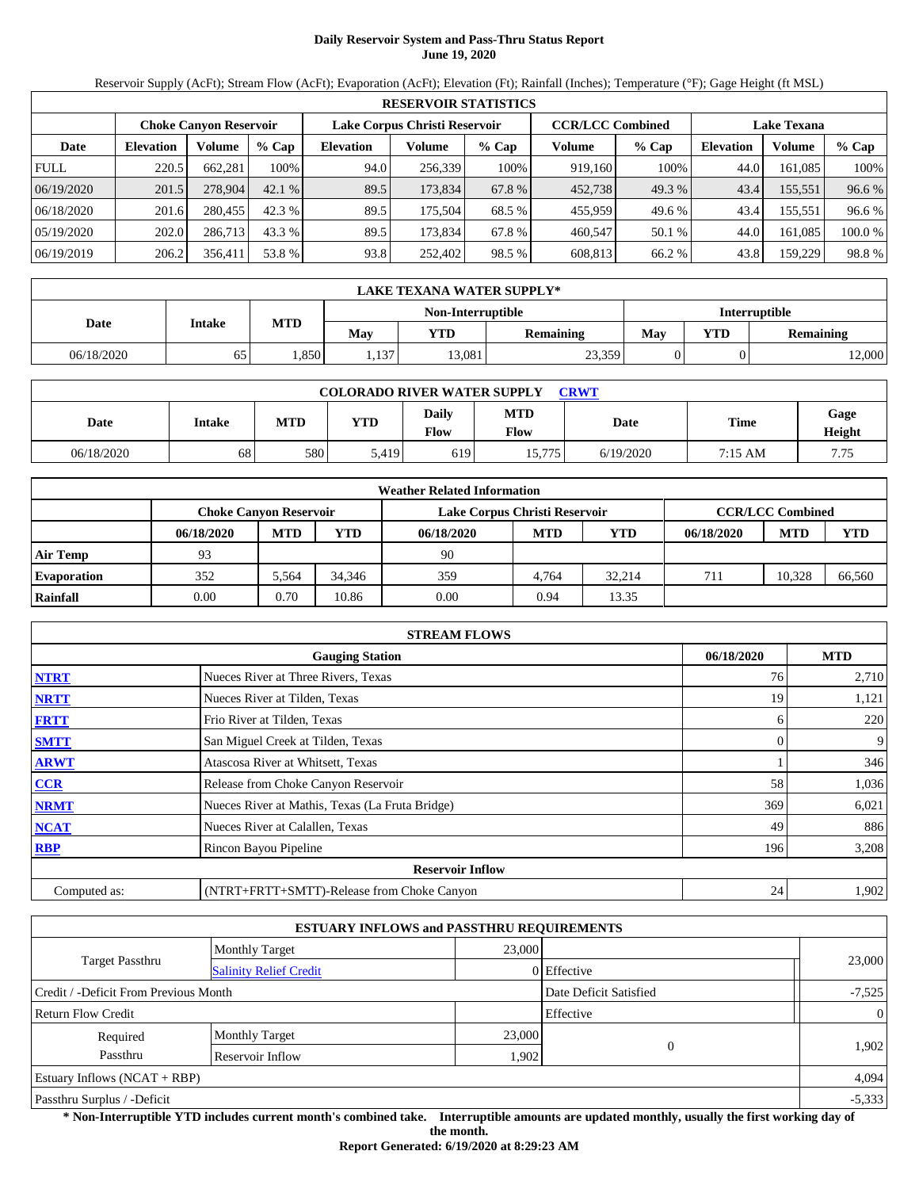# Daily Reservoir System and Pass-Thru Status Report
## June 19, 2020

Reservoir Supply (AcFt); Stream Flow (AcFt); Evaporation (AcFt); Elevation (Ft); Rainfall (Inches); Temperature (°F); Gage Height (ft MSL)

| RESERVOIR STATISTICS | | | | | | | | | | | |
|---|---|---|---|---|---|---|---|---|---|---|---|
| | Choke Canyon Reservoir | | | Lake Corpus Christi Reservoir | | | CCR/LCC Combined | | Lake Texana | | |
| Date | Elevation | Volume | % Cap | Elevation | Volume | % Cap | Volume | % Cap | Elevation | Volume | % Cap |
| FULL | 220.5 | 662,281 | 100% | 94.0 | 256,339 | 100% | 919,160 | 100% | 44.0 | 161,085 | 100% |
| 06/19/2020 | 201.5 | 278,904 | 42.1 % | 89.5 | 173,834 | 67.8 % | 452,738 | 49.3 % | 43.4 | 155,551 | 96.6 % |
| 06/18/2020 | 201.6 | 280,455 | 42.3 % | 89.5 | 175,504 | 68.5 % | 455,959 | 49.6 % | 43.4 | 155,551 | 96.6 % |
| 05/19/2020 | 202.0 | 286,713 | 43.3 % | 89.5 | 173,834 | 67.8 % | 460,547 | 50.1 % | 44.0 | 161,085 | 100.0 % |
| 06/19/2019 | 206.2 | 356,411 | 53.8 % | 93.8 | 252,402 | 98.5 % | 608,813 | 66.2 % | 43.8 | 159,229 | 98.8 % |

| LAKE TEXANA WATER SUPPLY* | | | | | | | | |
|---|---|---|---|---|---|---|---|---|
| Date | Intake | MTD | Non-Interruptible | | | Interruptible | | |
| | | | May | YTD | Remaining | May | YTD | Remaining |
| 06/18/2020 | 65 | 1,850 | 1,137 | 13,081 | 23,359 | 0 | 0 | 12,000 |

| COLORADO RIVER WATER SUPPLY CRWT | | | | | | | | |
|---|---|---|---|---|---|---|---|---|
| Date | Intake | MTD | YTD | Daily Flow | MTD Flow | Date | Time | Gage Height |
| 06/18/2020 | 68 | 580 | 5,419 | 619 | 15,775 | 6/19/2020 | 7:15 AM | 7.75 |

| Weather Related Information | | | | | | | | | |
|---|---|---|---|---|---|---|---|---|---|
| | Choke Canyon Reservoir | | | Lake Corpus Christi Reservoir | | | CCR/LCC Combined | | |
| | 06/18/2020 | MTD | YTD | 06/18/2020 | MTD | YTD | 06/18/2020 | MTD | YTD |
| Air Temp | 93 | | | 90 | | | | | |
| Evaporation | 352 | 5,564 | 34,346 | 359 | 4,764 | 32,214 | 711 | 10,328 | 66,560 |
| Rainfall | 0.00 | 0.70 | 10.86 | 0.00 | 0.94 | 13.35 | | | |

| STREAM FLOWS | | | |
|---|---|---|---|
| | Gauging Station | 06/18/2020 | MTD |
| NTRT | Nueces River at Three Rivers, Texas | 76 | 2,710 |
| NRTT | Nueces River at Tilden, Texas | 19 | 1,121 |
| FRTT | Frio River at Tilden, Texas | 6 | 220 |
| SMTT | San Miguel Creek at Tilden, Texas | 0 | 9 |
| ARWT | Atascosa River at Whitsett, Texas | 1 | 346 |
| CCR | Release from Choke Canyon Reservoir | 58 | 1,036 |
| NRMT | Nueces River at Mathis, Texas (La Fruta Bridge) | 369 | 6,021 |
| NCAT | Nueces River at Calallen, Texas | 49 | 886 |
| RBP | Rincon Bayou Pipeline | 196 | 3,208 |
| | Reservoir Inflow | | |
| Computed as: | (NTRT+FRTT+SMTT)-Release from Choke Canyon | 24 | 1,902 |

| ESTUARY INFLOWS and PASSTHRU REQUIREMENTS | | | | |
|---|---|---|---|---|
| Target Passthru | Monthly Target | 23,000 | | 23,000 |
| | Salinity Relief Credit | 0 | Effective | |
| Credit / -Deficit From Previous Month | | | Date Deficit Satisfied | -7,525 |
| Return Flow Credit | | | Effective | 0 |
| Required Passthru | Monthly Target | 23,000 | 0 | 1,902 |
| | Reservoir Inflow | 1,902 | | |
| Estuary Inflows (NCAT + RBP) | | | | 4,094 |
| Passthru Surplus / -Deficit | | | | -5,333 |

**\* Non-Interruptible YTD includes current month's combined take. Interruptible amounts are updated monthly, usually the first working day of the month.**

**Report Generated: 6/19/2020 at 8:29:23 AM**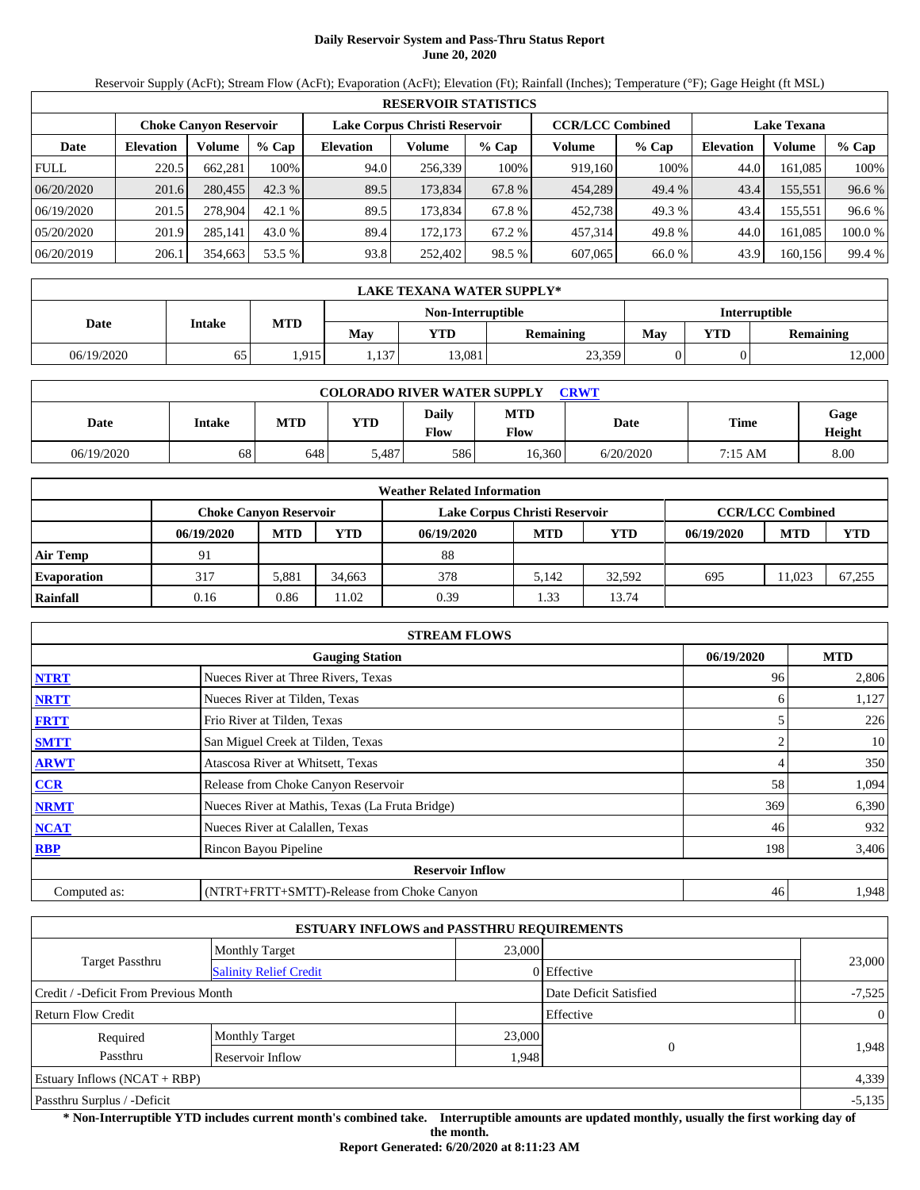# Daily Reservoir System and Pass-Thru Status Report
## June 20, 2020

Reservoir Supply (AcFt); Stream Flow (AcFt); Evaporation (AcFt); Elevation (Ft); Rainfall (Inches); Temperature (°F); Gage Height (ft MSL)

| RESERVOIR STATISTICS | | | | | | | | | | | |
|---|---|---|---|---|---|---|---|---|---|---|---|
| | Choke Canyon Reservoir | | | Lake Corpus Christi Reservoir | | | CCR/LCC Combined | | Lake Texana | | |
| Date | Elevation | Volume | % Cap | Elevation | Volume | % Cap | Volume | % Cap | Elevation | Volume | % Cap |
| FULL | 220.5 | 662,281 | 100% | 94.0 | 256,339 | 100% | 919,160 | 100% | 44.0 | 161,085 | 100% |
| 06/20/2020 | 201.6 | 280,455 | 42.3 % | 89.5 | 173,834 | 67.8 % | 454,289 | 49.4 % | 43.4 | 155,551 | 96.6 % |
| 06/19/2020 | 201.5 | 278,904 | 42.1 % | 89.5 | 173,834 | 67.8 % | 452,738 | 49.3 % | 43.4 | 155,551 | 96.6 % |
| 05/20/2020 | 201.9 | 285,141 | 43.0 % | 89.4 | 172,173 | 67.2 % | 457,314 | 49.8 % | 44.0 | 161,085 | 100.0 % |
| 06/20/2019 | 206.1 | 354,663 | 53.5 % | 93.8 | 252,402 | 98.5 % | 607,065 | 66.0 % | 43.9 | 160,156 | 99.4 % |

| LAKE TEXANA WATER SUPPLY* | | | | | | | | |
|---|---|---|---|---|---|---|---|---|
| Date | Intake | MTD | Non-Interruptible | | | Interruptible | | |
| | | | May | YTD | Remaining | May | YTD | Remaining |
| 06/19/2020 | 65 | 1,915 | 1,137 | 13,081 | 23,359 | 0 | 0 | 12,000 |

| COLORADO RIVER WATER SUPPLY CRWT | | | | | | | | |
|---|---|---|---|---|---|---|---|---|
| Date | Intake | MTD | YTD | Daily Flow | MTD Flow | Date | Time | Gage Height |
| 06/19/2020 | 68 | 648 | 5,487 | 586 | 16,360 | 6/20/2020 | 7:15 AM | 8.00 |

| Weather Related Information | | | | | | | | | |
|---|---|---|---|---|---|---|---|---|---|
| | Choke Canyon Reservoir | | | Lake Corpus Christi Reservoir | | | CCR/LCC Combined | | |
| | 06/19/2020 | MTD | YTD | 06/19/2020 | MTD | YTD | 06/19/2020 | MTD | YTD |
| Air Temp | 91 | | | 88 | | | | | |
| Evaporation | 317 | 5,881 | 34,663 | 378 | 5,142 | 32,592 | 695 | 11,023 | 67,255 |
| Rainfall | 0.16 | 0.86 | 11.02 | 0.39 | 1.33 | 13.74 | | | |

| STREAM FLOWS | | | |
|---|---|---|---|
| | Gauging Station | 06/19/2020 | MTD |
| NTRT | Nueces River at Three Rivers, Texas | 96 | 2,806 |
| NRTT | Nueces River at Tilden, Texas | 6 | 1,127 |
| FRTT | Frio River at Tilden, Texas | 5 | 226 |
| SMTT | San Miguel Creek at Tilden, Texas | 2 | 10 |
| ARWT | Atascosa River at Whitsett, Texas | 4 | 350 |
| CCR | Release from Choke Canyon Reservoir | 58 | 1,094 |
| NRMT | Nueces River at Mathis, Texas (La Fruta Bridge) | 369 | 6,390 |
| NCAT | Nueces River at Calallen, Texas | 46 | 932 |
| RBP | Rincon Bayou Pipeline | 198 | 3,406 |
| Reservoir Inflow | | | |
| Computed as: | (NTRT+FRTT+SMTT)-Release from Choke Canyon | 46 | 1,948 |

| ESTUARY INFLOWS and PASSTHRU REQUIREMENTS | | | | |
|---|---|---|---|---|
| Target Passthru | Monthly Target | 23,000 | | 23,000 |
| | Salinity Relief Credit | 0 | Effective | |
| Credit / -Deficit From Previous Month | | | Date Deficit Satisfied | -7,525 |
| Return Flow Credit | | | Effective | 0 |
| Required Passthru | Monthly Target | 23,000 | 0 | 1,948 |
| | Reservoir Inflow | 1,948 | | |
| Estuary Inflows (NCAT + RBP) | | | | 4,339 |
| Passthru Surplus / -Deficit | | | | -5,135 |

**\* Non-Interruptible YTD includes current month's combined take. Interruptible amounts are updated monthly, usually the first working day of the month.**

**Report Generated: 6/20/2020 at 8:11:23 AM**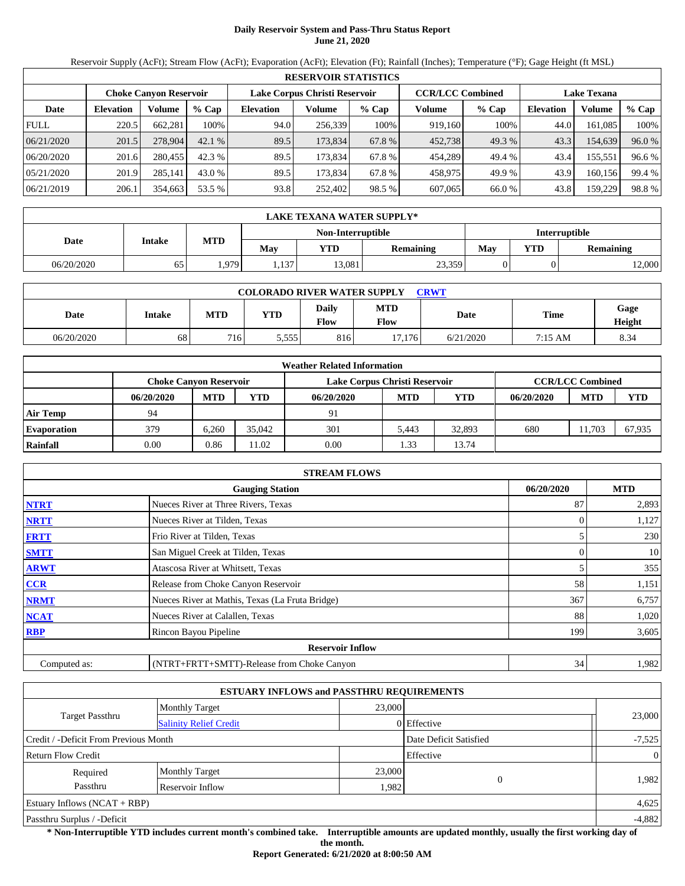# Daily Reservoir System and Pass-Thru Status Report
## June 21, 2020

Reservoir Supply (AcFt); Stream Flow (AcFt); Evaporation (AcFt); Elevation (Ft); Rainfall (Inches); Temperature (°F); Gage Height (ft MSL)

| RESERVOIR STATISTICS | | | | | | | | | | | |
|---|---|---|---|---|---|---|---|---|---|---|---|
| | Choke Canyon Reservoir | | | Lake Corpus Christi Reservoir | | | CCR/LCC Combined | | Lake Texana | | |
| Date | Elevation | Volume | % Cap | Elevation | Volume | % Cap | Volume | % Cap | Elevation | Volume | % Cap |
| FULL | 220.5 | 662,281 | 100% | 94.0 | 256,339 | 100% | 919,160 | 100% | 44.0 | 161,085 | 100% |
| 06/21/2020 | 201.5 | 278,904 | 42.1 % | 89.5 | 173,834 | 67.8 % | 452,738 | 49.3 % | 43.3 | 154,639 | 96.0 % |
| 06/20/2020 | 201.6 | 280,455 | 42.3 % | 89.5 | 173,834 | 67.8 % | 454,289 | 49.4 % | 43.4 | 155,551 | 96.6 % |
| 05/21/2020 | 201.9 | 285,141 | 43.0 % | 89.5 | 173,834 | 67.8 % | 458,975 | 49.9 % | 43.9 | 160,156 | 99.4 % |
| 06/21/2019 | 206.1 | 354,663 | 53.5 % | 93.8 | 252,402 | 98.5 % | 607,065 | 66.0 % | 43.8 | 159,229 | 98.8 % |

| LAKE TEXANA WATER SUPPLY* | | | | | | | | |
|---|---|---|---|---|---|---|---|---|
| Date | Intake | MTD | Non-Interruptible | | | Interruptible | | |
| | | | May | YTD | Remaining | May | YTD | Remaining |
| 06/20/2020 | 65 | 1,979 | 1,137 | 13,081 | 23,359 | 0 | 0 | 12,000 |

| COLORADO RIVER WATER SUPPLY CRWT | | | | | | | | |
|---|---|---|---|---|---|---|---|---|
| Date | Intake | MTD | YTD | Daily Flow | MTD Flow | Date | Time | Gage Height |
| 06/20/2020 | 68 | 716 | 5,555 | 816 | 17,176 | 6/21/2020 | 7:15 AM | 8.34 |

| Weather Related Information | | | | | | | | | |
|---|---|---|---|---|---|---|---|---|---|
| | Choke Canyon Reservoir | | | Lake Corpus Christi Reservoir | | | CCR/LCC Combined | | |
| | 06/20/2020 | MTD | YTD | 06/20/2020 | MTD | YTD | 06/20/2020 | MTD | YTD |
| Air Temp | 94 | | | 91 | | | | | |
| Evaporation | 379 | 6,260 | 35,042 | 301 | 5,443 | 32,893 | 680 | 11,703 | 67,935 |
| Rainfall | 0.00 | 0.86 | 11.02 | 0.00 | 1.33 | 13.74 | | | |

| STREAM FLOWS | | | |
|---|---|---|---|
| | Gauging Station | 06/20/2020 | MTD |
| NTRT | Nueces River at Three Rivers, Texas | 87 | 2,893 |
| NRTT | Nueces River at Tilden, Texas | 0 | 1,127 |
| FRTT | Frio River at Tilden, Texas | 5 | 230 |
| SMTT | San Miguel Creek at Tilden, Texas | 0 | 10 |
| ARWT | Atascosa River at Whitsett, Texas | 5 | 355 |
| CCR | Release from Choke Canyon Reservoir | 58 | 1,151 |
| NRMT | Nueces River at Mathis, Texas (La Fruta Bridge) | 367 | 6,757 |
| NCAT | Nueces River at Calallen, Texas | 88 | 1,020 |
| RBP | Rincon Bayou Pipeline | 199 | 3,605 |
| Reservoir Inflow | | | |
| Computed as: | (NTRT+FRTT+SMTT)-Release from Choke Canyon | 34 | 1,982 |

| ESTUARY INFLOWS and PASSTHRU REQUIREMENTS | | | | |
|---|---|---|---|---|
| Target Passthru | Monthly Target | 23,000 | | 23,000 |
| | Salinity Relief Credit | 0 | Effective | |
| Credit / -Deficit From Previous Month | | | Date Deficit Satisfied | -7,525 |
| Return Flow Credit | | | Effective | 0 |
| Required Passthru | Monthly Target | 23,000 | 0 | 1,982 |
| | Reservoir Inflow | 1,982 | | |
| Estuary Inflows (NCAT + RBP) | | | | 4,625 |
| Passthru Surplus / -Deficit | | | | -4,882 |

**\* Non-Interruptible YTD includes current month's combined take. Interruptible amounts are updated monthly, usually the first working day of the month.**

**Report Generated: 6/21/2020 at 8:00:50 AM**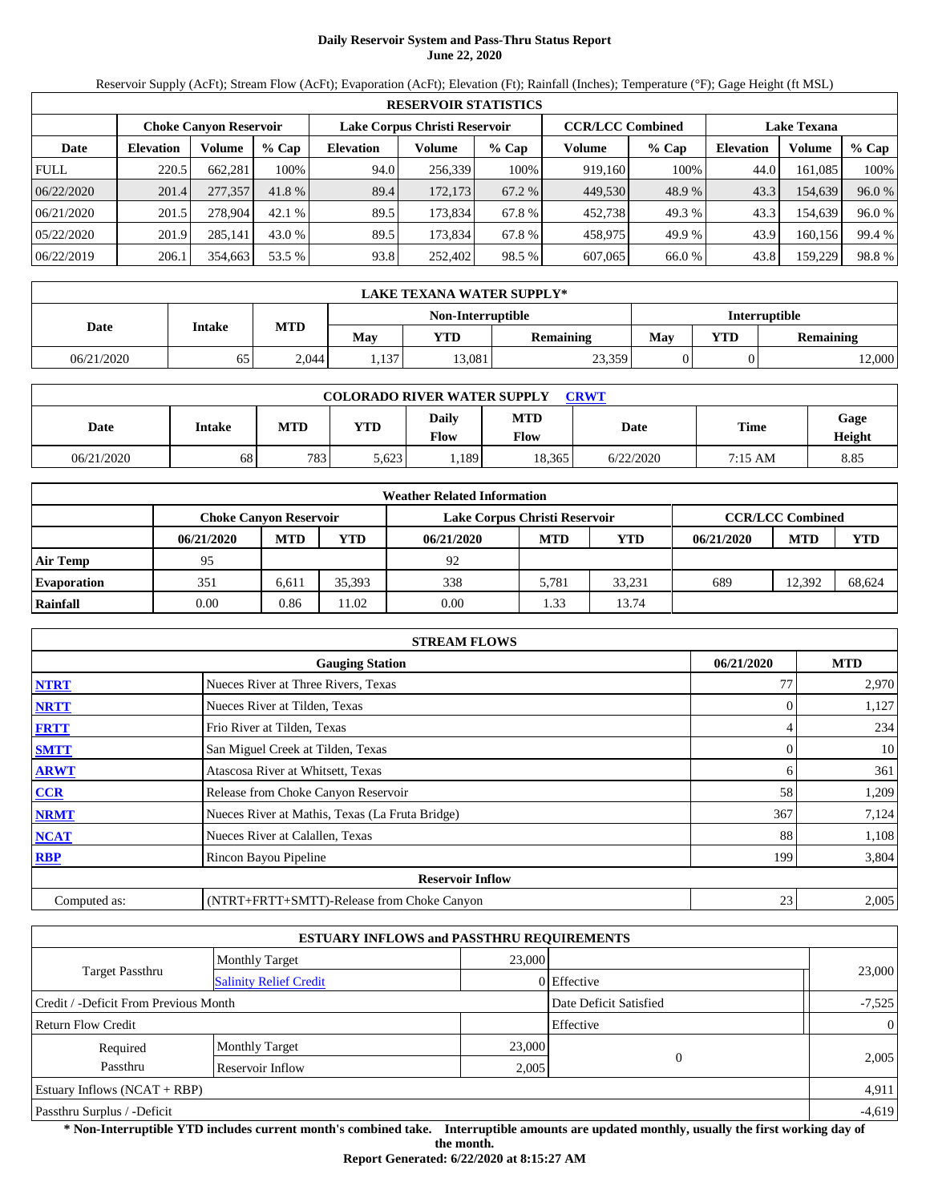# Daily Reservoir System and Pass-Thru Status Report
## June 22, 2020

Reservoir Supply (AcFt); Stream Flow (AcFt); Evaporation (AcFt); Elevation (Ft); Rainfall (Inches); Temperature (°F); Gage Height (ft MSL)

| RESERVOIR STATISTICS | | | | | | | | | | | |
|---|---|---|---|---|---|---|---|---|---|---|---|
| | Choke Canyon Reservoir | | | Lake Corpus Christi Reservoir | | | CCR/LCC Combined | | Lake Texana | | |
| Date | Elevation | Volume | % Cap | Elevation | Volume | % Cap | Volume | % Cap | Elevation | Volume | % Cap |
| FULL | 220.5 | 662,281 | 100% | 94.0 | 256,339 | 100% | 919,160 | 100% | 44.0 | 161,085 | 100% |
| 06/22/2020 | 201.4 | 277,357 | 41.8 % | 89.4 | 172,173 | 67.2 % | 449,530 | 48.9 % | 43.3 | 154,639 | 96.0 % |
| 06/21/2020 | 201.5 | 278,904 | 42.1 % | 89.5 | 173,834 | 67.8 % | 452,738 | 49.3 % | 43.3 | 154,639 | 96.0 % |
| 05/22/2020 | 201.9 | 285,141 | 43.0 % | 89.5 | 173,834 | 67.8 % | 458,975 | 49.9 % | 43.9 | 160,156 | 99.4 % |
| 06/22/2019 | 206.1 | 354,663 | 53.5 % | 93.8 | 252,402 | 98.5 % | 607,065 | 66.0 % | 43.8 | 159,229 | 98.8 % |

| LAKE TEXANA WATER SUPPLY* | | | | | | | | |
|---|---|---|---|---|---|---|---|---|
| Date | Intake | MTD | Non-Interruptible | | | Interruptible | | |
| | | | May | YTD | Remaining | May | YTD | Remaining |
| 06/21/2020 | 65 | 2,044 | 1,137 | 13,081 | 23,359 | 0 | 0 | 12,000 |

| COLORADO RIVER WATER SUPPLY CRWT | | | | | | | | |
|---|---|---|---|---|---|---|---|---|
| Date | Intake | MTD | YTD | Daily Flow | MTD Flow | Date | Time | Gage Height |
| 06/21/2020 | 68 | 783 | 5,623 | 1,189 | 18,365 | 6/22/2020 | 7:15 AM | 8.85 |

| Weather Related Information | | | | | | | | | |
|---|---|---|---|---|---|---|---|---|---|
| | Choke Canyon Reservoir | | | Lake Corpus Christi Reservoir | | | CCR/LCC Combined | | |
| | 06/21/2020 | MTD | YTD | 06/21/2020 | MTD | YTD | 06/21/2020 | MTD | YTD |
| Air Temp | 95 | | | 92 | | | | | |
| Evaporation | 351 | 6,611 | 35,393 | 338 | 5,781 | 33,231 | 689 | 12,392 | 68,624 |
| Rainfall | 0.00 | 0.86 | 11.02 | 0.00 | 1.33 | 13.74 | | | |

| STREAM FLOWS | | | |
|---|---|---|---|
| | Gauging Station | 06/21/2020 | MTD |
| NTRT | Nueces River at Three Rivers, Texas | 77 | 2,970 |
| NRTT | Nueces River at Tilden, Texas | 0 | 1,127 |
| FRTT | Frio River at Tilden, Texas | 4 | 234 |
| SMTT | San Miguel Creek at Tilden, Texas | 0 | 10 |
| ARWT | Atascosa River at Whitsett, Texas | 6 | 361 |
| CCR | Release from Choke Canyon Reservoir | 58 | 1,209 |
| NRMT | Nueces River at Mathis, Texas (La Fruta Bridge) | 367 | 7,124 |
| NCAT | Nueces River at Calallen, Texas | 88 | 1,108 |
| RBP | Rincon Bayou Pipeline | 199 | 3,804 |
| **Reservoir Inflow** | | | |
| Computed as: | (NTRT+FRTT+SMTT)-Release from Choke Canyon | 23 | 2,005 |

| ESTUARY INFLOWS and PASSTHRU REQUIREMENTS | | | | |
|---|---|---|---|---|
| Target Passthru | Monthly Target | 23,000 | | 23,000 |
| | Salinity Relief Credit | 0 | Effective | |
| Credit / -Deficit From Previous Month | | | Date Deficit Satisfied | -7,525 |
| Return Flow Credit | | | Effective | 0 |
| Required Passthru | Monthly Target | 23,000 | 0 | 2,005 |
| | Reservoir Inflow | 2,005 | | |
| Estuary Inflows (NCAT + RBP) | | | | 4,911 |
| Passthru Surplus / -Deficit | | | | -4,619 |

**\* Non-Interruptible YTD includes current month's combined take. Interruptible amounts are updated monthly, usually the first working day of the month.**

**Report Generated: 6/22/2020 at 8:15:27 AM**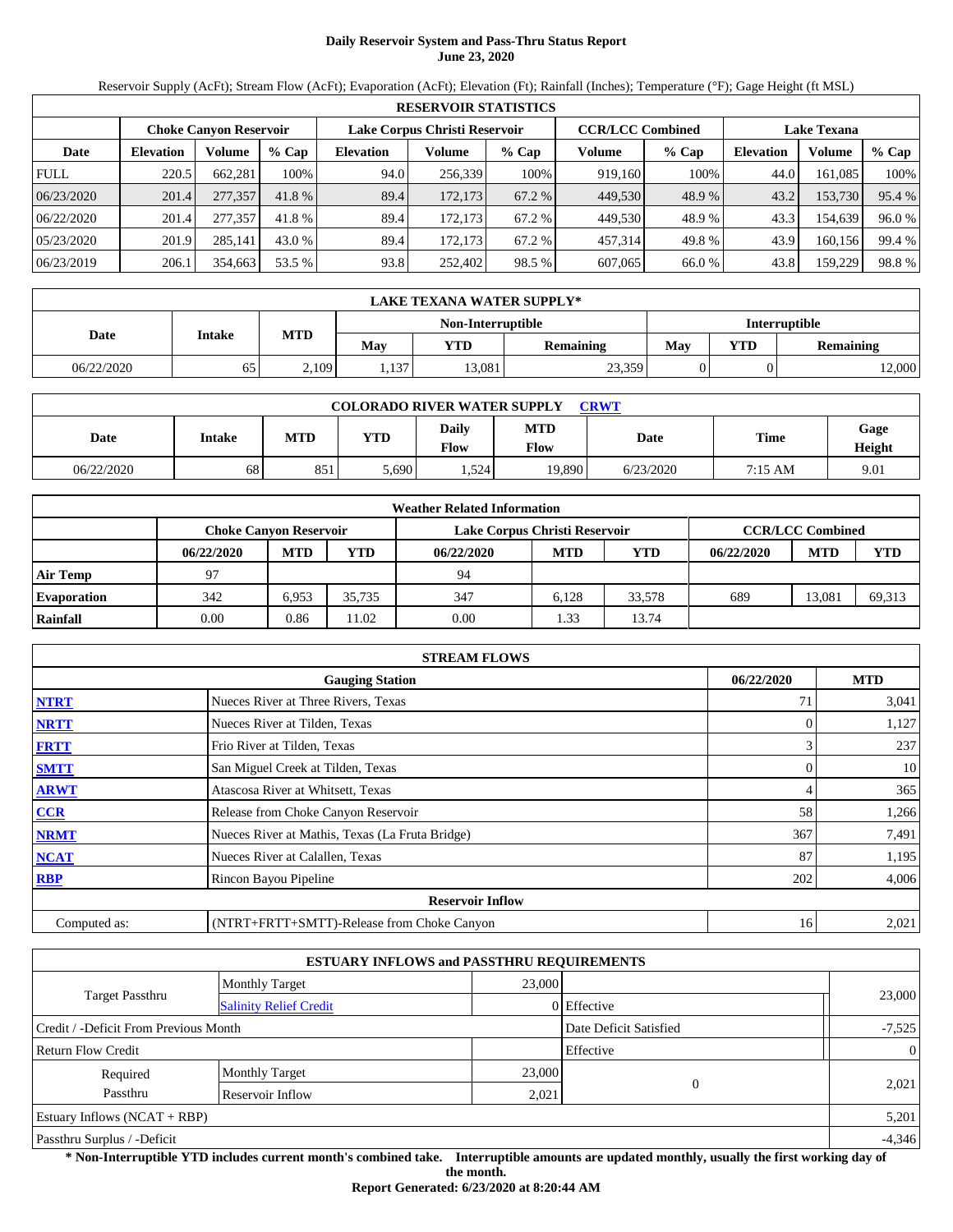# Daily Reservoir System and Pass-Thru Status Report
## June 23, 2020

Reservoir Supply (AcFt); Stream Flow (AcFt); Evaporation (AcFt); Elevation (Ft); Rainfall (Inches); Temperature (°F); Gage Height (ft MSL)

| RESERVOIR STATISTICS | | | | | | | | | | | |
|---|---|---|---|---|---|---|---|---|---|---|---|
| | Choke Canyon Reservoir | | | Lake Corpus Christi Reservoir | | | CCR/LCC Combined | | Lake Texana | | |
| Date | Elevation | Volume | % Cap | Elevation | Volume | % Cap | Volume | % Cap | Elevation | Volume | % Cap |
| FULL | 220.5 | 662,281 | 100% | 94.0 | 256,339 | 100% | 919,160 | 100% | 44.0 | 161,085 | 100% |
| 06/23/2020 | 201.4 | 277,357 | 41.8 % | 89.4 | 172,173 | 67.2 % | 449,530 | 48.9 % | 43.2 | 153,730 | 95.4 % |
| 06/22/2020 | 201.4 | 277,357 | 41.8 % | 89.4 | 172,173 | 67.2 % | 449,530 | 48.9 % | 43.3 | 154,639 | 96.0 % |
| 05/23/2020 | 201.9 | 285,141 | 43.0 % | 89.4 | 172,173 | 67.2 % | 457,314 | 49.8 % | 43.9 | 160,156 | 99.4 % |
| 06/23/2019 | 206.1 | 354,663 | 53.5 % | 93.8 | 252,402 | 98.5 % | 607,065 | 66.0 % | 43.8 | 159,229 | 98.8 % |

| LAKE TEXANA WATER SUPPLY* | | | | | | | | |
|---|---|---|---|---|---|---|---|---|
| Date | Intake | MTD | Non-Interruptible | | | Interruptible | | |
| | | | May | YTD | Remaining | May | YTD | Remaining |
| 06/22/2020 | 65 | 2,109 | 1,137 | 13,081 | 23,359 | 0 | 0 | 12,000 |

| COLORADO RIVER WATER SUPPLY CRWT | | | | | | | | |
|---|---|---|---|---|---|---|---|---|
| Date | Intake | MTD | YTD | Daily Flow | MTD Flow | Date | Time | Gage Height |
| 06/22/2020 | 68 | 851 | 5,690 | 1,524 | 19,890 | 6/23/2020 | 7:15 AM | 9.01 |

| Weather Related Information | | | | | | | | | |
|---|---|---|---|---|---|---|---|---|---|
| | Choke Canyon Reservoir | | | Lake Corpus Christi Reservoir | | | CCR/LCC Combined | | |
| | 06/22/2020 | MTD | YTD | 06/22/2020 | MTD | YTD | 06/22/2020 | MTD | YTD |
| Air Temp | 97 | | | 94 | | | | | |
| Evaporation | 342 | 6,953 | 35,735 | 347 | 6,128 | 33,578 | 689 | 13,081 | 69,313 |
| Rainfall | 0.00 | 0.86 | 11.02 | 0.00 | 1.33 | 13.74 | | | |

| STREAM FLOWS | | | |
|---|---|---|---|
| | Gauging Station | 06/22/2020 | MTD |
| NTRT | Nueces River at Three Rivers, Texas | 71 | 3,041 |
| NRTT | Nueces River at Tilden, Texas | 0 | 1,127 |
| FRTT | Frio River at Tilden, Texas | 3 | 237 |
| SMTT | San Miguel Creek at Tilden, Texas | 0 | 10 |
| ARWT | Atascosa River at Whitsett, Texas | 4 | 365 |
| CCR | Release from Choke Canyon Reservoir | 58 | 1,266 |
| NRMT | Nueces River at Mathis, Texas (La Fruta Bridge) | 367 | 7,491 |
| NCAT | Nueces River at Calallen, Texas | 87 | 1,195 |
| RBP | Rincon Bayou Pipeline | 202 | 4,006 |
| | Reservoir Inflow | | |
| Computed as: | (NTRT+FRTT+SMTT)-Release from Choke Canyon | 16 | 2,021 |

| ESTUARY INFLOWS and PASSTHRU REQUIREMENTS | | | | |
|---|---|---|---|---|
| Target Passthru | Monthly Target | 23,000 | | 23,000 |
| | Salinity Relief Credit | 0 | Effective | |
| Credit / -Deficit From Previous Month | | | Date Deficit Satisfied | -7,525 |
| Return Flow Credit | | | Effective | 0 |
| Required Passthru | Monthly Target | 23,000 | 0 | 2,021 |
| | Reservoir Inflow | 2,021 | | |
| Estuary Inflows (NCAT + RBP) | | | | 5,201 |
| Passthru Surplus / -Deficit | | | | -4,346 |

**\* Non-Interruptible YTD includes current month's combined take. Interruptible amounts are updated monthly, usually the first working day of the month.**

**Report Generated: 6/23/2020 at 8:20:44 AM**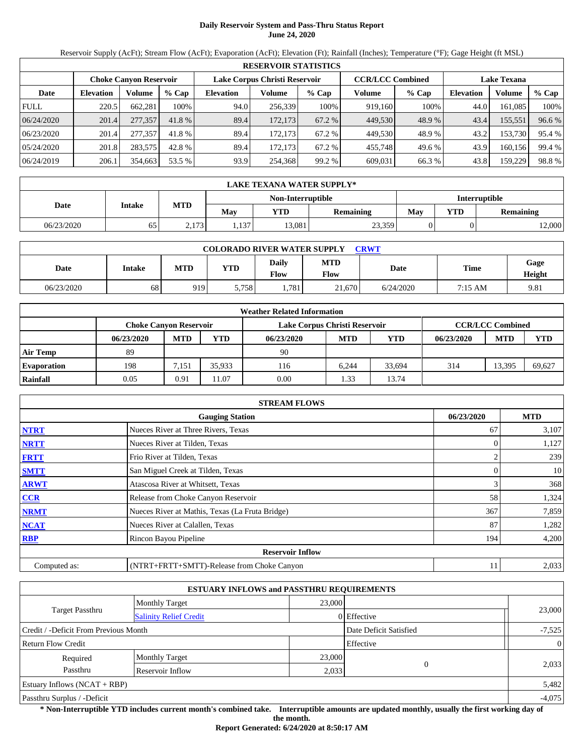# Daily Reservoir System and Pass-Thru Status Report
## June 24, 2020

Reservoir Supply (AcFt); Stream Flow (AcFt); Evaporation (AcFt); Elevation (Ft); Rainfall (Inches); Temperature (°F); Gage Height (ft MSL)

| RESERVOIR STATISTICS | | | | | | | | | | | |
|---|---|---|---|---|---|---|---|---|---|---|---|
| | Choke Canyon Reservoir | | | Lake Corpus Christi Reservoir | | | CCR/LCC Combined | | Lake Texana | | |
| Date | Elevation | Volume | % Cap | Elevation | Volume | % Cap | Volume | % Cap | Elevation | Volume | % Cap |
| FULL | 220.5 | 662,281 | 100% | 94.0 | 256,339 | 100% | 919,160 | 100% | 44.0 | 161,085 | 100% |
| 06/24/2020 | 201.4 | 277,357 | 41.8 % | 89.4 | 172,173 | 67.2 % | 449,530 | 48.9 % | 43.4 | 155,551 | 96.6 % |
| 06/23/2020 | 201.4 | 277,357 | 41.8 % | 89.4 | 172,173 | 67.2 % | 449,530 | 48.9 % | 43.2 | 153,730 | 95.4 % |
| 05/24/2020 | 201.8 | 283,575 | 42.8 % | 89.4 | 172,173 | 67.2 % | 455,748 | 49.6 % | 43.9 | 160,156 | 99.4 % |
| 06/24/2019 | 206.1 | 354,663 | 53.5 % | 93.9 | 254,368 | 99.2 % | 609,031 | 66.3 % | 43.8 | 159,229 | 98.8 % |

| LAKE TEXANA WATER SUPPLY* | | | | | | | | |
|---|---|---|---|---|---|---|---|---|
| Date | Intake | MTD | Non-Interruptible | | | Interruptible | | |
| | | | May | YTD | Remaining | May | YTD | Remaining |
| 06/23/2020 | 65 | 2,173 | 1,137 | 13,081 | 23,359 | 0 | 0 | 12,000 |

| COLORADO RIVER WATER SUPPLY CRWT | | | | | | | | |
|---|---|---|---|---|---|---|---|---|
| Date | Intake | MTD | YTD | Daily Flow | MTD Flow | Date | Time | Gage Height |
| 06/23/2020 | 68 | 919 | 5,758 | 1,781 | 21,670 | 6/24/2020 | 7:15 AM | 9.81 |

| Weather Related Information | | | | | | | | | |
|---|---|---|---|---|---|---|---|---|---|
| | Choke Canyon Reservoir | | | Lake Corpus Christi Reservoir | | | CCR/LCC Combined | | |
| | 06/23/2020 | MTD | YTD | 06/23/2020 | MTD | YTD | 06/23/2020 | MTD | YTD |
| Air Temp | 89 | | | 90 | | | | | |
| Evaporation | 198 | 7,151 | 35,933 | 116 | 6,244 | 33,694 | 314 | 13,395 | 69,627 |
| Rainfall | 0.05 | 0.91 | 11.07 | 0.00 | 1.33 | 13.74 | | | |

| STREAM FLOWS | | | |
|---|---|---|---|
| | Gauging Station | 06/23/2020 | MTD |
| NTRT | Nueces River at Three Rivers, Texas | 67 | 3,107 |
| NRTT | Nueces River at Tilden, Texas | 0 | 1,127 |
| FRTT | Frio River at Tilden, Texas | 2 | 239 |
| SMTT | San Miguel Creek at Tilden, Texas | 0 | 10 |
| ARWT | Atascosa River at Whitsett, Texas | 3 | 368 |
| CCR | Release from Choke Canyon Reservoir | 58 | 1,324 |
| NRMT | Nueces River at Mathis, Texas (La Fruta Bridge) | 367 | 7,859 |
| NCAT | Nueces River at Calallen, Texas | 87 | 1,282 |
| RBP | Rincon Bayou Pipeline | 194 | 4,200 |
| **Reservoir Inflow** | | | |
| Computed as: | (NTRT+FRTT+SMTT)-Release from Choke Canyon | 11 | 2,033 |

| ESTUARY INFLOWS and PASSTHRU REQUIREMENTS | | | | |
|---|---|---|---|---|
| Target Passthru | Monthly Target | 23,000 | | 23,000 |
| | Salinity Relief Credit | 0 | Effective | |
| Credit / -Deficit From Previous Month | | | Date Deficit Satisfied | -7,525 |
| Return Flow Credit | | | Effective | 0 |
| Required Passthru | Monthly Target | 23,000 | 0 | 2,033 |
| | Reservoir Inflow | 2,033 | | |
| Estuary Inflows (NCAT + RBP) | | | | 5,482 |
| Passthru Surplus / -Deficit | | | | -4,075 |

**\* Non-Interruptible YTD includes current month's combined take. Interruptible amounts are updated monthly, usually the first working day of the month.**

**Report Generated: 6/24/2020 at 8:50:17 AM**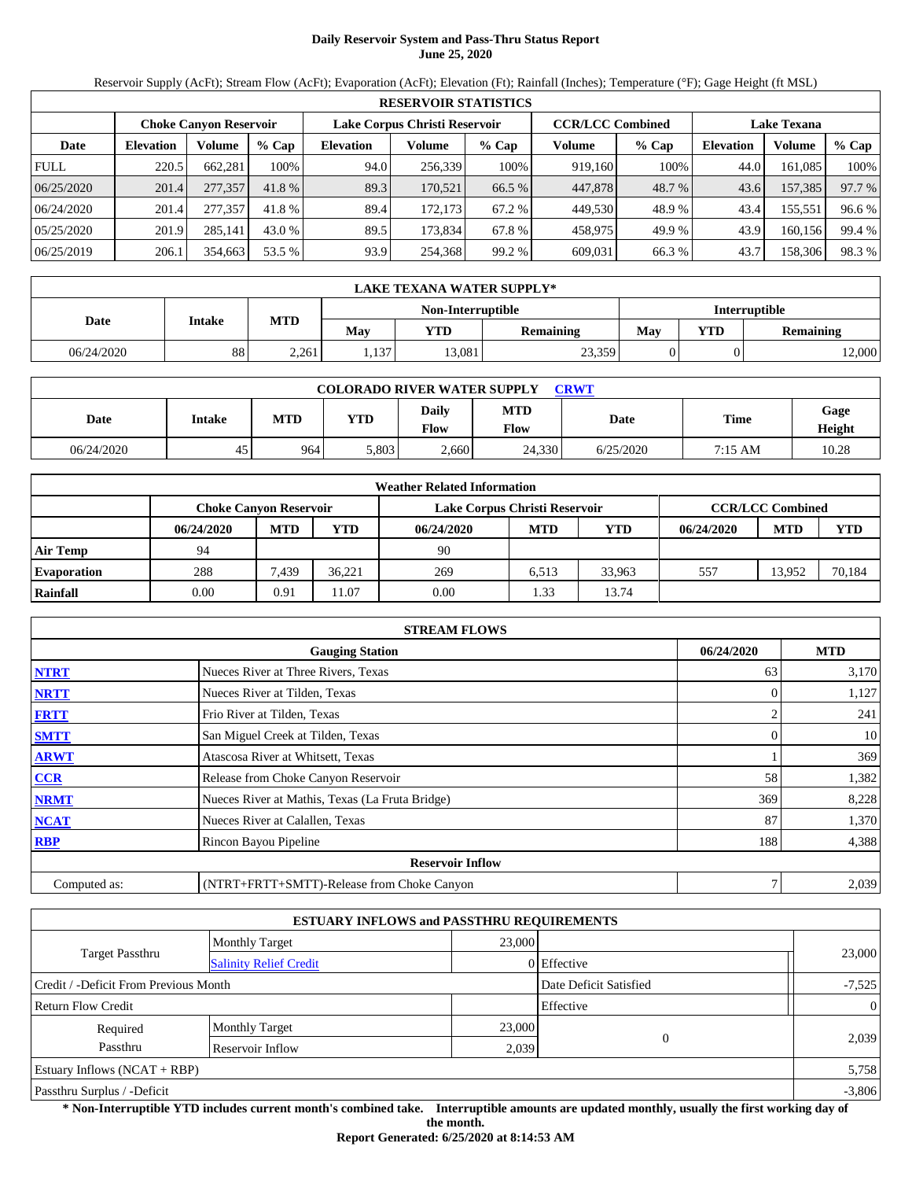# Daily Reservoir System and Pass-Thru Status Report
## June 25, 2020

Reservoir Supply (AcFt); Stream Flow (AcFt); Evaporation (AcFt); Elevation (Ft); Rainfall (Inches); Temperature (°F); Gage Height (ft MSL)

| RESERVOIR STATISTICS | | | | | | | | | | | |
|---|---|---|---|---|---|---|---|---|---|---|---|
| | Choke Canyon Reservoir | | | Lake Corpus Christi Reservoir | | | CCR/LCC Combined | | Lake Texana | | |
| Date | Elevation | Volume | % Cap | Elevation | Volume | % Cap | Volume | % Cap | Elevation | Volume | % Cap |
| FULL | 220.5 | 662,281 | 100% | 94.0 | 256,339 | 100% | 919,160 | 100% | 44.0 | 161,085 | 100% |
| 06/25/2020 | 201.4 | 277,357 | 41.8 % | 89.3 | 170,521 | 66.5 % | 447,878 | 48.7 % | 43.6 | 157,385 | 97.7 % |
| 06/24/2020 | 201.4 | 277,357 | 41.8 % | 89.4 | 172,173 | 67.2 % | 449,530 | 48.9 % | 43.4 | 155,551 | 96.6 % |
| 05/25/2020 | 201.9 | 285,141 | 43.0 % | 89.5 | 173,834 | 67.8 % | 458,975 | 49.9 % | 43.9 | 160,156 | 99.4 % |
| 06/25/2019 | 206.1 | 354,663 | 53.5 % | 93.9 | 254,368 | 99.2 % | 609,031 | 66.3 % | 43.7 | 158,306 | 98.3 % |

| LAKE TEXANA WATER SUPPLY* | | | | | | | | |
|---|---|---|---|---|---|---|---|---|
| Date | Intake | MTD | Non-Interruptible | | | Interruptible | | |
| | | | May | YTD | Remaining | May | YTD | Remaining |
| 06/24/2020 | 88 | 2,261 | 1,137 | 13,081 | 23,359 | 0 | 0 | 12,000 |

| COLORADO RIVER WATER SUPPLY CRWT | | | | | | | | |
|---|---|---|---|---|---|---|---|---|
| Date | Intake | MTD | YTD | Daily Flow | MTD Flow | Date | Time | Gage Height |
| 06/24/2020 | 45 | 964 | 5,803 | 2,660 | 24,330 | 6/25/2020 | 7:15 AM | 10.28 |

| Weather Related Information | | | | | | | | | |
|---|---|---|---|---|---|---|---|---|---|
| | Choke Canyon Reservoir | | | Lake Corpus Christi Reservoir | | | CCR/LCC Combined | | |
| | 06/24/2020 | MTD | YTD | 06/24/2020 | MTD | YTD | 06/24/2020 | MTD | YTD |
| Air Temp | 94 | | | 90 | | | | | |
| Evaporation | 288 | 7,439 | 36,221 | 269 | 6,513 | 33,963 | 557 | 13,952 | 70,184 |
| Rainfall | 0.00 | 0.91 | 11.07 | 0.00 | 1.33 | 13.74 | | | |

| STREAM FLOWS | | | |
|---|---|---|---|
| | Gauging Station | 06/24/2020 | MTD |
| NTRT | Nueces River at Three Rivers, Texas | 63 | 3,170 |
| NRTT | Nueces River at Tilden, Texas | 0 | 1,127 |
| FRTT | Frio River at Tilden, Texas | 2 | 241 |
| SMTT | San Miguel Creek at Tilden, Texas | 0 | 10 |
| ARWT | Atascosa River at Whitsett, Texas | 1 | 369 |
| CCR | Release from Choke Canyon Reservoir | 58 | 1,382 |
| NRMT | Nueces River at Mathis, Texas (La Fruta Bridge) | 369 | 8,228 |
| NCAT | Nueces River at Calallen, Texas | 87 | 1,370 |
| RBP | Rincon Bayou Pipeline | 188 | 4,388 |
| Reservoir Inflow | | | |
| Computed as: | (NTRT+FRTT+SMTT)-Release from Choke Canyon | 7 | 2,039 |

| ESTUARY INFLOWS and PASSTHRU REQUIREMENTS | | | | |
|---|---|---|---|---|
| Target Passthru | Monthly Target | 23,000 | | 23,000 |
| | Salinity Relief Credit | 0 | Effective | |
| Credit / -Deficit From Previous Month | | | Date Deficit Satisfied | -7,525 |
| Return Flow Credit | | | Effective | 0 |
| Required Passthru | Monthly Target | 23,000 | 0 | 2,039 |
| | Reservoir Inflow | 2,039 | | |
| Estuary Inflows (NCAT + RBP) | | | | 5,758 |
| Passthru Surplus / -Deficit | | | | -3,806 |

**\* Non-Interruptible YTD includes current month's combined take. Interruptible amounts are updated monthly, usually the first working day of the month.**

**Report Generated: 6/25/2020 at 8:14:53 AM**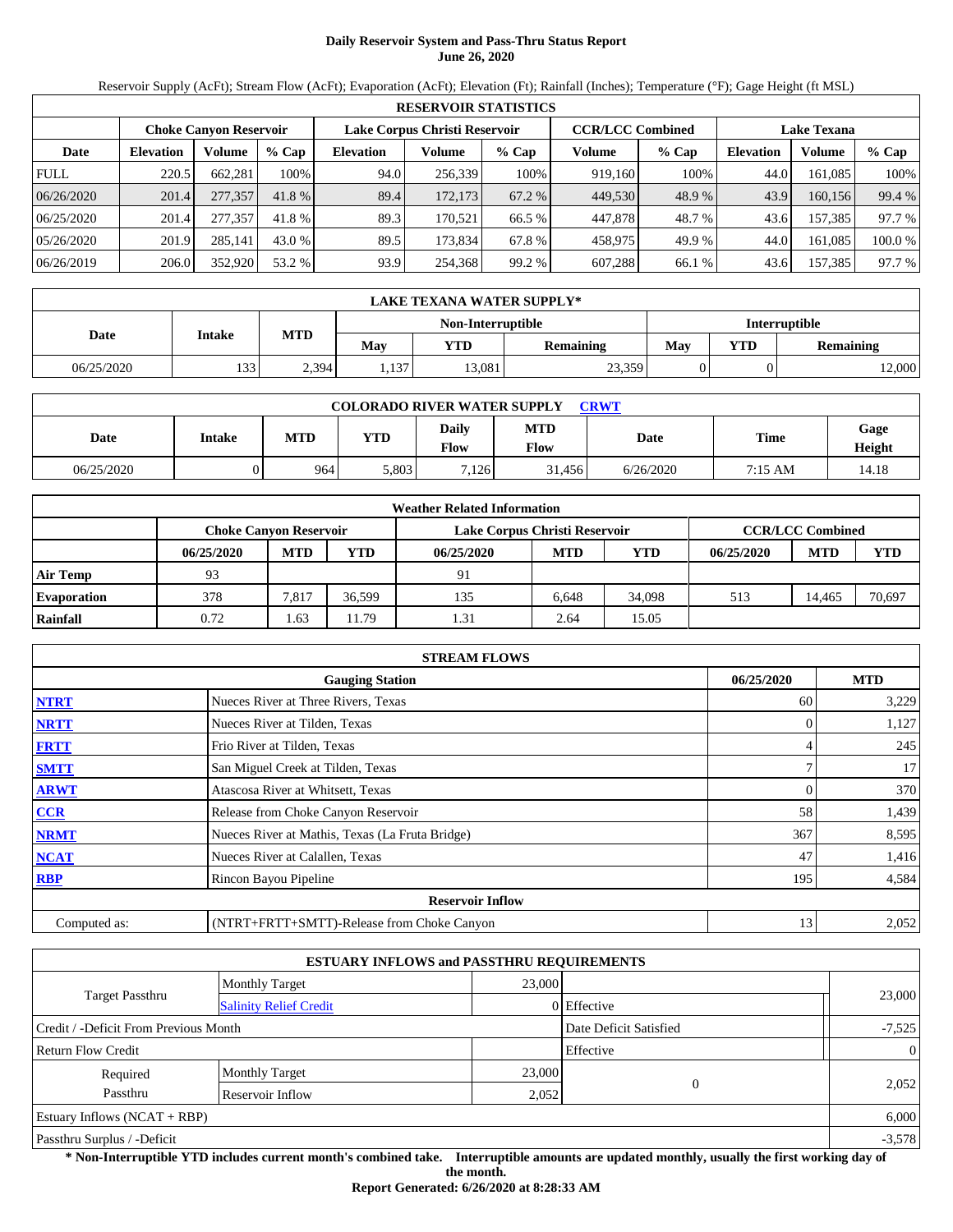# Daily Reservoir System and Pass-Thru Status Report
**June 26, 2020**

Reservoir Supply (AcFt); Stream Flow (AcFt); Evaporation (AcFt); Elevation (Ft); Rainfall (Inches); Temperature (°F); Gage Height (ft MSL)

| RESERVOIR STATISTICS | | | | | | | | | | | |
|---|---|---|---|---|---|---|---|---|---|---|---|
| | Choke Canyon Reservoir | | | Lake Corpus Christi Reservoir | | | CCR/LCC Combined | | Lake Texana | | |
| Date | Elevation | Volume | % Cap | Elevation | Volume | % Cap | Volume | % Cap | Elevation | Volume | % Cap |
| FULL | 220.5 | 662,281 | 100% | 94.0 | 256,339 | 100% | 919,160 | 100% | 44.0 | 161,085 | 100% |
| 06/26/2020 | 201.4 | 277,357 | 41.8 % | 89.4 | 172,173 | 67.2 % | 449,530 | 48.9 % | 43.9 | 160,156 | 99.4 % |
| 06/25/2020 | 201.4 | 277,357 | 41.8 % | 89.3 | 170,521 | 66.5 % | 447,878 | 48.7 % | 43.6 | 157,385 | 97.7 % |
| 05/26/2020 | 201.9 | 285,141 | 43.0 % | 89.5 | 173,834 | 67.8 % | 458,975 | 49.9 % | 44.0 | 161,085 | 100.0 % |
| 06/26/2019 | 206.0 | 352,920 | 53.2 % | 93.9 | 254,368 | 99.2 % | 607,288 | 66.1 % | 43.6 | 157,385 | 97.7 % |

| LAKE TEXANA WATER SUPPLY* | | | | | | | | |
|---|---|---|---|---|---|---|---|---|
| Date | Intake | MTD | Non-Interruptible | | | Interruptible | | |
| | | | May | YTD | Remaining | May | YTD | Remaining |
| 06/25/2020 | 133 | 2,394 | 1,137 | 13,081 | 23,359 | 0 | 0 | 12,000 |

| COLORADO RIVER WATER SUPPLY CRWT | | | | | | | | |
|---|---|---|---|---|---|---|---|---|
| Date | Intake | MTD | YTD | Daily Flow | MTD Flow | Date | Time | Gage Height |
| 06/25/2020 | 0 | 964 | 5,803 | 7,126 | 31,456 | 6/26/2020 | 7:15 AM | 14.18 |

| Weather Related Information | | | | | | | | | |
|---|---|---|---|---|---|---|---|---|---|
| | Choke Canyon Reservoir | | | Lake Corpus Christi Reservoir | | | CCR/LCC Combined | | |
| | 06/25/2020 | MTD | YTD | 06/25/2020 | MTD | YTD | 06/25/2020 | MTD | YTD |
| Air Temp | 93 | | | 91 | | | | | |
| Evaporation | 378 | 7,817 | 36,599 | 135 | 6,648 | 34,098 | 513 | 14,465 | 70,697 |
| Rainfall | 0.72 | 1.63 | 11.79 | 1.31 | 2.64 | 15.05 | | | |

| STREAM FLOWS | | | |
|---|---|---|---|
| | Gauging Station | 06/25/2020 | MTD |
| NTRT | Nueces River at Three Rivers, Texas | 60 | 3,229 |
| NRTT | Nueces River at Tilden, Texas | 0 | 1,127 |
| FRTT | Frio River at Tilden, Texas | 4 | 245 |
| SMTT | San Miguel Creek at Tilden, Texas | 7 | 17 |
| ARWT | Atascosa River at Whitsett, Texas | 0 | 370 |
| CCR | Release from Choke Canyon Reservoir | 58 | 1,439 |
| NRMT | Nueces River at Mathis, Texas (La Fruta Bridge) | 367 | 8,595 |
| NCAT | Nueces River at Calallen, Texas | 47 | 1,416 |
| RBP | Rincon Bayou Pipeline | 195 | 4,584 |
| Reservoir Inflow | | | |
| Computed as: | (NTRT+FRTT+SMTT)-Release from Choke Canyon | 13 | 2,052 |

| ESTUARY INFLOWS and PASSTHRU REQUIREMENTS | | | | |
|---|---|---|---|---|
| Target Passthru | Monthly Target | 23,000 | | 23,000 |
| | Salinity Relief Credit | 0 | Effective | |
| Credit / -Deficit From Previous Month | | | Date Deficit Satisfied | -7,525 |
| Return Flow Credit | | | Effective | 0 |
| Required Passthru | Monthly Target | 23,000 | 0 | 2,052 |
| | Reservoir Inflow | 2,052 | | |
| Estuary Inflows (NCAT + RBP) | | | | 6,000 |
| Passthru Surplus / -Deficit | | | | -3,578 |

**\* Non-Interruptible YTD includes current month's combined take. Interruptible amounts are updated monthly, usually the first working day of the month.**

**Report Generated: 6/26/2020 at 8:28:33 AM**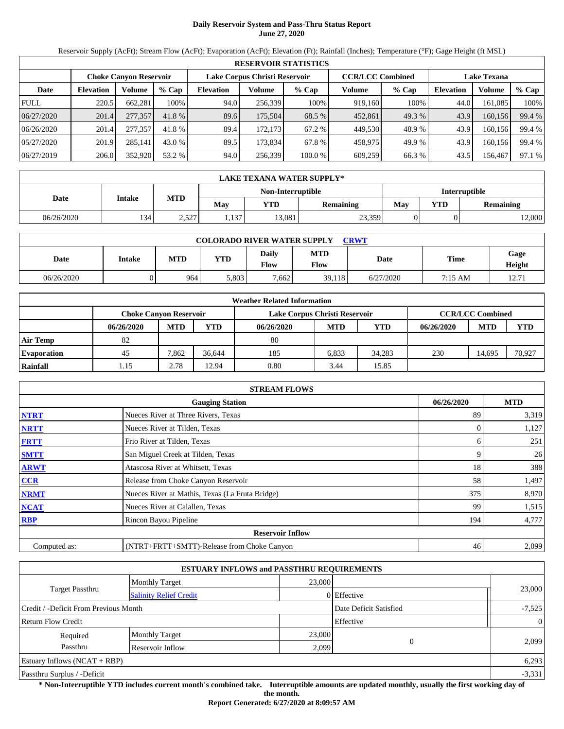# Daily Reservoir System and Pass-Thru Status Report
## June 27, 2020

Reservoir Supply (AcFt); Stream Flow (AcFt); Evaporation (AcFt); Elevation (Ft); Rainfall (Inches); Temperature (°F); Gage Height (ft MSL)

| RESERVOIR STATISTICS | | | | | | | | | | | |
|---|---|---|---|---|---|---|---|---|---|---|---|
| | Choke Canyon Reservoir | | | Lake Corpus Christi Reservoir | | | CCR/LCC Combined | | Lake Texana | | |
| Date | Elevation | Volume | % Cap | Elevation | Volume | % Cap | Volume | % Cap | Elevation | Volume | % Cap |
| FULL | 220.5 | 662,281 | 100% | 94.0 | 256,339 | 100% | 919,160 | 100% | 44.0 | 161,085 | 100% |
| 06/27/2020 | 201.4 | 277,357 | 41.8 % | 89.6 | 175,504 | 68.5 % | 452,861 | 49.3 % | 43.9 | 160,156 | 99.4 % |
| 06/26/2020 | 201.4 | 277,357 | 41.8 % | 89.4 | 172,173 | 67.2 % | 449,530 | 48.9 % | 43.9 | 160,156 | 99.4 % |
| 05/27/2020 | 201.9 | 285,141 | 43.0 % | 89.5 | 173,834 | 67.8 % | 458,975 | 49.9 % | 43.9 | 160,156 | 99.4 % |
| 06/27/2019 | 206.0 | 352,920 | 53.2 % | 94.0 | 256,339 | 100.0 % | 609,259 | 66.3 % | 43.5 | 156,467 | 97.1 % |

| LAKE TEXANA WATER SUPPLY* | | | | | | | | |
|---|---|---|---|---|---|---|---|---|
| | | | Non-Interruptible | | | Interruptible | | |
| Date | Intake | MTD | May | YTD | Remaining | May | YTD | Remaining |
| 06/26/2020 | 134 | 2,527 | 1,137 | 13,081 | 23,359 | 0 | 0 | 12,000 |

| COLORADO RIVER WATER SUPPLY CRWT | | | | | | | | |
|---|---|---|---|---|---|---|---|---|
| Date | Intake | MTD | YTD | Daily Flow | MTD Flow | Date | Time | Gage Height |
| 06/26/2020 | 0 | 964 | 5,803 | 7,662 | 39,118 | 6/27/2020 | 7:15 AM | 12.71 |

| Weather Related Information | | | | | | | | | |
|---|---|---|---|---|---|---|---|---|---|
| | Choke Canyon Reservoir | | | Lake Corpus Christi Reservoir | | | CCR/LCC Combined | | |
| | 06/26/2020 | MTD | YTD | 06/26/2020 | MTD | YTD | 06/26/2020 | MTD | YTD |
| Air Temp | 82 | | | 80 | | | | | |
| Evaporation | 45 | 7,862 | 36,644 | 185 | 6,833 | 34,283 | 230 | 14,695 | 70,927 |
| Rainfall | 1.15 | 2.78 | 12.94 | 0.80 | 3.44 | 15.85 | | | |

| STREAM FLOWS | | | |
|---|---|---|---|
| | Gauging Station | 06/26/2020 | MTD |
| NTRT | Nueces River at Three Rivers, Texas | 89 | 3,319 |
| NRTT | Nueces River at Tilden, Texas | 0 | 1,127 |
| FRTT | Frio River at Tilden, Texas | 6 | 251 |
| SMTT | San Miguel Creek at Tilden, Texas | 9 | 26 |
| ARWT | Atascosa River at Whitsett, Texas | 18 | 388 |
| CCR | Release from Choke Canyon Reservoir | 58 | 1,497 |
| NRMT | Nueces River at Mathis, Texas (La Fruta Bridge) | 375 | 8,970 |
| NCAT | Nueces River at Calallen, Texas | 99 | 1,515 |
| RBP | Rincon Bayou Pipeline | 194 | 4,777 |
| **Reservoir Inflow** | | | |
| Computed as: | (NTRT+FRTT+SMTT)-Release from Choke Canyon | 46 | 2,099 |

| ESTUARY INFLOWS and PASSTHRU REQUIREMENTS | | | | |
|---|---|---|---|---|
| Target Passthru | Monthly Target | 23,000 | | 23,000 |
| | Salinity Relief Credit | 0 | Effective | |
| Credit / -Deficit From Previous Month | | | Date Deficit Satisfied | -7,525 |
| Return Flow Credit | | | Effective | 0 |
| Required Passthru | Monthly Target | 23,000 | 0 | 2,099 |
| | Reservoir Inflow | 2,099 | | |
| Estuary Inflows (NCAT + RBP) | | | | 6,293 |
| Passthru Surplus / -Deficit | | | | -3,331 |

**\* Non-Interruptible YTD includes current month's combined take. Interruptible amounts are updated monthly, usually the first working day of the month.**

**Report Generated: 6/27/2020 at 8:09:57 AM**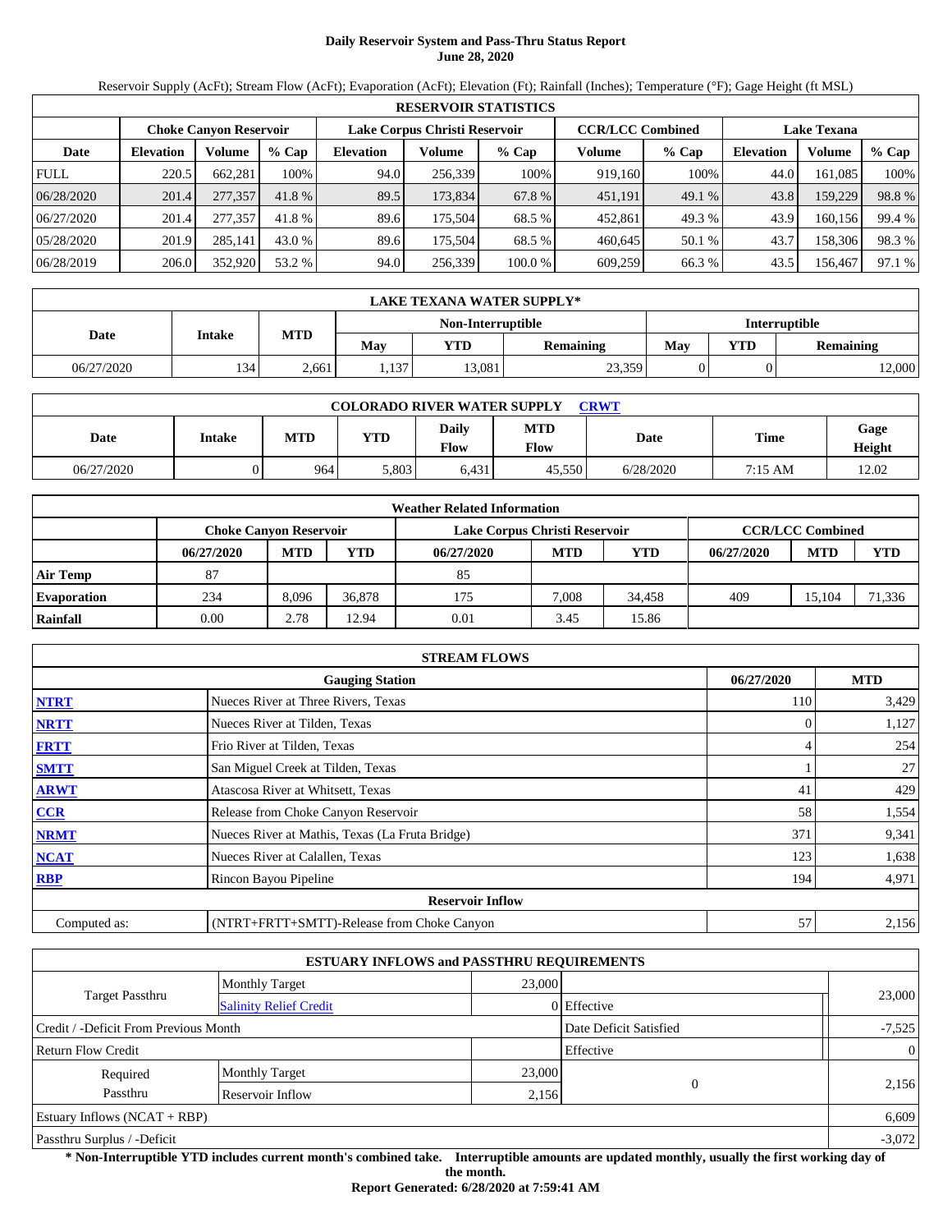# Daily Reservoir System and Pass-Thru Status Report
## June 28, 2020

Reservoir Supply (AcFt); Stream Flow (AcFt); Evaporation (AcFt); Elevation (Ft); Rainfall (Inches); Temperature (°F); Gage Height (ft MSL)

| RESERVOIR STATISTICS | | | | | | | | | | | |
|---|---|---|---|---|---|---|---|---|---|---|---|
| | Choke Canyon Reservoir | | | Lake Corpus Christi Reservoir | | | CCR/LCC Combined | | Lake Texana | | |
| Date | Elevation | Volume | % Cap | Elevation | Volume | % Cap | Volume | % Cap | Elevation | Volume | % Cap |
| FULL | 220.5 | 662,281 | 100% | 94.0 | 256,339 | 100% | 919,160 | 100% | 44.0 | 161,085 | 100% |
| 06/28/2020 | 201.4 | 277,357 | 41.8 % | 89.5 | 173,834 | 67.8 % | 451,191 | 49.1 % | 43.8 | 159,229 | 98.8 % |
| 06/27/2020 | 201.4 | 277,357 | 41.8 % | 89.6 | 175,504 | 68.5 % | 452,861 | 49.3 % | 43.9 | 160,156 | 99.4 % |
| 05/28/2020 | 201.9 | 285,141 | 43.0 % | 89.6 | 175,504 | 68.5 % | 460,645 | 50.1 % | 43.7 | 158,306 | 98.3 % |
| 06/28/2019 | 206.0 | 352,920 | 53.2 % | 94.0 | 256,339 | 100.0 % | 609,259 | 66.3 % | 43.5 | 156,467 | 97.1 % |

| LAKE TEXANA WATER SUPPLY* | | | | | | | | |
|---|---|---|---|---|---|---|---|---|
| | | | Non-Interruptible | | | Interruptible | | |
| Date | Intake | MTD | May | YTD | Remaining | May | YTD | Remaining |
| 06/27/2020 | 134 | 2,661 | 1,137 | 13,081 | 23,359 | 0 | 0 | 12,000 |

| COLORADO RIVER WATER SUPPLY CRWT | | | | | | | | |
|---|---|---|---|---|---|---|---|---|
| Date | Intake | MTD | YTD | Daily Flow | MTD Flow | Date | Time | Gage Height |
| 06/27/2020 | 0 | 964 | 5,803 | 6,431 | 45,550 | 6/28/2020 | 7:15 AM | 12.02 |

| Weather Related Information | | | | | | | | | |
|---|---|---|---|---|---|---|---|---|---|
| | Choke Canyon Reservoir | | | Lake Corpus Christi Reservoir | | | CCR/LCC Combined | | |
| | 06/27/2020 | MTD | YTD | 06/27/2020 | MTD | YTD | 06/27/2020 | MTD | YTD |
| Air Temp | 87 | | | 85 | | | | | |
| Evaporation | 234 | 8,096 | 36,878 | 175 | 7,008 | 34,458 | 409 | 15,104 | 71,336 |
| Rainfall | 0.00 | 2.78 | 12.94 | 0.01 | 3.45 | 15.86 | | | |

| STREAM FLOWS | | | |
|---|---|---|---|
| | Gauging Station | 06/27/2020 | MTD |
| NTRT | Nueces River at Three Rivers, Texas | 110 | 3,429 |
| NRTT | Nueces River at Tilden, Texas | 0 | 1,127 |
| FRTT | Frio River at Tilden, Texas | 4 | 254 |
| SMTT | San Miguel Creek at Tilden, Texas | 1 | 27 |
| ARWT | Atascosa River at Whitsett, Texas | 41 | 429 |
| CCR | Release from Choke Canyon Reservoir | 58 | 1,554 |
| NRMT | Nueces River at Mathis, Texas (La Fruta Bridge) | 371 | 9,341 |
| NCAT | Nueces River at Calallen, Texas | 123 | 1,638 |
| RBP | Rincon Bayou Pipeline | 194 | 4,971 |
| **Reservoir Inflow** | | | |
| Computed as: | (NTRT+FRTT+SMTT)-Release from Choke Canyon | 57 | 2,156 |

| ESTUARY INFLOWS and PASSTHRU REQUIREMENTS | | | | |
|---|---|---|---|---|
| Target Passthru | Monthly Target | 23,000 | | 23,000 |
| | Salinity Relief Credit | 0 | Effective | |
| Credit / -Deficit From Previous Month | | | Date Deficit Satisfied | -7,525 |
| Return Flow Credit | | | Effective | 0 |
| Required Passthru | Monthly Target | 23,000 | 0 | 2,156 |
| | Reservoir Inflow | 2,156 | | |
| Estuary Inflows (NCAT + RBP) | | | | 6,609 |
| Passthru Surplus / -Deficit | | | | -3,072 |

**\* Non-Interruptible YTD includes current month's combined take. Interruptible amounts are updated monthly, usually the first working day of the month.**

**Report Generated: 6/28/2020 at 7:59:41 AM**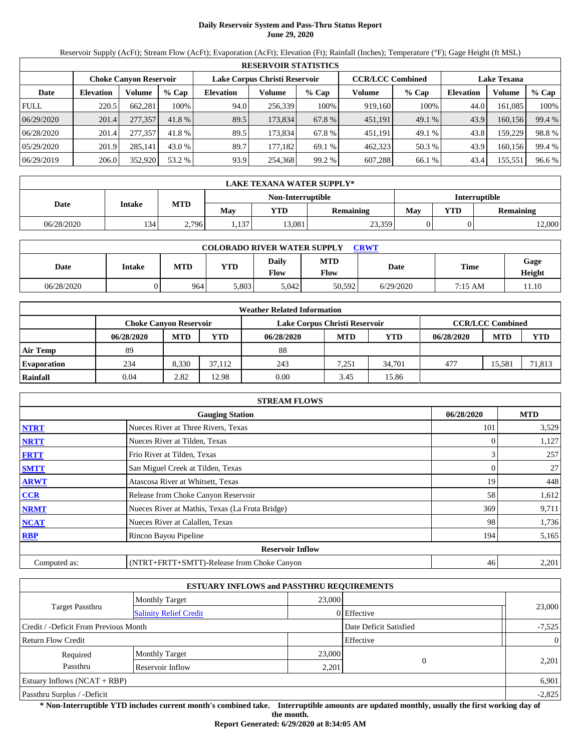# Daily Reservoir System and Pass-Thru Status Report
## June 29, 2020

Reservoir Supply (AcFt); Stream Flow (AcFt); Evaporation (AcFt); Elevation (Ft); Rainfall (Inches); Temperature (°F); Gage Height (ft MSL)

| RESERVOIR STATISTICS | | | | | | | | | | | |
|---|---|---|---|---|---|---|---|---|---|---|---|
| | Choke Canyon Reservoir | | | Lake Corpus Christi Reservoir | | | CCR/LCC Combined | | Lake Texana | | |
| Date | Elevation | Volume | % Cap | Elevation | Volume | % Cap | Volume | % Cap | Elevation | Volume | % Cap |
| FULL | 220.5 | 662,281 | 100% | 94.0 | 256,339 | 100% | 919,160 | 100% | 44.0 | 161,085 | 100% |
| 06/29/2020 | 201.4 | 277,357 | 41.8 % | 89.5 | 173,834 | 67.8 % | 451,191 | 49.1 % | 43.9 | 160,156 | 99.4 % |
| 06/28/2020 | 201.4 | 277,357 | 41.8 % | 89.5 | 173,834 | 67.8 % | 451,191 | 49.1 % | 43.8 | 159,229 | 98.8 % |
| 05/29/2020 | 201.9 | 285,141 | 43.0 % | 89.7 | 177,182 | 69.1 % | 462,323 | 50.3 % | 43.9 | 160,156 | 99.4 % |
| 06/29/2019 | 206.0 | 352,920 | 53.2 % | 93.9 | 254,368 | 99.2 % | 607,288 | 66.1 % | 43.4 | 155,551 | 96.6 % |

| LAKE TEXANA WATER SUPPLY* | | | | | | | | |
|---|---|---|---|---|---|---|---|---|
| Date | Intake | MTD | Non-Interruptible | | | Interruptible | | |
| | | | May | YTD | Remaining | May | YTD | Remaining |
| 06/28/2020 | 134 | 2,796 | 1,137 | 13,081 | 23,359 | 0 | 0 | 12,000 |

| COLORADO RIVER WATER SUPPLY CRWT | | | | | | | | |
|---|---|---|---|---|---|---|---|---|
| Date | Intake | MTD | YTD | Daily Flow | MTD Flow | Date | Time | Gage Height |
| 06/28/2020 | 0 | 964 | 5,803 | 5,042 | 50,592 | 6/29/2020 | 7:15 AM | 11.10 |

| Weather Related Information | | | | | | | | | |
|---|---|---|---|---|---|---|---|---|---|
| | Choke Canyon Reservoir | | | Lake Corpus Christi Reservoir | | | CCR/LCC Combined | | |
| | 06/28/2020 | MTD | YTD | 06/28/2020 | MTD | YTD | 06/28/2020 | MTD | YTD |
| Air Temp | 89 | | | 88 | | | | | |
| Evaporation | 234 | 8,330 | 37,112 | 243 | 7,251 | 34,701 | 477 | 15,581 | 71,813 |
| Rainfall | 0.04 | 2.82 | 12.98 | 0.00 | 3.45 | 15.86 | | | |

| STREAM FLOWS | | | |
|---|---|---|---|
| | Gauging Station | 06/28/2020 | MTD |
| NTRT | Nueces River at Three Rivers, Texas | 101 | 3,529 |
| NRTT | Nueces River at Tilden, Texas | 0 | 1,127 |
| FRTT | Frio River at Tilden, Texas | 3 | 257 |
| SMTT | San Miguel Creek at Tilden, Texas | 0 | 27 |
| ARWT | Atascosa River at Whitsett, Texas | 19 | 448 |
| CCR | Release from Choke Canyon Reservoir | 58 | 1,612 |
| NRMT | Nueces River at Mathis, Texas (La Fruta Bridge) | 369 | 9,711 |
| NCAT | Nueces River at Calallen, Texas | 98 | 1,736 |
| RBP | Rincon Bayou Pipeline | 194 | 5,165 |
| | Reservoir Inflow | | |
| Computed as: | (NTRT+FRTT+SMTT)-Release from Choke Canyon | 46 | 2,201 |

| ESTUARY INFLOWS and PASSTHRU REQUIREMENTS | | | | |
|---|---|---|---|---|
| Target Passthru | Monthly Target | 23,000 | | 23,000 |
| | Salinity Relief Credit | 0 | Effective | |
| Credit / -Deficit From Previous Month | | | Date Deficit Satisfied | -7,525 |
| Return Flow Credit | | | Effective | 0 |
| Required Passthru | Monthly Target | 23,000 | 0 | 2,201 |
| | Reservoir Inflow | 2,201 | | |
| Estuary Inflows (NCAT + RBP) | | | | 6,901 |
| Passthru Surplus / -Deficit | | | | -2,825 |

**\* Non-Interruptible YTD includes current month's combined take. Interruptible amounts are updated monthly, usually the first working day of the month.**

**Report Generated: 6/29/2020 at 8:34:05 AM**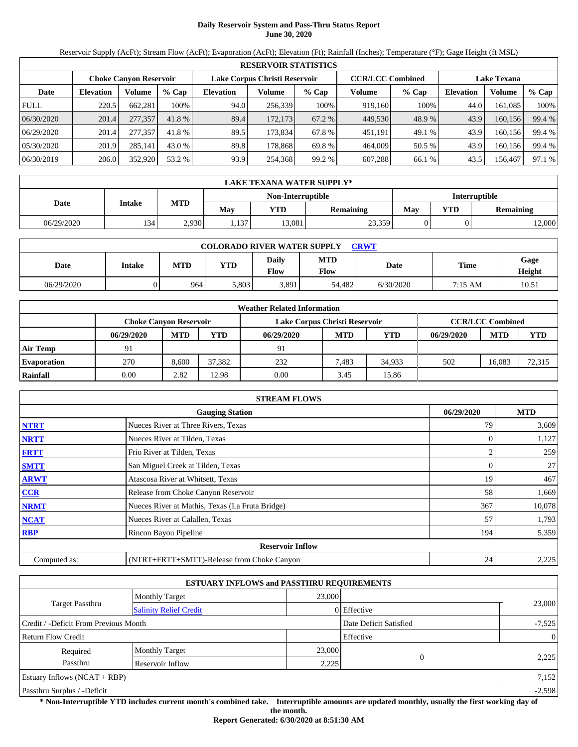# Daily Reservoir System and Pass-Thru Status Report
## June 30, 2020

Reservoir Supply (AcFt); Stream Flow (AcFt); Evaporation (AcFt); Elevation (Ft); Rainfall (Inches); Temperature (°F); Gage Height (ft MSL)

| RESERVOIR STATISTICS | | | | | | | | | | | |
|---|---|---|---|---|---|---|---|---|---|---|---|
| | Choke Canyon Reservoir | | | Lake Corpus Christi Reservoir | | | CCR/LCC Combined | | Lake Texana | | |
| Date | Elevation | Volume | % Cap | Elevation | Volume | % Cap | Volume | % Cap | Elevation | Volume | % Cap |
| FULL | 220.5 | 662,281 | 100% | 94.0 | 256,339 | 100% | 919,160 | 100% | 44.0 | 161,085 | 100% |
| 06/30/2020 | 201.4 | 277,357 | 41.8 % | 89.4 | 172,173 | 67.2 % | 449,530 | 48.9 % | 43.9 | 160,156 | 99.4 % |
| 06/29/2020 | 201.4 | 277,357 | 41.8 % | 89.5 | 173,834 | 67.8 % | 451,191 | 49.1 % | 43.9 | 160,156 | 99.4 % |
| 05/30/2020 | 201.9 | 285,141 | 43.0 % | 89.8 | 178,868 | 69.8 % | 464,009 | 50.5 % | 43.9 | 160,156 | 99.4 % |
| 06/30/2019 | 206.0 | 352,920 | 53.2 % | 93.9 | 254,368 | 99.2 % | 607,288 | 66.1 % | 43.5 | 156,467 | 97.1 % |

| LAKE TEXANA WATER SUPPLY* | | | | | | | | |
|---|---|---|---|---|---|---|---|---|
| Date | Intake | MTD | Non-Interruptible | | | Interruptible | | |
| | | | May | YTD | Remaining | May | YTD | Remaining |
| 06/29/2020 | 134 | 2,930 | 1,137 | 13,081 | 23,359 | 0 | 0 | 12,000 |

| COLORADO RIVER WATER SUPPLY CRWT | | | | | | | | |
|---|---|---|---|---|---|---|---|---|
| Date | Intake | MTD | YTD | Daily Flow | MTD Flow | Date | Time | Gage Height |
| 06/29/2020 | 0 | 964 | 5,803 | 3,891 | 54,482 | 6/30/2020 | 7:15 AM | 10.51 |

| Weather Related Information | | | | | | | | | |
|---|---|---|---|---|---|---|---|---|---|
| | Choke Canyon Reservoir | | | Lake Corpus Christi Reservoir | | | CCR/LCC Combined | | |
| | 06/29/2020 | MTD | YTD | 06/29/2020 | MTD | YTD | 06/29/2020 | MTD | YTD |
| Air Temp | 91 | | | 91 | | | | | |
| Evaporation | 270 | 8,600 | 37,382 | 232 | 7,483 | 34,933 | 502 | 16,083 | 72,315 |
| Rainfall | 0.00 | 2.82 | 12.98 | 0.00 | 3.45 | 15.86 | | | |

| STREAM FLOWS | | | |
|---|---|---|---|
| | Gauging Station | 06/29/2020 | MTD |
| NTRT | Nueces River at Three Rivers, Texas | 79 | 3,609 |
| NRTT | Nueces River at Tilden, Texas | 0 | 1,127 |
| FRTT | Frio River at Tilden, Texas | 2 | 259 |
| SMTT | San Miguel Creek at Tilden, Texas | 0 | 27 |
| ARWT | Atascosa River at Whitsett, Texas | 19 | 467 |
| CCR | Release from Choke Canyon Reservoir | 58 | 1,669 |
| NRMT | Nueces River at Mathis, Texas (La Fruta Bridge) | 367 | 10,078 |
| NCAT | Nueces River at Calallen, Texas | 57 | 1,793 |
| RBP | Rincon Bayou Pipeline | 194 | 5,359 |
| Reservoir Inflow | | | |
| Computed as: | (NTRT+FRTT+SMTT)-Release from Choke Canyon | 24 | 2,225 |

| ESTUARY INFLOWS and PASSTHRU REQUIREMENTS | | | | |
|---|---|---|---|---|
| Target Passthru | Monthly Target | 23,000 | | 23,000 |
| | Salinity Relief Credit | 0 | Effective | |
| Credit / -Deficit From Previous Month | | | Date Deficit Satisfied | -7,525 |
| Return Flow Credit | | | Effective | 0 |
| Required Passthru | Monthly Target | 23,000 | 0 | 2,225 |
| | Reservoir Inflow | 2,225 | | |
| Estuary Inflows (NCAT + RBP) | | | | 7,152 |
| Passthru Surplus / -Deficit | | | | -2,598 |

**\* Non-Interruptible YTD includes current month's combined take. Interruptible amounts are updated monthly, usually the first working day of the month.**

**Report Generated: 6/30/2020 at 8:51:30 AM**